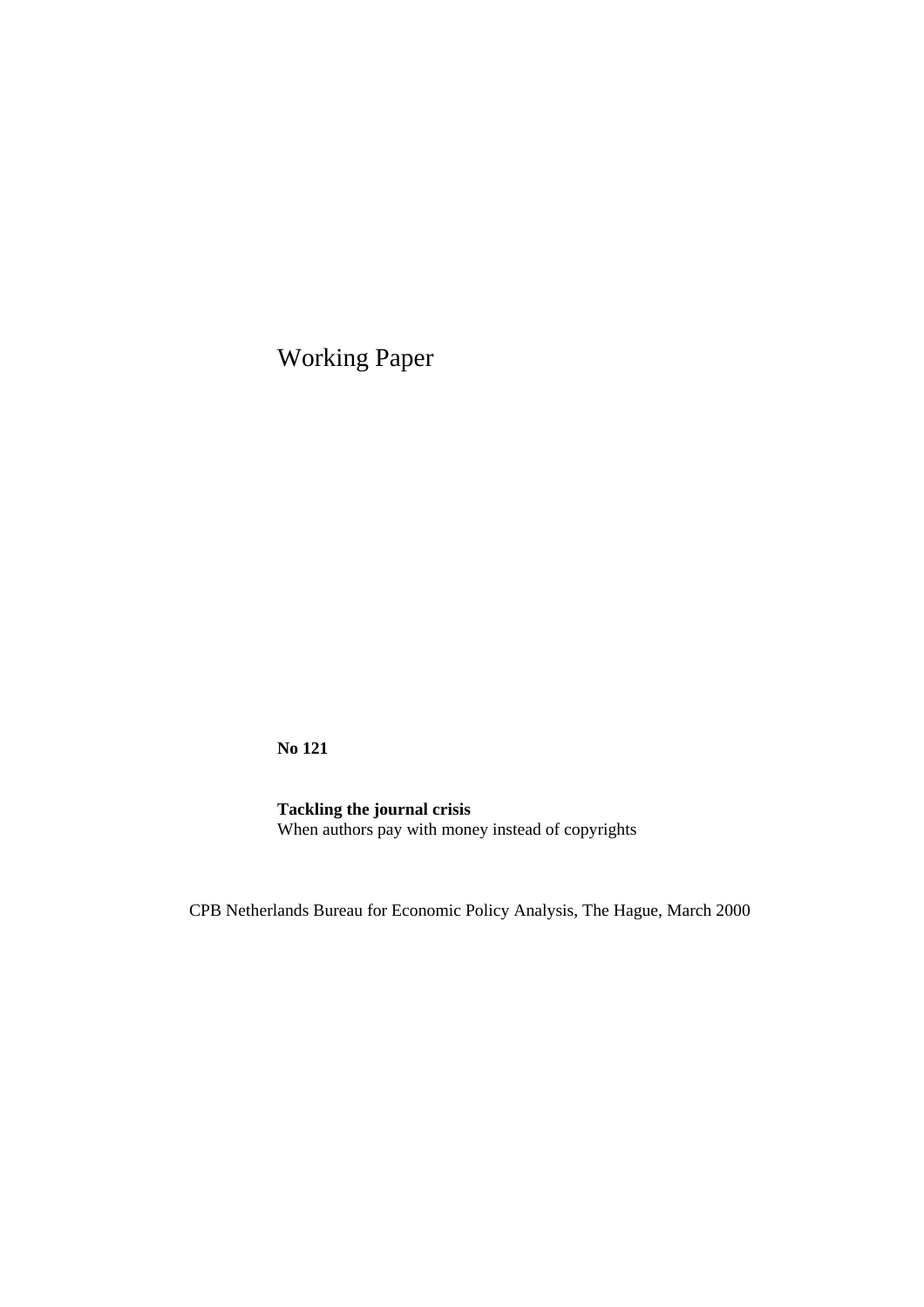Working Paper

**No 121**

**Tackling the journal crisis**
When authors pay with money instead of copyrights

CPB Netherlands Bureau for Economic Policy Analysis, The Hague, March 2000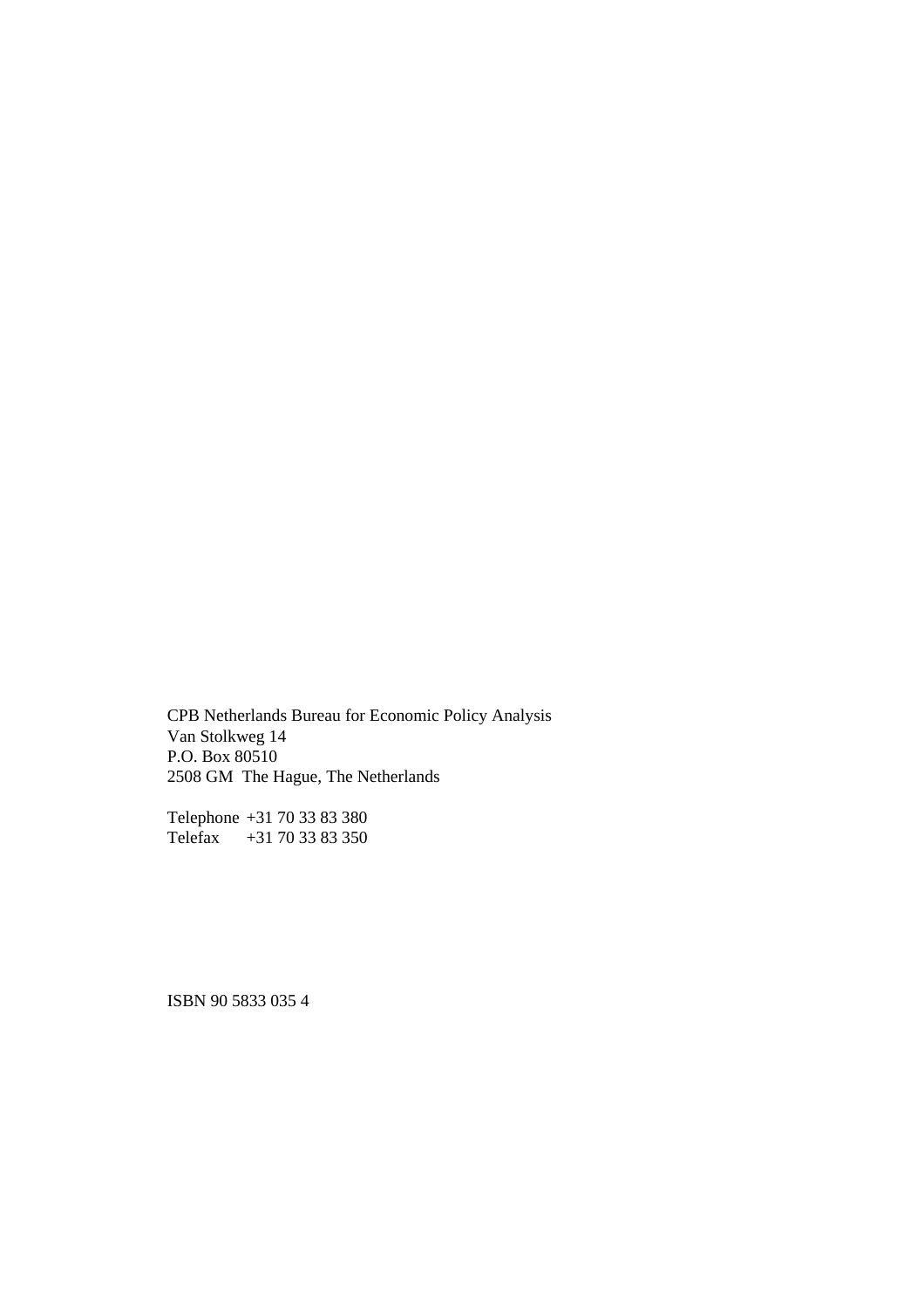CPB Netherlands Bureau for Economic Policy Analysis
Van Stolkweg 14
P.O. Box 80510
2508 GM The Hague, The Netherlands

Telephone +31 70 33 83 380
Telefax +31 70 33 83 350

ISBN 90 5833 035 4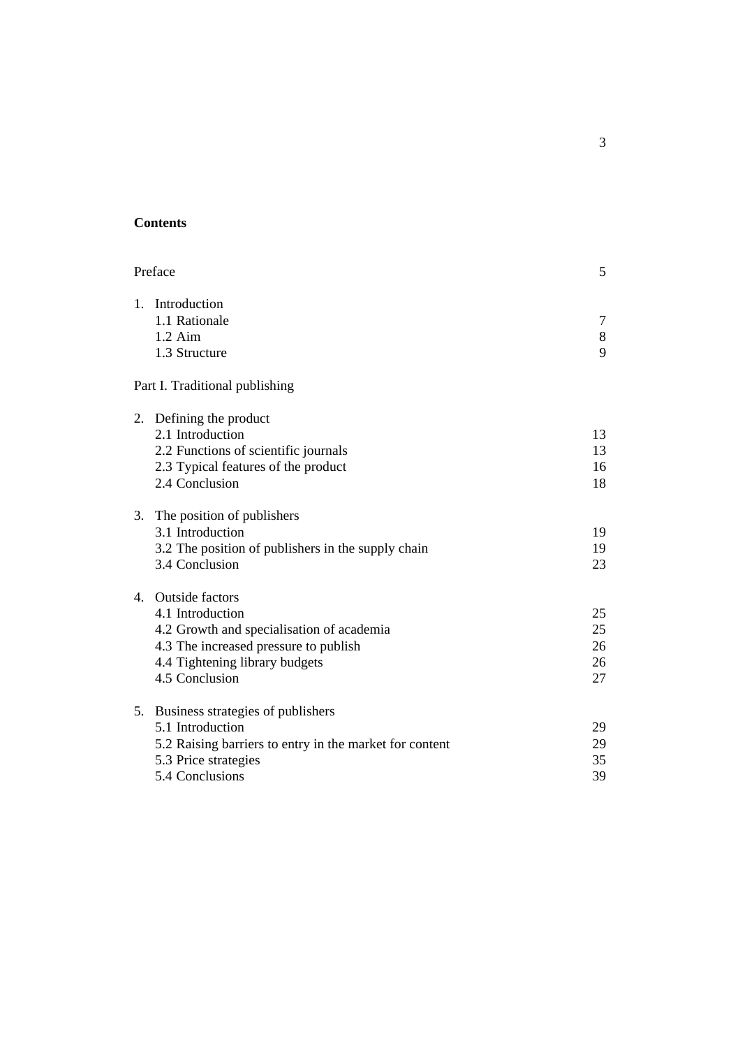**Contents**

| | |
|---|---|
| Preface | 5 |
| 1. Introduction | |
| 1.1 Rationale | 7 |
| 1.2 Aim | 8 |
| 1.3 Structure | 9 |
| Part I. Traditional publishing | |
| 2. Defining the product | |
| 2.1 Introduction | 13 |
| 2.2 Functions of scientific journals | 13 |
| 2.3 Typical features of the product | 16 |
| 2.4 Conclusion | 18 |
| 3. The position of publishers | |
| 3.1 Introduction | 19 |
| 3.2 The position of publishers in the supply chain | 19 |
| 3.4 Conclusion | 23 |
| 4. Outside factors | |
| 4.1 Introduction | 25 |
| 4.2 Growth and specialisation of academia | 25 |
| 4.3 The increased pressure to publish | 26 |
| 4.4 Tightening library budgets | 26 |
| 4.5 Conclusion | 27 |
| 5. Business strategies of publishers | |
| 5.1 Introduction | 29 |
| 5.2 Raising barriers to entry in the market for content | 29 |
| 5.3 Price strategies | 35 |
| 5.4 Conclusions | 39 |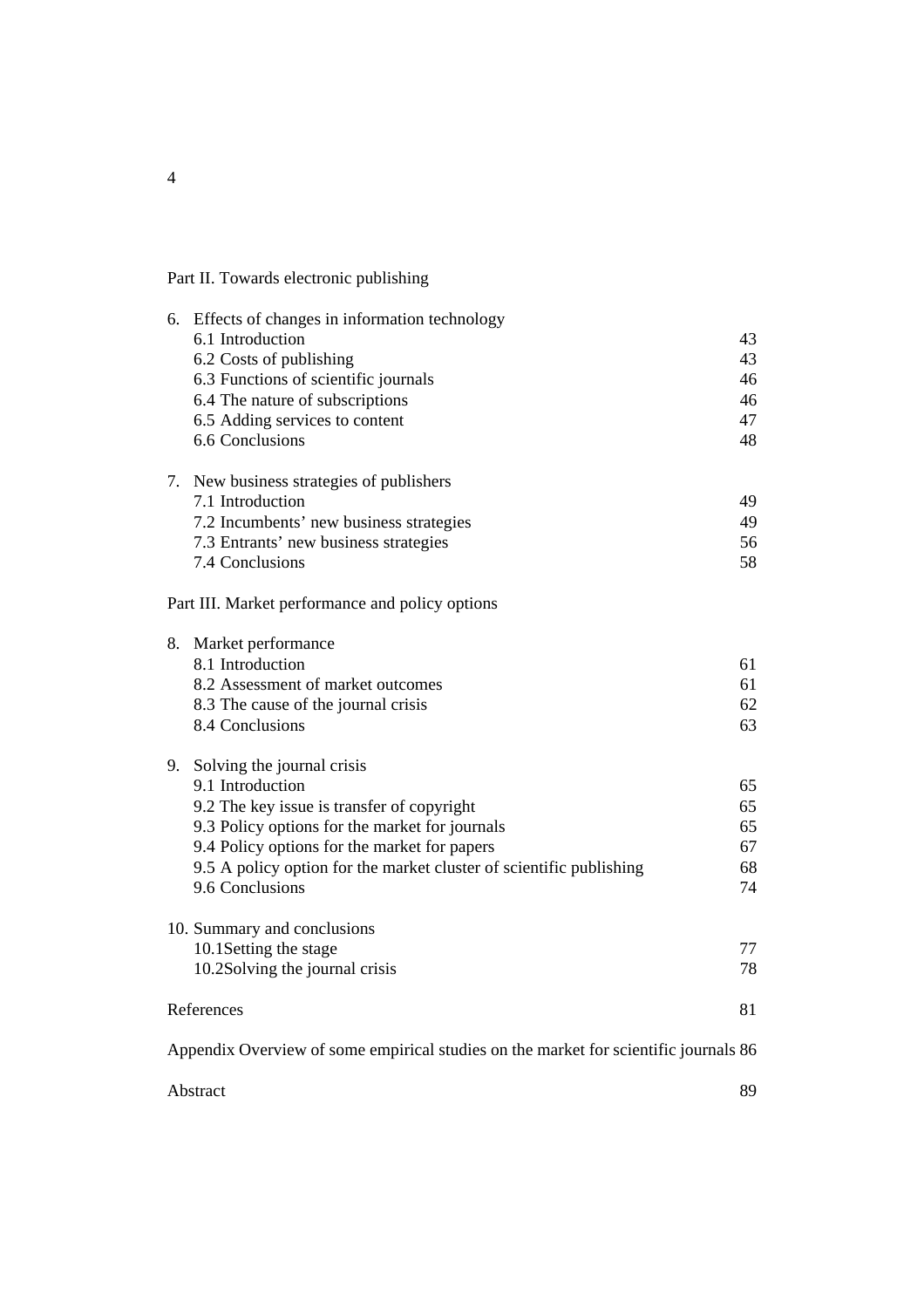Part II. Towards electronic publishing

| | |
|---|---|
| 6. Effects of changes in information technology | |
| 6.1 Introduction | 43 |
| 6.2 Costs of publishing | 43 |
| 6.3 Functions of scientific journals | 46 |
| 6.4 The nature of subscriptions | 46 |
| 6.5 Adding services to content | 47 |
| 6.6 Conclusions | 48 |
| | |
| 7. New business strategies of publishers | |
| 7.1 Introduction | 49 |
| 7.2 Incumbents' new business strategies | 49 |
| 7.3 Entrants' new business strategies | 56 |
| 7.4 Conclusions | 58 |

Part III. Market performance and policy options

| | |
|---|---|
| 8. Market performance | |
| 8.1 Introduction | 61 |
| 8.2 Assessment of market outcomes | 61 |
| 8.3 The cause of the journal crisis | 62 |
| 8.4 Conclusions | 63 |
| | |
| 9. Solving the journal crisis | |
| 9.1 Introduction | 65 |
| 9.2 The key issue is transfer of copyright | 65 |
| 9.3 Policy options for the market for journals | 65 |
| 9.4 Policy options for the market for papers | 67 |
| 9.5 A policy option for the market cluster of scientific publishing | 68 |
| 9.6 Conclusions | 74 |
| | |
| 10. Summary and conclusions | |
| 10.1Setting the stage | 77 |
| 10.2Solving the journal crisis | 78 |
| | |
| References | 81 |
| | |
| Appendix Overview of some empirical studies on the market for scientific journals | 86 |
| | |
| Abstract | 89 |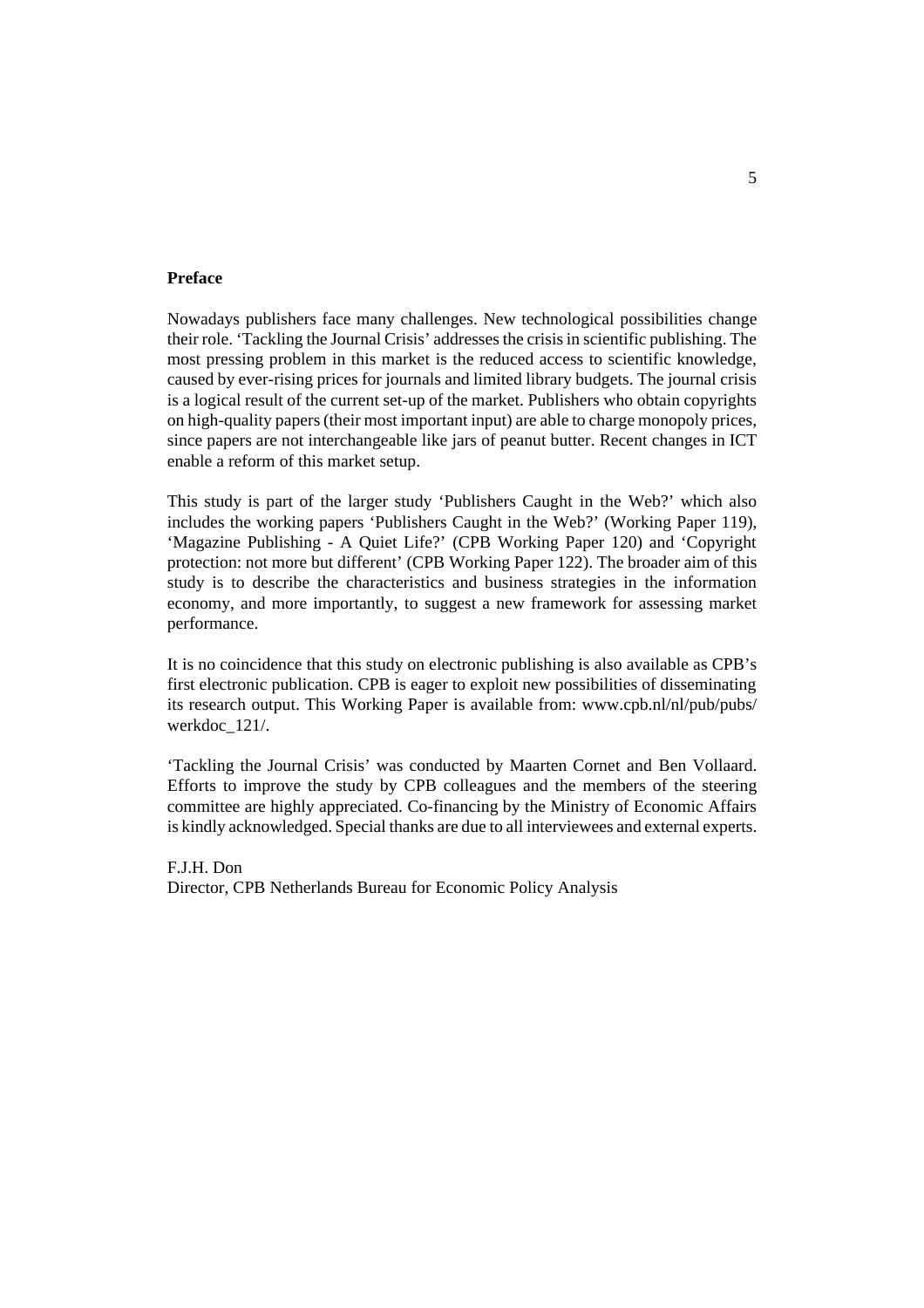## Preface

Nowadays publishers face many challenges. New technological possibilities change their role. 'Tackling the Journal Crisis' addresses the crisis in scientific publishing. The most pressing problem in this market is the reduced access to scientific knowledge, caused by ever-rising prices for journals and limited library budgets. The journal crisis is a logical result of the current set-up of the market. Publishers who obtain copyrights on high-quality papers (their most important input) are able to charge monopoly prices, since papers are not interchangeable like jars of peanut butter. Recent changes in ICT enable a reform of this market setup.

This study is part of the larger study 'Publishers Caught in the Web?' which also includes the working papers 'Publishers Caught in the Web?' (Working Paper 119), 'Magazine Publishing - A Quiet Life?' (CPB Working Paper 120) and 'Copyright protection: not more but different' (CPB Working Paper 122). The broader aim of this study is to describe the characteristics and business strategies in the information economy, and more importantly, to suggest a new framework for assessing market performance.

It is no coincidence that this study on electronic publishing is also available as CPB's first electronic publication. CPB is eager to exploit new possibilities of disseminating its research output. This Working Paper is available from: www.cpb.nl/nl/pub/pubs/werkdoc_121/.

'Tackling the Journal Crisis' was conducted by Maarten Cornet and Ben Vollaard. Efforts to improve the study by CPB colleagues and the members of the steering committee are highly appreciated. Co-financing by the Ministry of Economic Affairs is kindly acknowledged. Special thanks are due to all interviewees and external experts.

F.J.H. Don
Director, CPB Netherlands Bureau for Economic Policy Analysis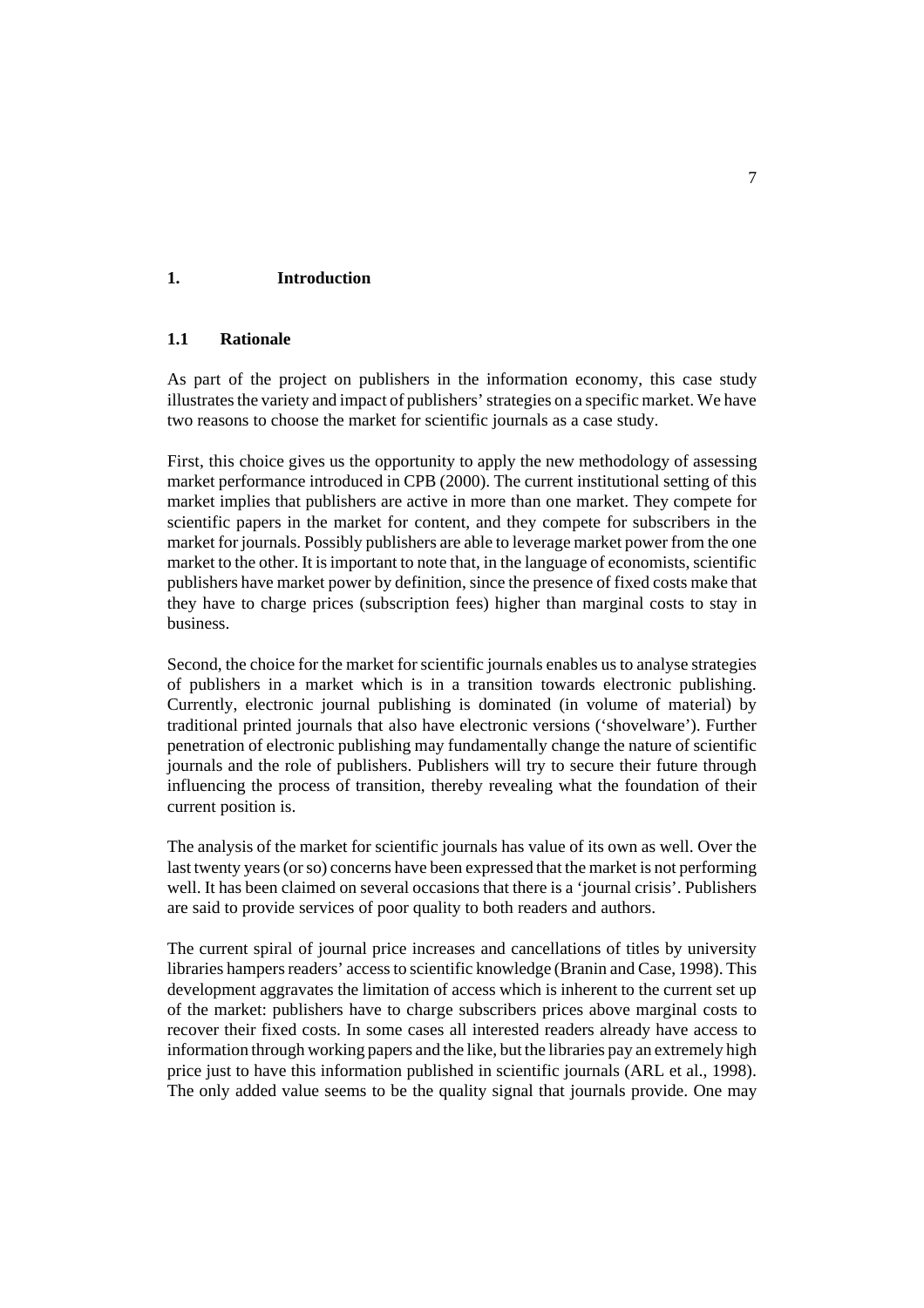# 1. Introduction

## 1.1 Rationale

As part of the project on publishers in the information economy, this case study illustrates the variety and impact of publishers' strategies on a specific market. We have two reasons to choose the market for scientific journals as a case study.

First, this choice gives us the opportunity to apply the new methodology of assessing market performance introduced in CPB (2000). The current institutional setting of this market implies that publishers are active in more than one market. They compete for scientific papers in the market for content, and they compete for subscribers in the market for journals. Possibly publishers are able to leverage market power from the one market to the other. It is important to note that, in the language of economists, scientific publishers have market power by definition, since the presence of fixed costs make that they have to charge prices (subscription fees) higher than marginal costs to stay in business.

Second, the choice for the market for scientific journals enables us to analyse strategies of publishers in a market which is in a transition towards electronic publishing. Currently, electronic journal publishing is dominated (in volume of material) by traditional printed journals that also have electronic versions ('shovelware'). Further penetration of electronic publishing may fundamentally change the nature of scientific journals and the role of publishers. Publishers will try to secure their future through influencing the process of transition, thereby revealing what the foundation of their current position is.

The analysis of the market for scientific journals has value of its own as well. Over the last twenty years (or so) concerns have been expressed that the market is not performing well. It has been claimed on several occasions that there is a 'journal crisis'. Publishers are said to provide services of poor quality to both readers and authors.

The current spiral of journal price increases and cancellations of titles by university libraries hampers readers' access to scientific knowledge (Branin and Case, 1998). This development aggravates the limitation of access which is inherent to the current set up of the market: publishers have to charge subscribers prices above marginal costs to recover their fixed costs. In some cases all interested readers already have access to information through working papers and the like, but the libraries pay an extremely high price just to have this information published in scientific journals (ARL et al., 1998). The only added value seems to be the quality signal that journals provide. One may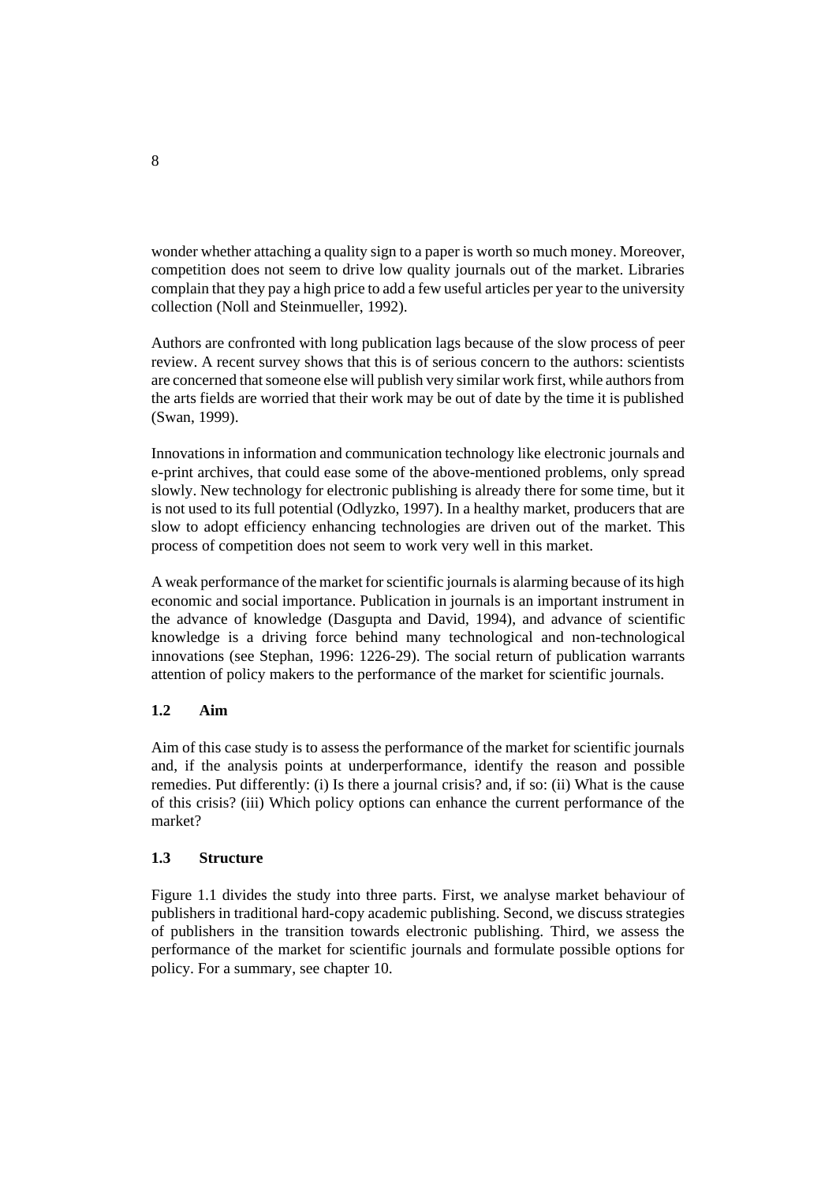wonder whether attaching a quality sign to a paper is worth so much money. Moreover, competition does not seem to drive low quality journals out of the market. Libraries complain that they pay a high price to add a few useful articles per year to the university collection (Noll and Steinmueller, 1992).

Authors are confronted with long publication lags because of the slow process of peer review. A recent survey shows that this is of serious concern to the authors: scientists are concerned that someone else will publish very similar work first, while authors from the arts fields are worried that their work may be out of date by the time it is published (Swan, 1999).

Innovations in information and communication technology like electronic journals and e-print archives, that could ease some of the above-mentioned problems, only spread slowly. New technology for electronic publishing is already there for some time, but it is not used to its full potential (Odlyzko, 1997). In a healthy market, producers that are slow to adopt efficiency enhancing technologies are driven out of the market. This process of competition does not seem to work very well in this market.

A weak performance of the market for scientific journals is alarming because of its high economic and social importance. Publication in journals is an important instrument in the advance of knowledge (Dasgupta and David, 1994), and advance of scientific knowledge is a driving force behind many technological and non-technological innovations (see Stephan, 1996: 1226-29). The social return of publication warrants attention of policy makers to the performance of the market for scientific journals.

## 1.2 Aim

Aim of this case study is to assess the performance of the market for scientific journals and, if the analysis points at underperformance, identify the reason and possible remedies. Put differently: (i) Is there a journal crisis? and, if so: (ii) What is the cause of this crisis? (iii) Which policy options can enhance the current performance of the market?

## 1.3 Structure

Figure 1.1 divides the study into three parts. First, we analyse market behaviour of publishers in traditional hard-copy academic publishing. Second, we discuss strategies of publishers in the transition towards electronic publishing. Third, we assess the performance of the market for scientific journals and formulate possible options for policy. For a summary, see chapter 10.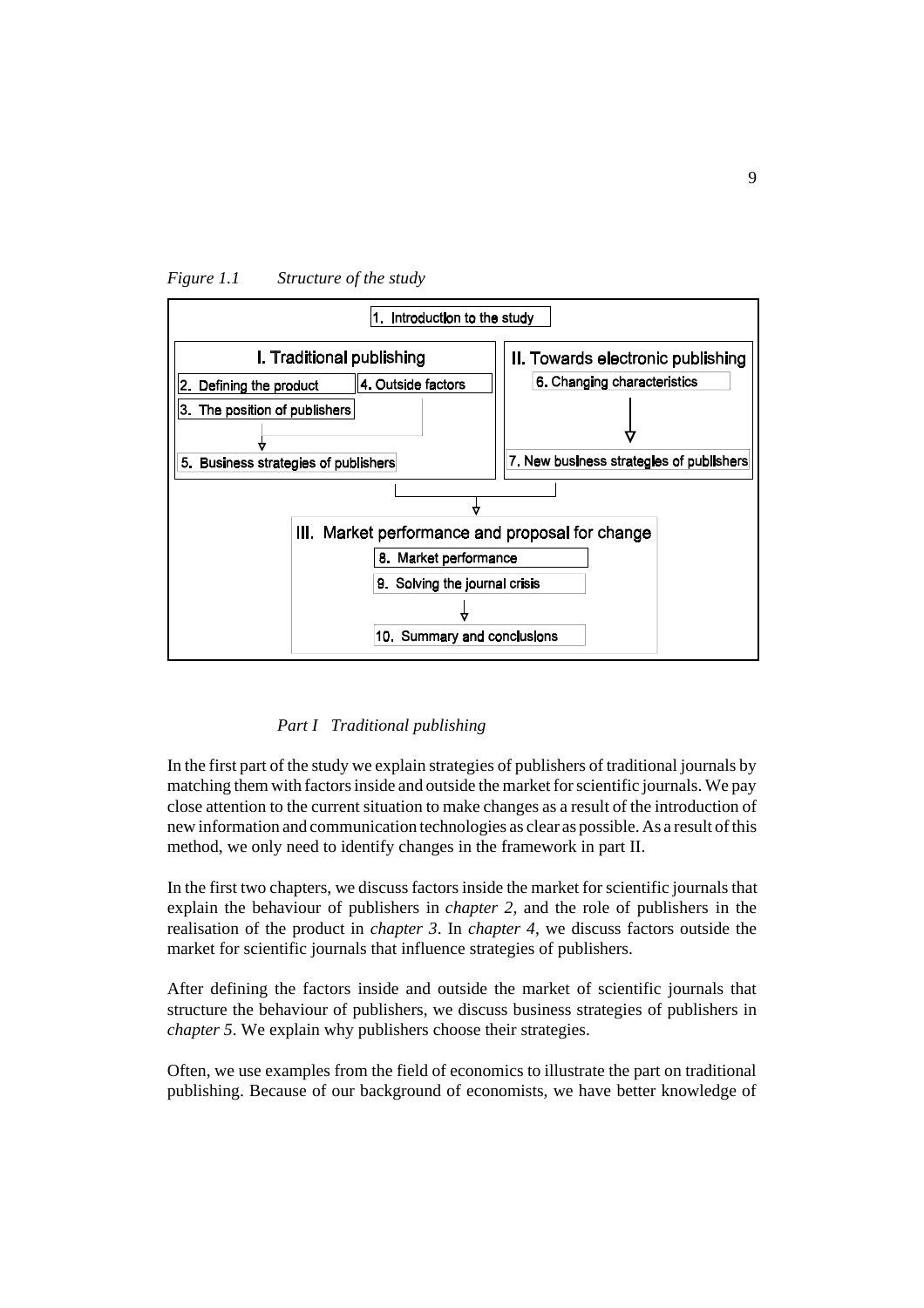*Figure 1.1 Structure of the study*

1. Introduction to the study

I. Traditional publishing
- 2. Defining the product
- 3. The position of publishers
- 4. Outside factors
- 5. Business strategies of publishers

II. Towards electronic publishing
- 6. Changing characteristics
- 7. New business strategies of publishers

III. Market performance and proposal for change
- 8. Market performance
- 9. Solving the journal crisis
- 10. Summary and conclusions

*Part I Traditional publishing*

In the first part of the study we explain strategies of publishers of traditional journals by matching them with factors inside and outside the market for scientific journals. We pay close attention to the current situation to make changes as a result of the introduction of new information and communication technologies as clear as possible. As a result of this method, we only need to identify changes in the framework in part II.

In the first two chapters, we discuss factors inside the market for scientific journals that explain the behaviour of publishers in *chapter 2,* and the role of publishers in the realisation of the product in *chapter 3*. In *chapter 4*, we discuss factors outside the market for scientific journals that influence strategies of publishers.

After defining the factors inside and outside the market of scientific journals that structure the behaviour of publishers, we discuss business strategies of publishers in *chapter 5*. We explain why publishers choose their strategies.

Often, we use examples from the field of economics to illustrate the part on traditional publishing. Because of our background of economists, we have better knowledge of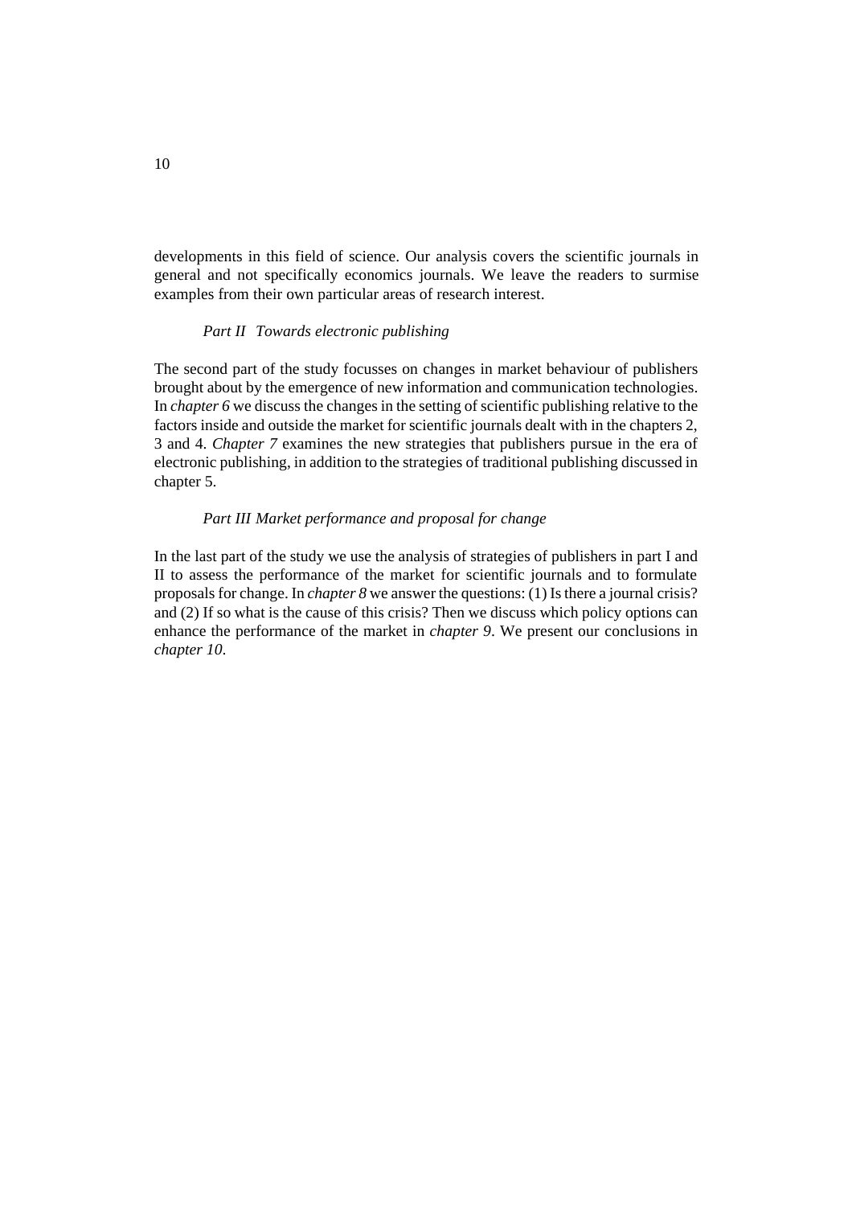developments in this field of science. Our analysis covers the scientific journals in general and not specifically economics journals. We leave the readers to surmise examples from their own particular areas of research interest.

### *Part II Towards electronic publishing*

The second part of the study focusses on changes in market behaviour of publishers brought about by the emergence of new information and communication technologies. In *chapter 6* we discuss the changes in the setting of scientific publishing relative to the factors inside and outside the market for scientific journals dealt with in the chapters 2, 3 and 4. *Chapter 7* examines the new strategies that publishers pursue in the era of electronic publishing, in addition to the strategies of traditional publishing discussed in chapter 5.

### *Part III Market performance and proposal for change*

In the last part of the study we use the analysis of strategies of publishers in part I and II to assess the performance of the market for scientific journals and to formulate proposals for change. In *chapter 8* we answer the questions: (1) Is there a journal crisis? and (2) If so what is the cause of this crisis? Then we discuss which policy options can enhance the performance of the market in *chapter 9*. We present our conclusions in *chapter 10*.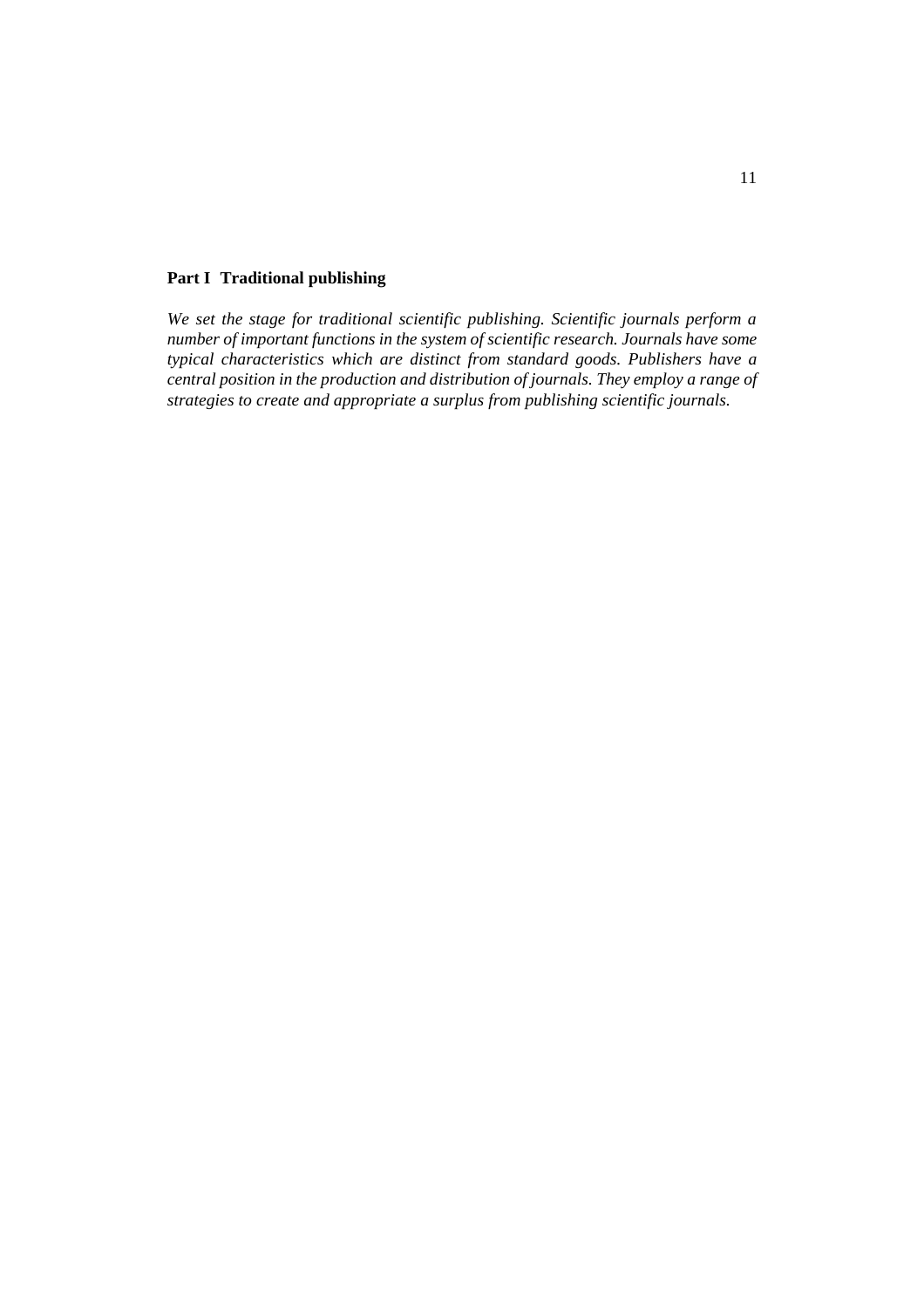# Part I Traditional publishing

*We set the stage for traditional scientific publishing. Scientific journals perform a number of important functions in the system of scientific research. Journals have some typical characteristics which are distinct from standard goods. Publishers have a central position in the production and distribution of journals. They employ a range of strategies to create and appropriate a surplus from publishing scientific journals.*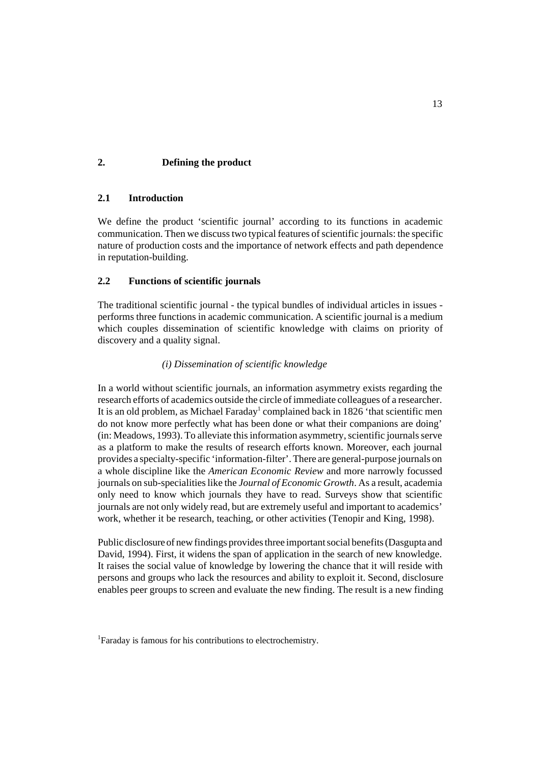# 2. Defining the product

## 2.1 Introduction

We define the product 'scientific journal' according to its functions in academic communication. Then we discuss two typical features of scientific journals: the specific nature of production costs and the importance of network effects and path dependence in reputation-building.

## 2.2 Functions of scientific journals

The traditional scientific journal - the typical bundles of individual articles in issues - performs three functions in academic communication. A scientific journal is a medium which couples dissemination of scientific knowledge with claims on priority of discovery and a quality signal.

*(i) Dissemination of scientific knowledge*

In a world without scientific journals, an information asymmetry exists regarding the research efforts of academics outside the circle of immediate colleagues of a researcher. It is an old problem, as Michael Faraday[1] complained back in 1826 'that scientific men do not know more perfectly what has been done or what their companions are doing' (in: Meadows, 1993). To alleviate this information asymmetry, scientific journals serve as a platform to make the results of research efforts known. Moreover, each journal provides a specialty-specific 'information-filter'. There are general-purpose journals on a whole discipline like the *American Economic Review* and more narrowly focussed journals on sub-specialities like the *Journal of Economic Growth*. As a result, academia only need to know which journals they have to read. Surveys show that scientific journals are not only widely read, but are extremely useful and important to academics' work, whether it be research, teaching, or other activities (Tenopir and King, 1998).

Public disclosure of new findings provides three important social benefits (Dasgupta and David, 1994). First, it widens the span of application in the search of new knowledge. It raises the social value of knowledge by lowering the chance that it will reside with persons and groups who lack the resources and ability to exploit it. Second, disclosure enables peer groups to screen and evaluate the new finding. The result is a new finding

[1] Faraday is famous for his contributions to electrochemistry.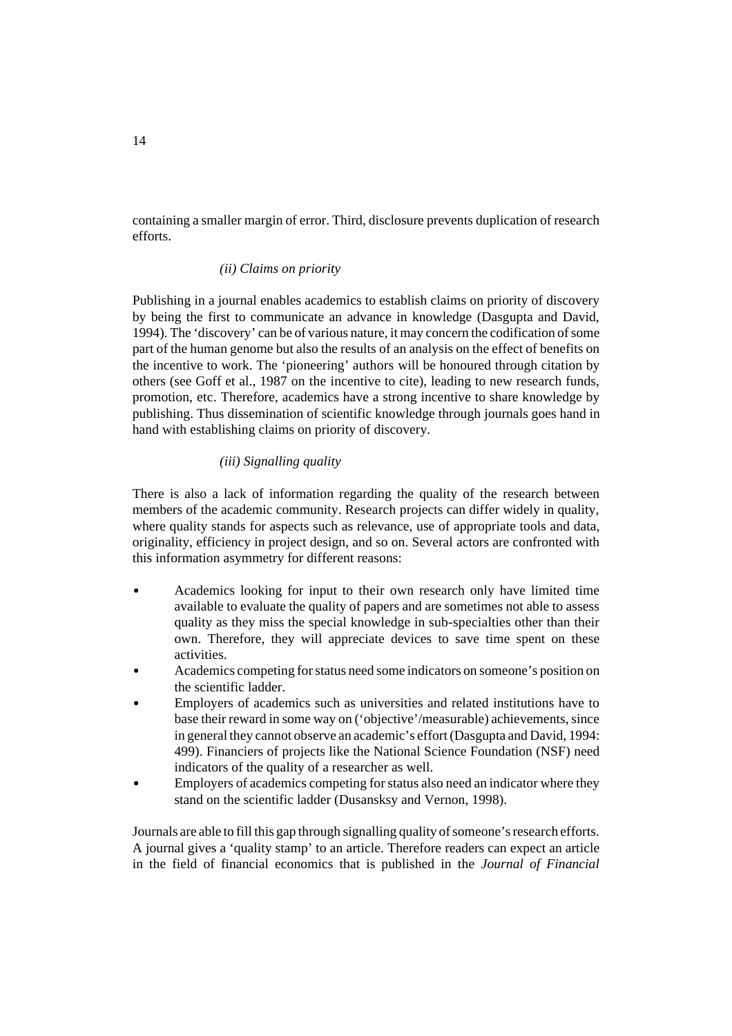containing a smaller margin of error. Third, disclosure prevents duplication of research efforts.

*(ii) Claims on priority*

Publishing in a journal enables academics to establish claims on priority of discovery by being the first to communicate an advance in knowledge (Dasgupta and David, 1994). The 'discovery' can be of various nature, it may concern the codification of some part of the human genome but also the results of an analysis on the effect of benefits on the incentive to work. The 'pioneering' authors will be honoured through citation by others (see Goff et al., 1987 on the incentive to cite), leading to new research funds, promotion, etc. Therefore, academics have a strong incentive to share knowledge by publishing. Thus dissemination of scientific knowledge through journals goes hand in hand with establishing claims on priority of discovery.

*(iii) Signalling quality*

There is also a lack of information regarding the quality of the research between members of the academic community. Research projects can differ widely in quality, where quality stands for aspects such as relevance, use of appropriate tools and data, originality, efficiency in project design, and so on. Several actors are confronted with this information asymmetry for different reasons:

- Academics looking for input to their own research only have limited time available to evaluate the quality of papers and are sometimes not able to assess quality as they miss the special knowledge in sub-specialties other than their own. Therefore, they will appreciate devices to save time spent on these activities.
- Academics competing for status need some indicators on someone's position on the scientific ladder.
- Employers of academics such as universities and related institutions have to base their reward in some way on ('objective'/measurable) achievements, since in general they cannot observe an academic's effort (Dasgupta and David, 1994: 499). Financiers of projects like the National Science Foundation (NSF) need indicators of the quality of a researcher as well.
- Employers of academics competing for status also need an indicator where they stand on the scientific ladder (Dusansksy and Vernon, 1998).

Journals are able to fill this gap through signalling quality of someone's research efforts. A journal gives a 'quality stamp' to an article. Therefore readers can expect an article in the field of financial economics that is published in the *Journal of Financial*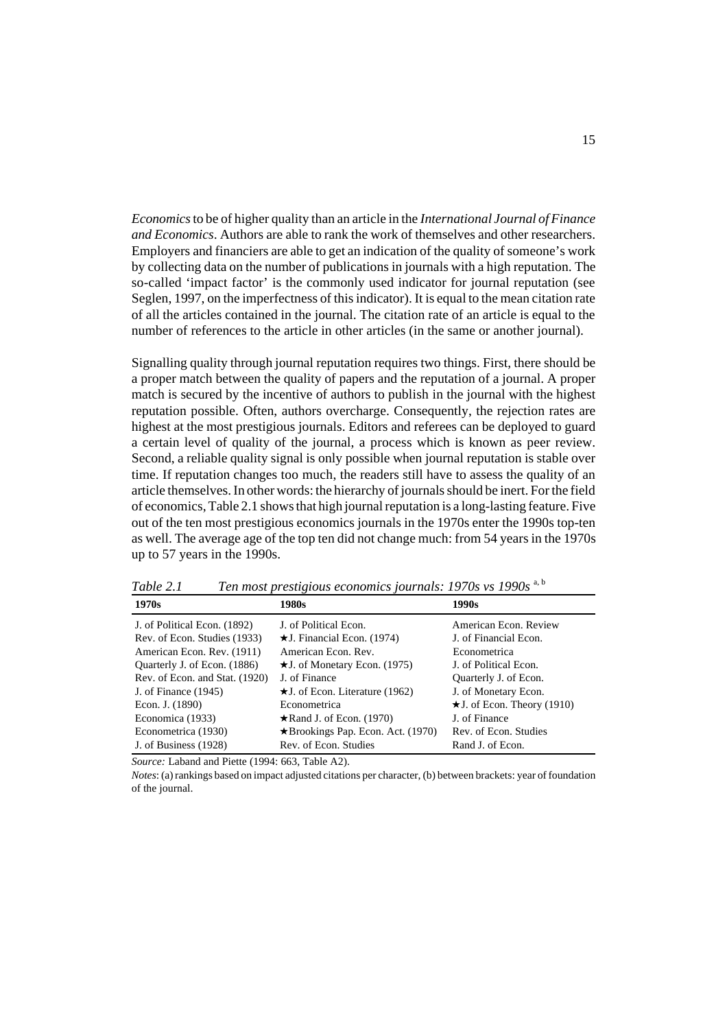*Economics* to be of higher quality than an article in the *International Journal of Finance and Economics*. Authors are able to rank the work of themselves and other researchers. Employers and financiers are able to get an indication of the quality of someone's work by collecting data on the number of publications in journals with a high reputation. The so-called 'impact factor' is the commonly used indicator for journal reputation (see Seglen, 1997, on the imperfectness of this indicator). It is equal to the mean citation rate of all the articles contained in the journal. The citation rate of an article is equal to the number of references to the article in other articles (in the same or another journal).

Signalling quality through journal reputation requires two things. First, there should be a proper match between the quality of papers and the reputation of a journal. A proper match is secured by the incentive of authors to publish in the journal with the highest reputation possible. Often, authors overcharge. Consequently, the rejection rates are highest at the most prestigious journals. Editors and referees can be deployed to guard a certain level of quality of the journal, a process which is known as peer review. Second, a reliable quality signal is only possible when journal reputation is stable over time. If reputation changes too much, the readers still have to assess the quality of an article themselves. In other words: the hierarchy of journals should be inert. For the field of economics, Table 2.1 shows that high journal reputation is a long-lasting feature. Five out of the ten most prestigious economics journals in the 1970s enter the 1990s top-ten as well. The average age of the top ten did not change much: from 54 years in the 1970s up to 57 years in the 1990s.

*Table 2.1 Ten most prestigious economics journals: 1970s vs 1990s* [a, b]

| 1970s | 1980s | 1990s |
|---|---|---|
| J. of Political Econ. (1892) | J. of Political Econ. | American Econ. Review |
| Rev. of Econ. Studies (1933) | ★J. Financial Econ. (1974) | J. of Financial Econ. |
| American Econ. Rev. (1911) | American Econ. Rev. | Econometrica |
| Quarterly J. of Econ. (1886) | ★J. of Monetary Econ. (1975) | J. of Political Econ. |
| Rev. of Econ. and Stat. (1920) | J. of Finance | Quarterly J. of Econ. |
| J. of Finance (1945) | ★J. of Econ. Literature (1962) | J. of Monetary Econ. |
| Econ. J. (1890) | Econometrica | ★J. of Econ. Theory (1910) |
| Economica (1933) | ★Rand J. of Econ. (1970) | J. of Finance |
| Econometrica (1930) | ★Brookings Pap. Econ. Act. (1970) | Rev. of Econ. Studies |
| J. of Business (1928) | Rev. of Econ. Studies | Rand J. of Econ. |

*Source:* Laband and Piette (1994: 663, Table A2).

*Notes*: (a) rankings based on impact adjusted citations per character, (b) between brackets: year of foundation of the journal.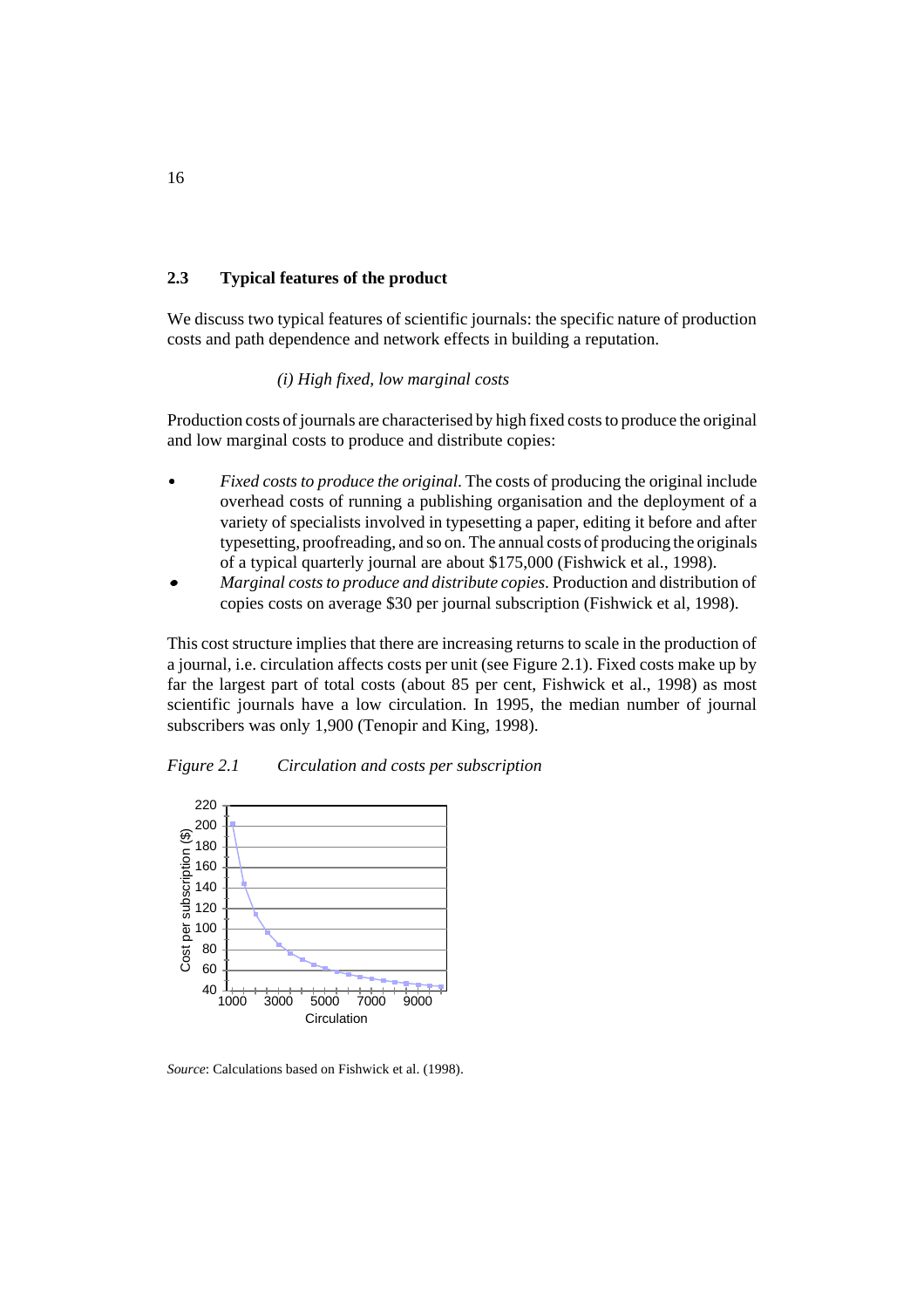## 2.3 Typical features of the product

We discuss two typical features of scientific journals: the specific nature of production costs and path dependence and network effects in building a reputation.

*(i) High fixed, low marginal costs*

Production costs of journals are characterised by high fixed costs to produce the original and low marginal costs to produce and distribute copies:

- *Fixed costs to produce the original*. The costs of producing the original include overhead costs of running a publishing organisation and the deployment of a variety of specialists involved in typesetting a paper, editing it before and after typesetting, proofreading, and so on. The annual costs of producing the originals of a typical quarterly journal are about $175,000 (Fishwick et al., 1998).
- *Marginal costs to produce and distribute copies*. Production and distribution of copies costs on average $30 per journal subscription (Fishwick et al, 1998).

This cost structure implies that there are increasing returns to scale in the production of a journal, i.e. circulation affects costs per unit (see Figure 2.1). Fixed costs make up by far the largest part of total costs (about 85 per cent, Fishwick et al., 1998) as most scientific journals have a low circulation. In 1995, the median number of journal subscribers was only 1,900 (Tenopir and King, 1998).

*Figure 2.1 Circulation and costs per subscription*

*Source*: Calculations based on Fishwick et al. (1998).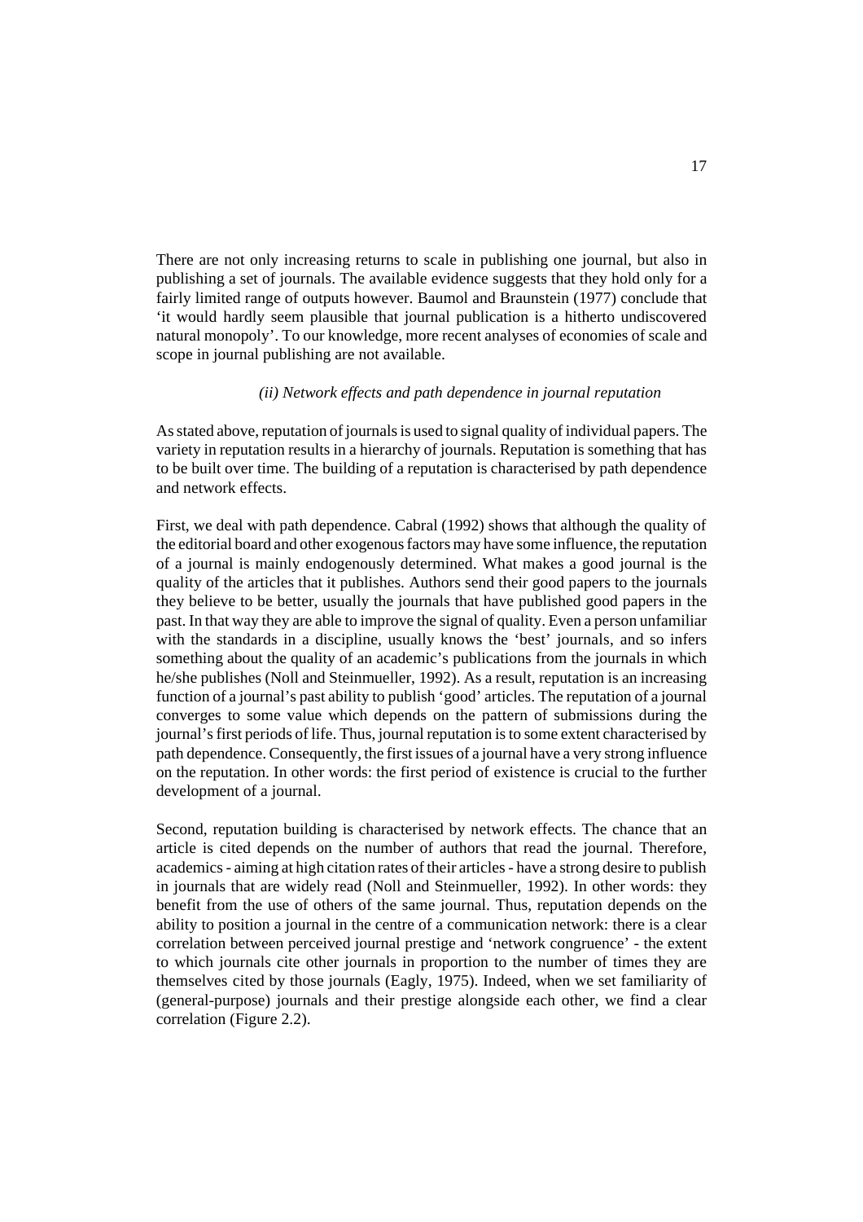There are not only increasing returns to scale in publishing one journal, but also in publishing a set of journals. The available evidence suggests that they hold only for a fairly limited range of outputs however. Baumol and Braunstein (1977) conclude that 'it would hardly seem plausible that journal publication is a hitherto undiscovered natural monopoly'. To our knowledge, more recent analyses of economies of scale and scope in journal publishing are not available.

### *(ii) Network effects and path dependence in journal reputation*

As stated above, reputation of journals is used to signal quality of individual papers. The variety in reputation results in a hierarchy of journals. Reputation is something that has to be built over time. The building of a reputation is characterised by path dependence and network effects.

First, we deal with path dependence. Cabral (1992) shows that although the quality of the editorial board and other exogenous factors may have some influence, the reputation of a journal is mainly endogenously determined. What makes a good journal is the quality of the articles that it publishes. Authors send their good papers to the journals they believe to be better, usually the journals that have published good papers in the past. In that way they are able to improve the signal of quality. Even a person unfamiliar with the standards in a discipline, usually knows the 'best' journals, and so infers something about the quality of an academic's publications from the journals in which he/she publishes (Noll and Steinmueller, 1992). As a result, reputation is an increasing function of a journal's past ability to publish 'good' articles. The reputation of a journal converges to some value which depends on the pattern of submissions during the journal's first periods of life. Thus, journal reputation is to some extent characterised by path dependence. Consequently, the first issues of a journal have a very strong influence on the reputation. In other words: the first period of existence is crucial to the further development of a journal.

Second, reputation building is characterised by network effects. The chance that an article is cited depends on the number of authors that read the journal. Therefore, academics - aiming at high citation rates of their articles - have a strong desire to publish in journals that are widely read (Noll and Steinmueller, 1992). In other words: they benefit from the use of others of the same journal. Thus, reputation depends on the ability to position a journal in the centre of a communication network: there is a clear correlation between perceived journal prestige and 'network congruence' - the extent to which journals cite other journals in proportion to the number of times they are themselves cited by those journals (Eagly, 1975). Indeed, when we set familiarity of (general-purpose) journals and their prestige alongside each other, we find a clear correlation (Figure 2.2).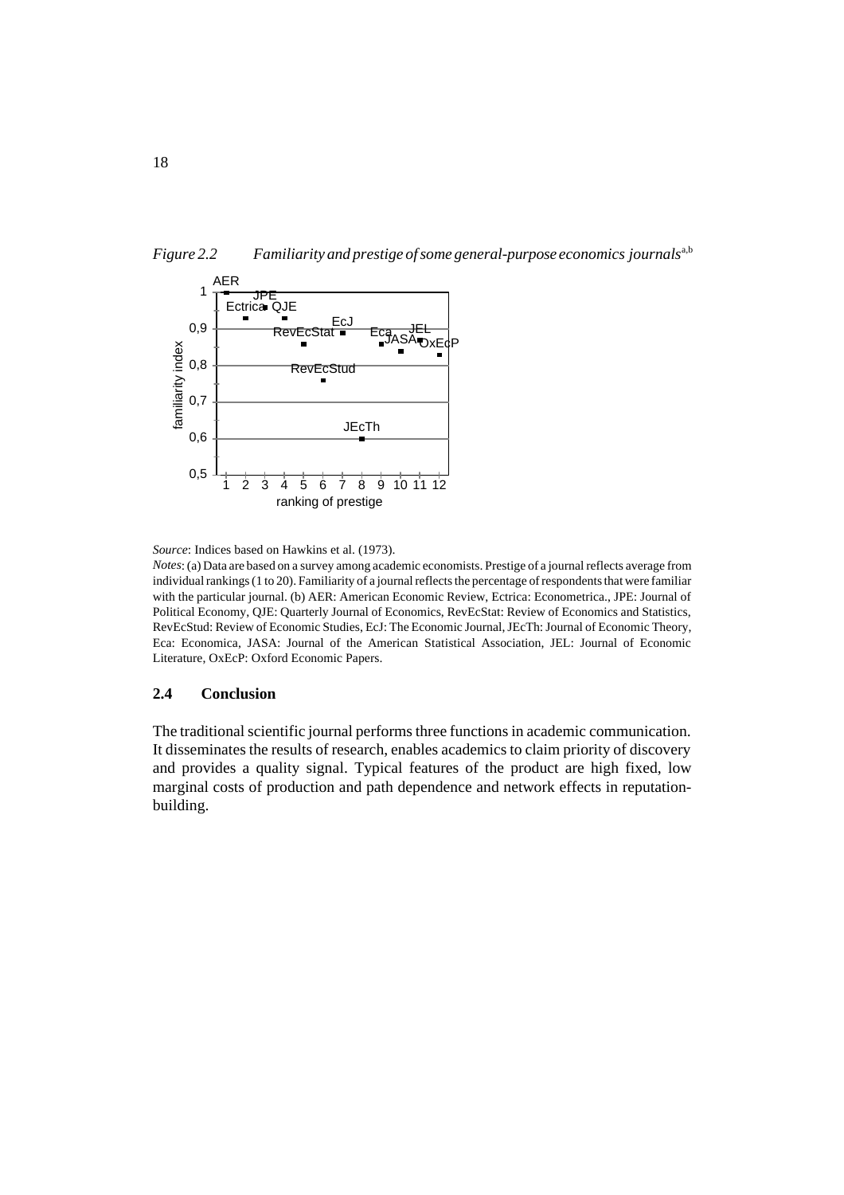*Figure 2.2 Familiarity and prestige of some general-purpose economics journals*[a,b]

*Source*: Indices based on Hawkins et al. (1973).

*Notes*: (a) Data are based on a survey among academic economists. Prestige of a journal reflects average from individual rankings (1 to 20). Familiarity of a journal reflects the percentage of respondents that were familiar with the particular journal. (b) AER: American Economic Review, Ectrica: Econometrica., JPE: Journal of Political Economy, QJE: Quarterly Journal of Economics, RevEcStat: Review of Economics and Statistics, RevEcStud: Review of Economic Studies, EcJ: The Economic Journal, JEcTh: Journal of Economic Theory, Eca: Economica, JASA: Journal of the American Statistical Association, JEL: Journal of Economic Literature, OxEcP: Oxford Economic Papers.

## 2.4 Conclusion

The traditional scientific journal performs three functions in academic communication. It disseminates the results of research, enables academics to claim priority of discovery and provides a quality signal. Typical features of the product are high fixed, low marginal costs of production and path dependence and network effects in reputation-building.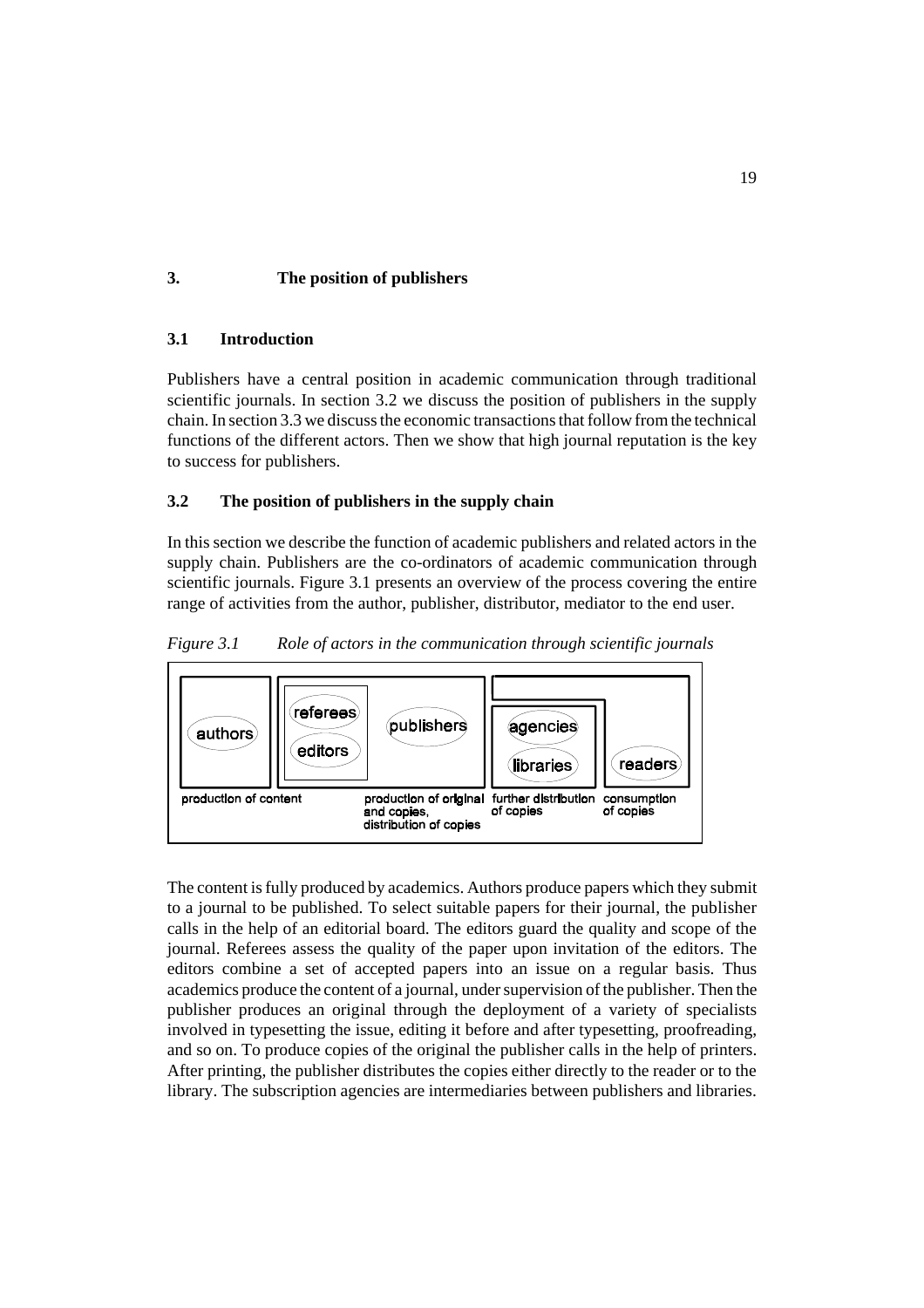## 3. The position of publishers

### 3.1 Introduction

Publishers have a central position in academic communication through traditional scientific journals. In section 3.2 we discuss the position of publishers in the supply chain. In section 3.3 we discuss the economic transactions that follow from the technical functions of the different actors. Then we show that high journal reputation is the key to success for publishers.

### 3.2 The position of publishers in the supply chain

In this section we describe the function of academic publishers and related actors in the supply chain. Publishers are the co-ordinators of academic communication through scientific journals. Figure 3.1 presents an overview of the process covering the entire range of activities from the author, publisher, distributor, mediator to the end user.

*Figure 3.1 Role of actors in the communication through scientific journals*

| authors | referees, editors | publishers | agencies, libraries | readers |
|---|---|---|---|---|
| production of content | | production of original and copies, distribution of copies | further distribution of copies | consumption of copies |

The content is fully produced by academics. Authors produce papers which they submit to a journal to be published. To select suitable papers for their journal, the publisher calls in the help of an editorial board. The editors guard the quality and scope of the journal. Referees assess the quality of the paper upon invitation of the editors. The editors combine a set of accepted papers into an issue on a regular basis. Thus academics produce the content of a journal, under supervision of the publisher. Then the publisher produces an original through the deployment of a variety of specialists involved in typesetting the issue, editing it before and after typesetting, proofreading, and so on. To produce copies of the original the publisher calls in the help of printers. After printing, the publisher distributes the copies either directly to the reader or to the library. The subscription agencies are intermediaries between publishers and libraries.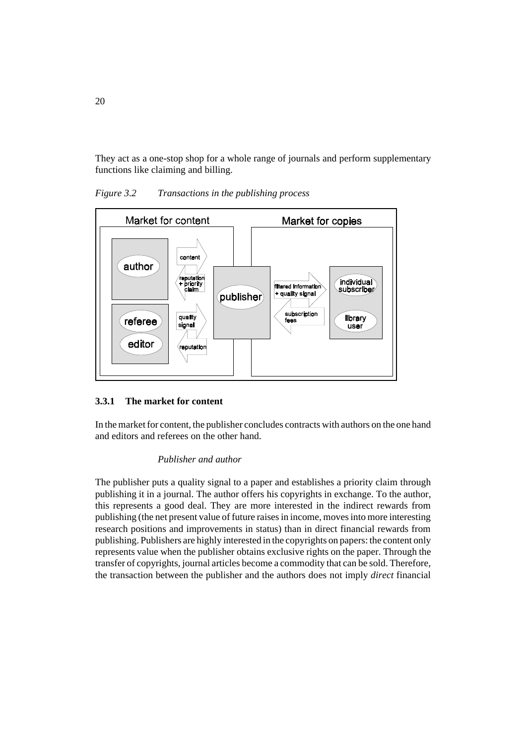They act as a one-stop shop for a whole range of journals and perform supplementary functions like claiming and billing.

*Figure 3.2 Transactions in the publishing process*

### 3.3.1 The market for content

In the market for content, the publisher concludes contracts with authors on the one hand and editors and referees on the other hand.

*Publisher and author*

The publisher puts a quality signal to a paper and establishes a priority claim through publishing it in a journal. The author offers his copyrights in exchange. To the author, this represents a good deal. They are more interested in the indirect rewards from publishing (the net present value of future raises in income, moves into more interesting research positions and improvements in status) than in direct financial rewards from publishing. Publishers are highly interested in the copyrights on papers: the content only represents value when the publisher obtains exclusive rights on the paper. Through the transfer of copyrights, journal articles become a commodity that can be sold. Therefore, the transaction between the publisher and the authors does not imply *direct* financial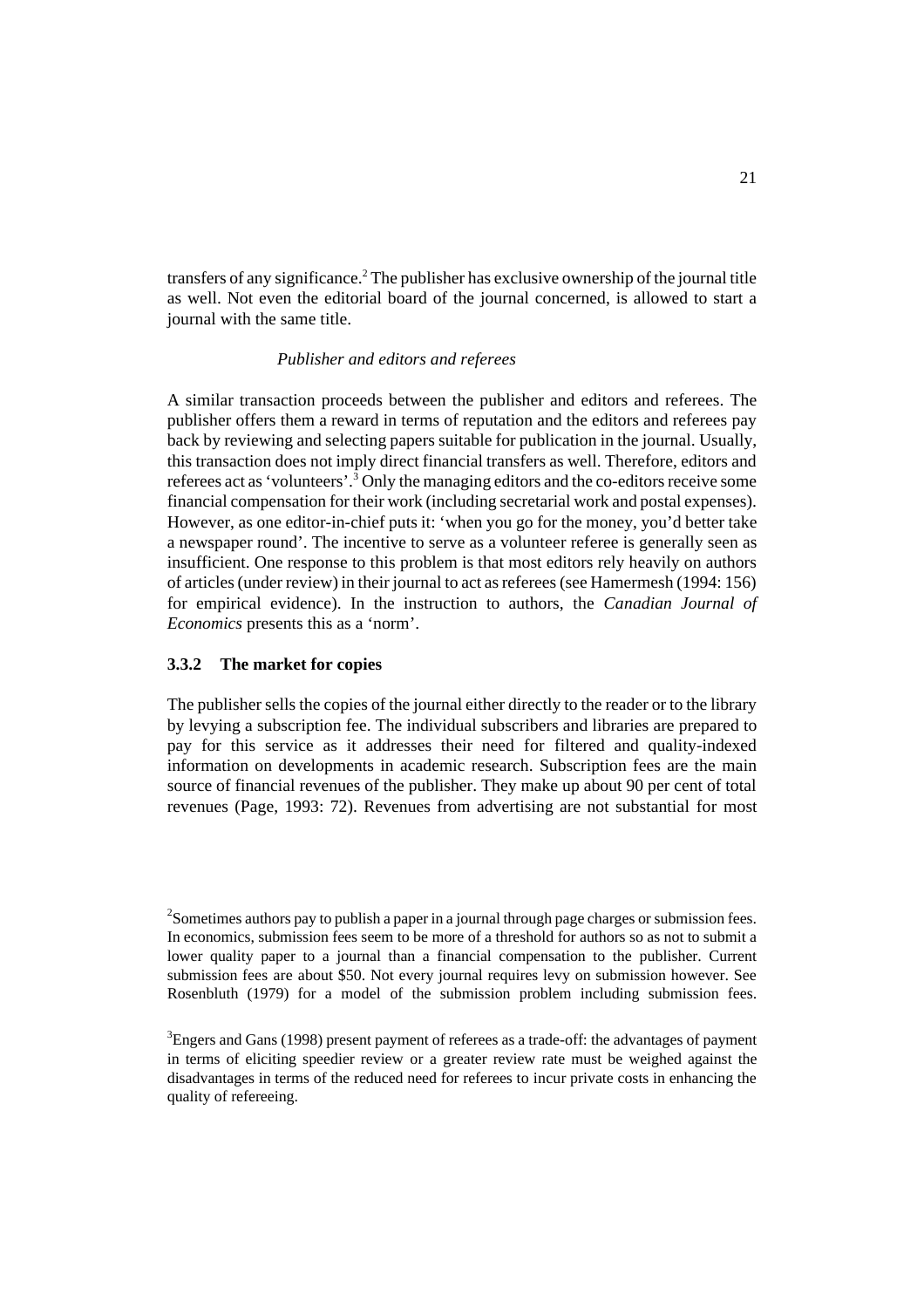transfers of any significance.[2] The publisher has exclusive ownership of the journal title as well. Not even the editorial board of the journal concerned, is allowed to start a journal with the same title.

*Publisher and editors and referees*

A similar transaction proceeds between the publisher and editors and referees. The publisher offers them a reward in terms of reputation and the editors and referees pay back by reviewing and selecting papers suitable for publication in the journal. Usually, this transaction does not imply direct financial transfers as well. Therefore, editors and referees act as 'volunteers'.[3] Only the managing editors and the co-editors receive some financial compensation for their work (including secretarial work and postal expenses). However, as one editor-in-chief puts it: 'when you go for the money, you'd better take a newspaper round'. The incentive to serve as a volunteer referee is generally seen as insufficient. One response to this problem is that most editors rely heavily on authors of articles (under review) in their journal to act as referees (see Hamermesh (1994: 156) for empirical evidence). In the instruction to authors, the *Canadian Journal of Economics* presents this as a 'norm'.

### 3.3.2 The market for copies

The publisher sells the copies of the journal either directly to the reader or to the library by levying a subscription fee. The individual subscribers and libraries are prepared to pay for this service as it addresses their need for filtered and quality-indexed information on developments in academic research. Subscription fees are the main source of financial revenues of the publisher. They make up about 90 per cent of total revenues (Page, 1993: 72). Revenues from advertising are not substantial for most

[2] Sometimes authors pay to publish a paper in a journal through page charges or submission fees. In economics, submission fees seem to be more of a threshold for authors so as not to submit a lower quality paper to a journal than a financial compensation to the publisher. Current submission fees are about $50. Not every journal requires levy on submission however. See Rosenbluth (1979) for a model of the submission problem including submission fees.

[3] Engers and Gans (1998) present payment of referees as a trade-off: the advantages of payment in terms of eliciting speedier review or a greater review rate must be weighed against the disadvantages in terms of the reduced need for referees to incur private costs in enhancing the quality of refereeing.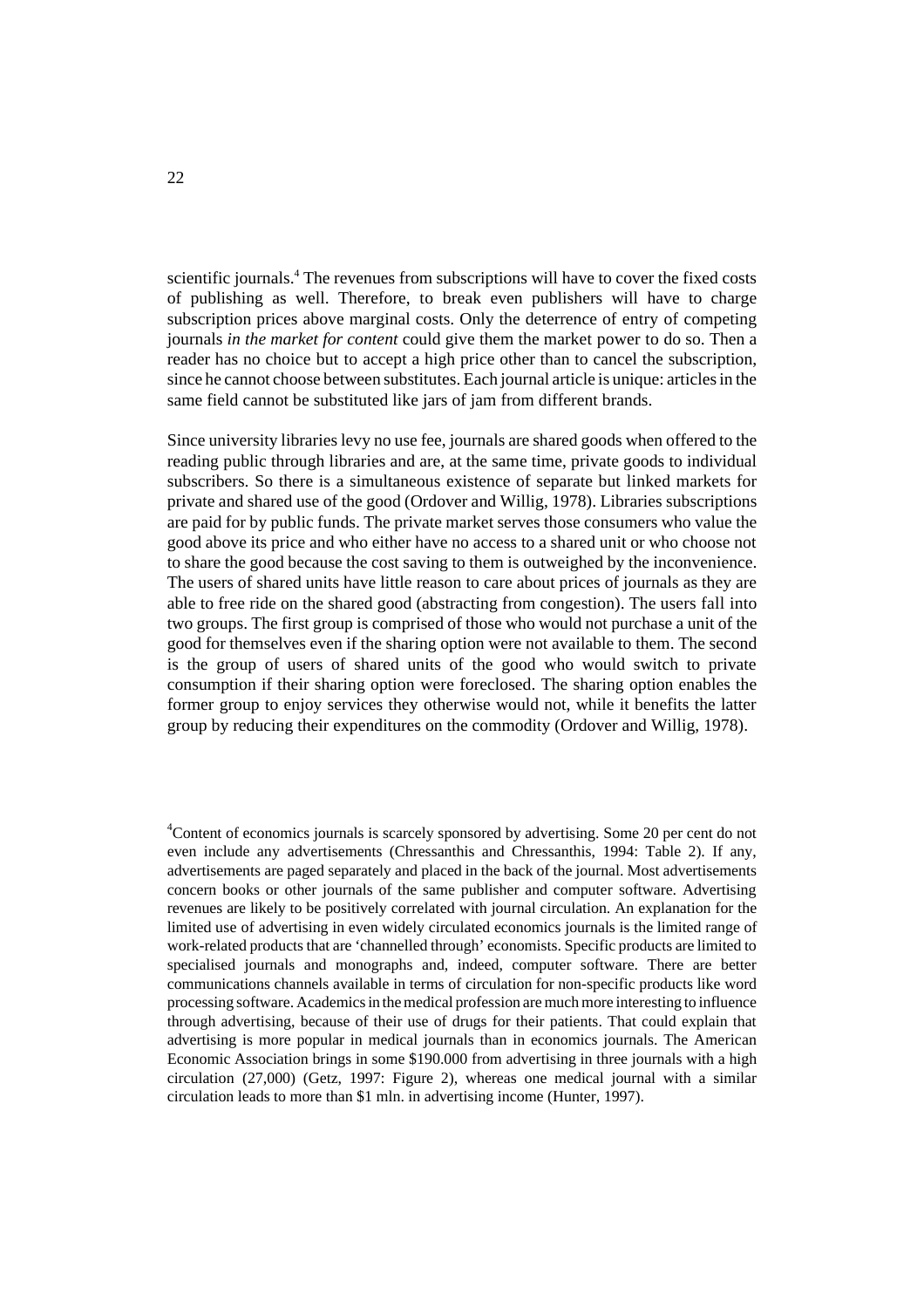scientific journals.[4] The revenues from subscriptions will have to cover the fixed costs of publishing as well. Therefore, to break even publishers will have to charge subscription prices above marginal costs. Only the deterrence of entry of competing journals *in the market for content* could give them the market power to do so. Then a reader has no choice but to accept a high price other than to cancel the subscription, since he cannot choose between substitutes. Each journal article is unique: articles in the same field cannot be substituted like jars of jam from different brands.

Since university libraries levy no use fee, journals are shared goods when offered to the reading public through libraries and are, at the same time, private goods to individual subscribers. So there is a simultaneous existence of separate but linked markets for private and shared use of the good (Ordover and Willig, 1978). Libraries subscriptions are paid for by public funds. The private market serves those consumers who value the good above its price and who either have no access to a shared unit or who choose not to share the good because the cost saving to them is outweighed by the inconvenience. The users of shared units have little reason to care about prices of journals as they are able to free ride on the shared good (abstracting from congestion). The users fall into two groups. The first group is comprised of those who would not purchase a unit of the good for themselves even if the sharing option were not available to them. The second is the group of users of shared units of the good who would switch to private consumption if their sharing option were foreclosed. The sharing option enables the former group to enjoy services they otherwise would not, while it benefits the latter group by reducing their expenditures on the commodity (Ordover and Willig, 1978).

[4] Content of economics journals is scarcely sponsored by advertising. Some 20 per cent do not even include any advertisements (Chressanthis and Chressanthis, 1994: Table 2). If any, advertisements are paged separately and placed in the back of the journal. Most advertisements concern books or other journals of the same publisher and computer software. Advertising revenues are likely to be positively correlated with journal circulation. An explanation for the limited use of advertising in even widely circulated economics journals is the limited range of work-related products that are 'channelled through' economists. Specific products are limited to specialised journals and monographs and, indeed, computer software. There are better communications channels available in terms of circulation for non-specific products like word processing software. Academics in the medical profession are much more interesting to influence through advertising, because of their use of drugs for their patients. That could explain that advertising is more popular in medical journals than in economics journals. The American Economic Association brings in some \$190.000 from advertising in three journals with a high circulation (27,000) (Getz, 1997: Figure 2), whereas one medical journal with a similar circulation leads to more than \$1 mln. in advertising income (Hunter, 1997).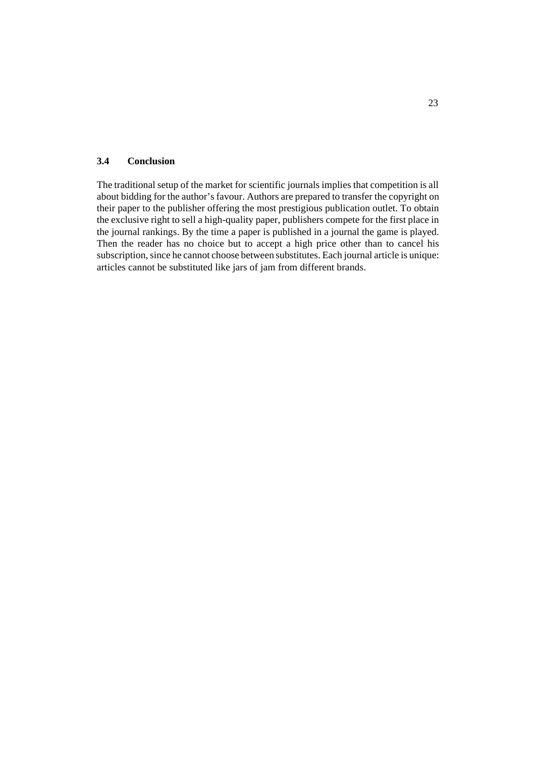### 3.4 Conclusion

The traditional setup of the market for scientific journals implies that competition is all about bidding for the author's favour. Authors are prepared to transfer the copyright on their paper to the publisher offering the most prestigious publication outlet. To obtain the exclusive right to sell a high-quality paper, publishers compete for the first place in the journal rankings. By the time a paper is published in a journal the game is played. Then the reader has no choice but to accept a high price other than to cancel his subscription, since he cannot choose between substitutes. Each journal article is unique: articles cannot be substituted like jars of jam from different brands.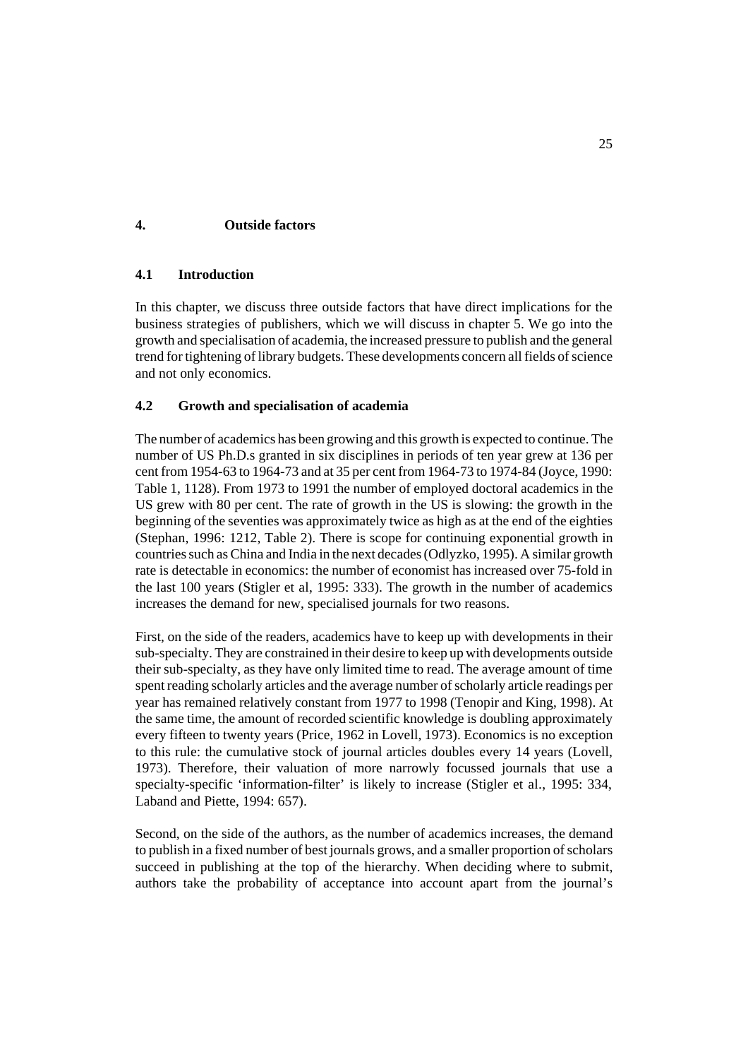# 4. Outside factors

## 4.1 Introduction

In this chapter, we discuss three outside factors that have direct implications for the business strategies of publishers, which we will discuss in chapter 5. We go into the growth and specialisation of academia, the increased pressure to publish and the general trend for tightening of library budgets. These developments concern all fields of science and not only economics.

## 4.2 Growth and specialisation of academia

The number of academics has been growing and this growth is expected to continue. The number of US Ph.D.s granted in six disciplines in periods of ten year grew at 136 per cent from 1954-63 to 1964-73 and at 35 per cent from 1964-73 to 1974-84 (Joyce, 1990: Table 1, 1128). From 1973 to 1991 the number of employed doctoral academics in the US grew with 80 per cent. The rate of growth in the US is slowing: the growth in the beginning of the seventies was approximately twice as high as at the end of the eighties (Stephan, 1996: 1212, Table 2). There is scope for continuing exponential growth in countries such as China and India in the next decades (Odlyzko, 1995). A similar growth rate is detectable in economics: the number of economist has increased over 75-fold in the last 100 years (Stigler et al, 1995: 333). The growth in the number of academics increases the demand for new, specialised journals for two reasons.

First, on the side of the readers, academics have to keep up with developments in their sub-specialty. They are constrained in their desire to keep up with developments outside their sub-specialty, as they have only limited time to read. The average amount of time spent reading scholarly articles and the average number of scholarly article readings per year has remained relatively constant from 1977 to 1998 (Tenopir and King, 1998). At the same time, the amount of recorded scientific knowledge is doubling approximately every fifteen to twenty years (Price, 1962 in Lovell, 1973). Economics is no exception to this rule: the cumulative stock of journal articles doubles every 14 years (Lovell, 1973). Therefore, their valuation of more narrowly focussed journals that use a specialty-specific 'information-filter' is likely to increase (Stigler et al., 1995: 334, Laband and Piette, 1994: 657).

Second, on the side of the authors, as the number of academics increases, the demand to publish in a fixed number of best journals grows, and a smaller proportion of scholars succeed in publishing at the top of the hierarchy. When deciding where to submit, authors take the probability of acceptance into account apart from the journal's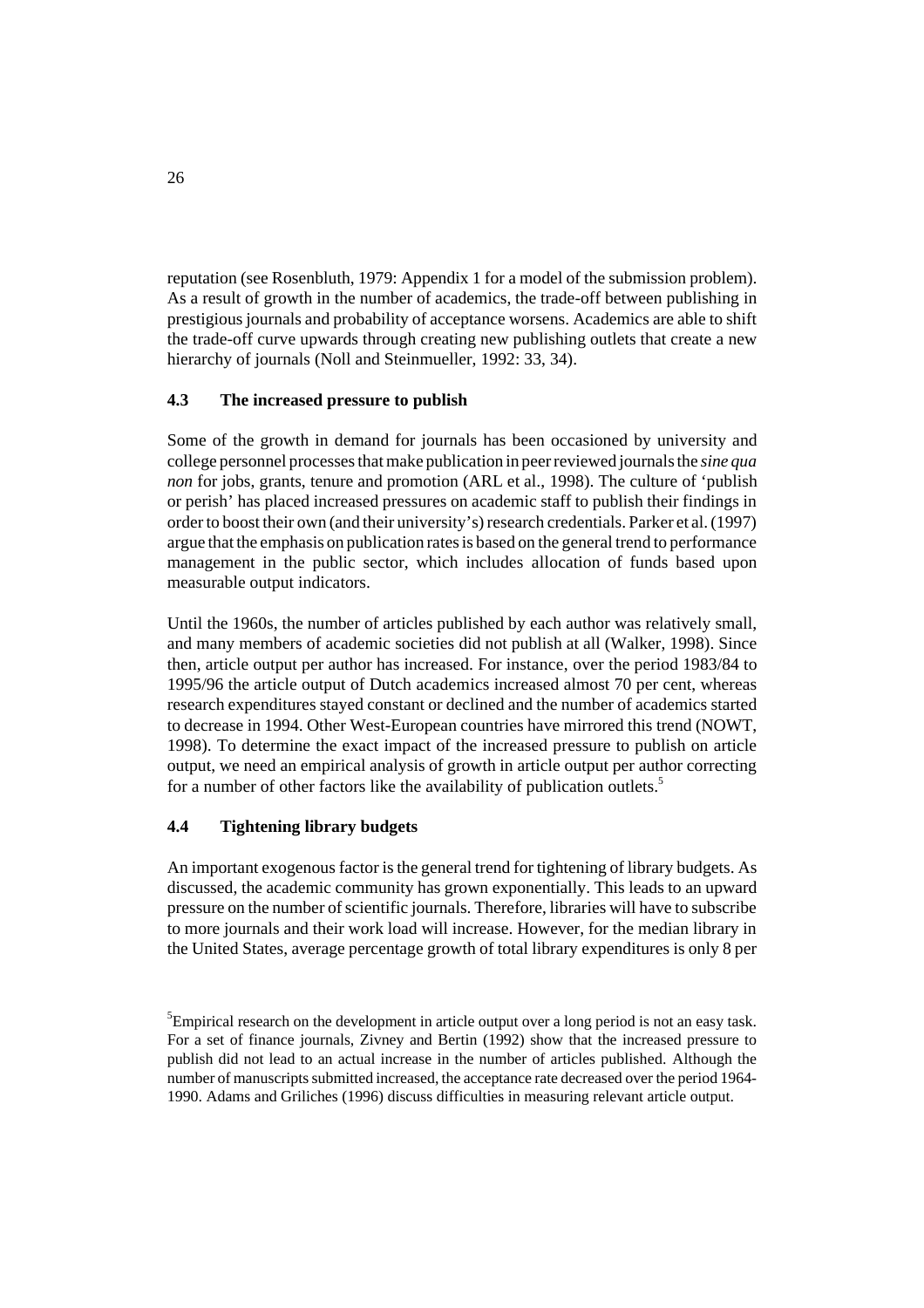reputation (see Rosenbluth, 1979: Appendix 1 for a model of the submission problem). As a result of growth in the number of academics, the trade-off between publishing in prestigious journals and probability of acceptance worsens. Academics are able to shift the trade-off curve upwards through creating new publishing outlets that create a new hierarchy of journals (Noll and Steinmueller, 1992: 33, 34).

### 4.3 The increased pressure to publish

Some of the growth in demand for journals has been occasioned by university and college personnel processes that make publication in peer reviewed journals the *sine qua non* for jobs, grants, tenure and promotion (ARL et al., 1998). The culture of 'publish or perish' has placed increased pressures on academic staff to publish their findings in order to boost their own (and their university's) research credentials. Parker et al. (1997) argue that the emphasis on publication rates is based on the general trend to performance management in the public sector, which includes allocation of funds based upon measurable output indicators.

Until the 1960s, the number of articles published by each author was relatively small, and many members of academic societies did not publish at all (Walker, 1998). Since then, article output per author has increased. For instance, over the period 1983/84 to 1995/96 the article output of Dutch academics increased almost 70 per cent, whereas research expenditures stayed constant or declined and the number of academics started to decrease in 1994. Other West-European countries have mirrored this trend (NOWT, 1998). To determine the exact impact of the increased pressure to publish on article output, we need an empirical analysis of growth in article output per author correcting for a number of other factors like the availability of publication outlets.[5]

### 4.4 Tightening library budgets

An important exogenous factor is the general trend for tightening of library budgets. As discussed, the academic community has grown exponentially. This leads to an upward pressure on the number of scientific journals. Therefore, libraries will have to subscribe to more journals and their work load will increase. However, for the median library in the United States, average percentage growth of total library expenditures is only 8 per

[5]Empirical research on the development in article output over a long period is not an easy task. For a set of finance journals, Zivney and Bertin (1992) show that the increased pressure to publish did not lead to an actual increase in the number of articles published. Although the number of manuscripts submitted increased, the acceptance rate decreased over the period 1964-1990. Adams and Griliches (1996) discuss difficulties in measuring relevant article output.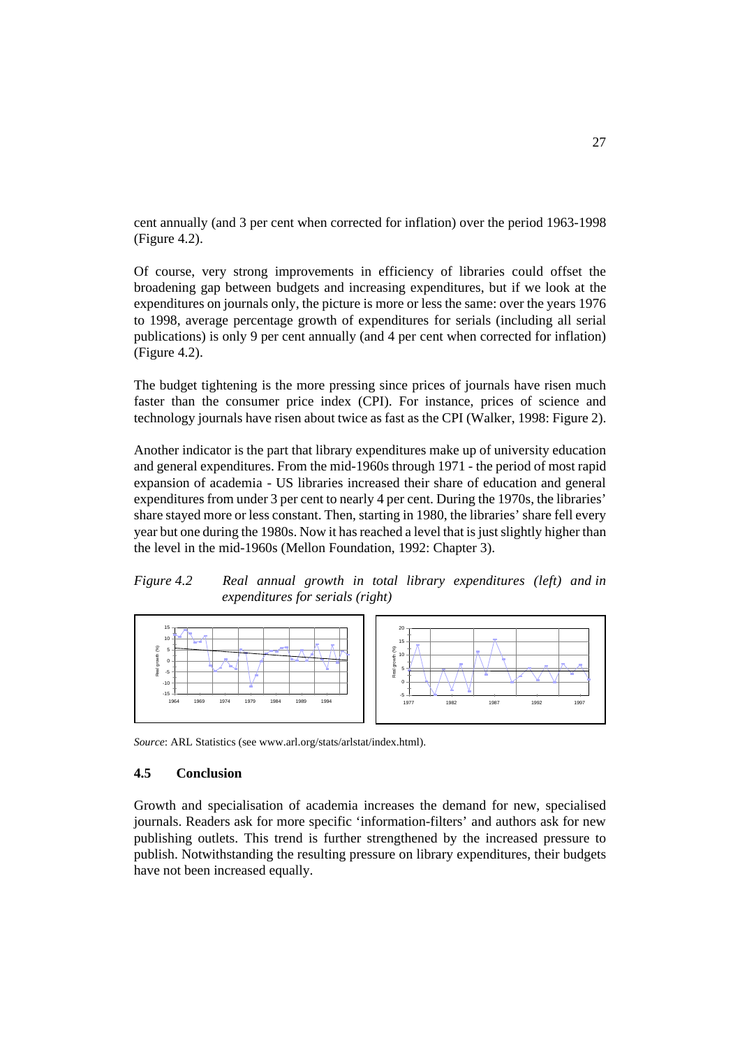cent annually (and 3 per cent when corrected for inflation) over the period 1963-1998 (Figure 4.2).

Of course, very strong improvements in efficiency of libraries could offset the broadening gap between budgets and increasing expenditures, but if we look at the expenditures on journals only, the picture is more or less the same: over the years 1976 to 1998, average percentage growth of expenditures for serials (including all serial publications) is only 9 per cent annually (and 4 per cent when corrected for inflation) (Figure 4.2).

The budget tightening is the more pressing since prices of journals have risen much faster than the consumer price index (CPI). For instance, prices of science and technology journals have risen about twice as fast as the CPI (Walker, 1998: Figure 2).

Another indicator is the part that library expenditures make up of university education and general expenditures. From the mid-1960s through 1971 - the period of most rapid expansion of academia - US libraries increased their share of education and general expenditures from under 3 per cent to nearly 4 per cent. During the 1970s, the libraries' share stayed more or less constant. Then, starting in 1980, the libraries' share fell every year but one during the 1980s. Now it has reached a level that is just slightly higher than the level in the mid-1960s (Mellon Foundation, 1992: Chapter 3).

*Figure 4.2 Real annual growth in total library expenditures (left) and in expenditures for serials (right)*

*Source*: ARL Statistics (see www.arl.org/stats/arlstat/index.html).

### 4.5 Conclusion

Growth and specialisation of academia increases the demand for new, specialised journals. Readers ask for more specific 'information-filters' and authors ask for new publishing outlets. This trend is further strengthened by the increased pressure to publish. Notwithstanding the resulting pressure on library expenditures, their budgets have not been increased equally.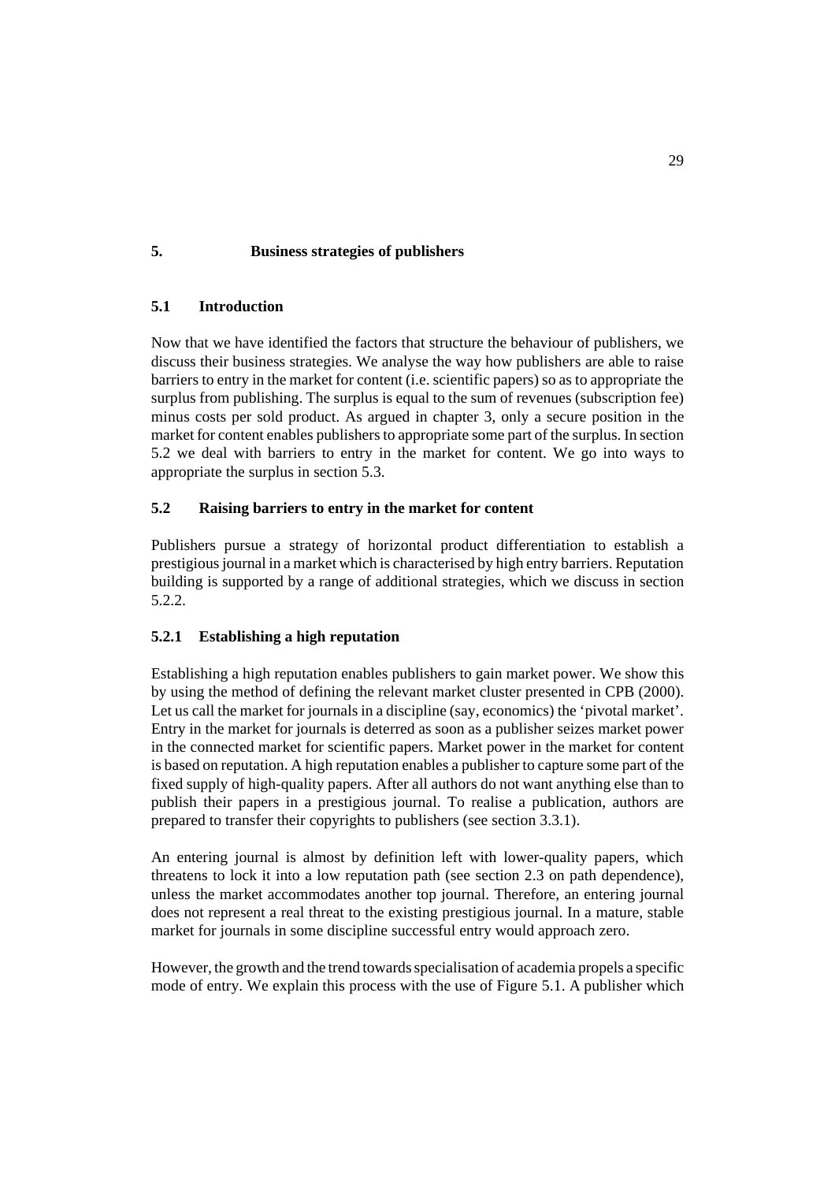# 5. Business strategies of publishers

## 5.1 Introduction

Now that we have identified the factors that structure the behaviour of publishers, we discuss their business strategies. We analyse the way how publishers are able to raise barriers to entry in the market for content (i.e. scientific papers) so as to appropriate the surplus from publishing. The surplus is equal to the sum of revenues (subscription fee) minus costs per sold product. As argued in chapter 3, only a secure position in the market for content enables publishers to appropriate some part of the surplus. In section 5.2 we deal with barriers to entry in the market for content. We go into ways to appropriate the surplus in section 5.3.

## 5.2 Raising barriers to entry in the market for content

Publishers pursue a strategy of horizontal product differentiation to establish a prestigious journal in a market which is characterised by high entry barriers. Reputation building is supported by a range of additional strategies, which we discuss in section 5.2.2.

### 5.2.1 Establishing a high reputation

Establishing a high reputation enables publishers to gain market power. We show this by using the method of defining the relevant market cluster presented in CPB (2000). Let us call the market for journals in a discipline (say, economics) the 'pivotal market'. Entry in the market for journals is deterred as soon as a publisher seizes market power in the connected market for scientific papers. Market power in the market for content is based on reputation. A high reputation enables a publisher to capture some part of the fixed supply of high-quality papers. After all authors do not want anything else than to publish their papers in a prestigious journal. To realise a publication, authors are prepared to transfer their copyrights to publishers (see section 3.3.1).

An entering journal is almost by definition left with lower-quality papers, which threatens to lock it into a low reputation path (see section 2.3 on path dependence), unless the market accommodates another top journal. Therefore, an entering journal does not represent a real threat to the existing prestigious journal. In a mature, stable market for journals in some discipline successful entry would approach zero.

However, the growth and the trend towards specialisation of academia propels a specific mode of entry. We explain this process with the use of Figure 5.1. A publisher which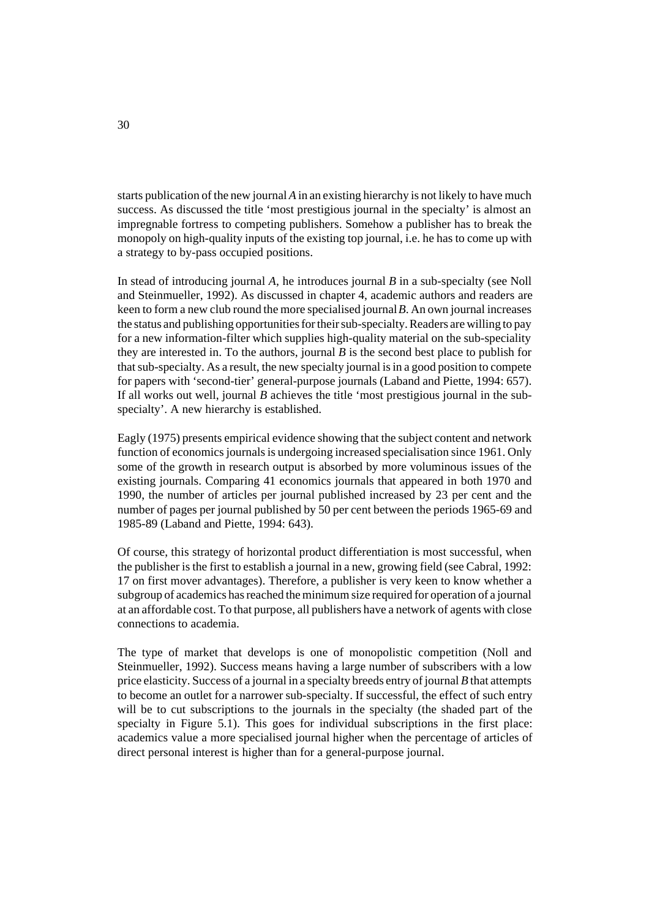starts publication of the new journal *A* in an existing hierarchy is not likely to have much success. As discussed the title 'most prestigious journal in the specialty' is almost an impregnable fortress to competing publishers. Somehow a publisher has to break the monopoly on high-quality inputs of the existing top journal, i.e. he has to come up with a strategy to by-pass occupied positions.

In stead of introducing journal *A*, he introduces journal *B* in a sub-specialty (see Noll and Steinmueller, 1992). As discussed in chapter 4, academic authors and readers are keen to form a new club round the more specialised journal *B*. An own journal increases the status and publishing opportunities for their sub-specialty. Readers are willing to pay for a new information-filter which supplies high-quality material on the sub-speciality they are interested in. To the authors, journal *B* is the second best place to publish for that sub-specialty. As a result, the new specialty journal is in a good position to compete for papers with 'second-tier' general-purpose journals (Laband and Piette, 1994: 657). If all works out well, journal *B* achieves the title 'most prestigious journal in the sub-specialty'. A new hierarchy is established.

Eagly (1975) presents empirical evidence showing that the subject content and network function of economics journals is undergoing increased specialisation since 1961. Only some of the growth in research output is absorbed by more voluminous issues of the existing journals. Comparing 41 economics journals that appeared in both 1970 and 1990, the number of articles per journal published increased by 23 per cent and the number of pages per journal published by 50 per cent between the periods 1965-69 and 1985-89 (Laband and Piette, 1994: 643).

Of course, this strategy of horizontal product differentiation is most successful, when the publisher is the first to establish a journal in a new, growing field (see Cabral, 1992: 17 on first mover advantages). Therefore, a publisher is very keen to know whether a subgroup of academics has reached the minimum size required for operation of a journal at an affordable cost. To that purpose, all publishers have a network of agents with close connections to academia.

The type of market that develops is one of monopolistic competition (Noll and Steinmueller, 1992). Success means having a large number of subscribers with a low price elasticity. Success of a journal in a specialty breeds entry of journal *B* that attempts to become an outlet for a narrower sub-specialty. If successful, the effect of such entry will be to cut subscriptions to the journals in the specialty (the shaded part of the specialty in Figure 5.1). This goes for individual subscriptions in the first place: academics value a more specialised journal higher when the percentage of articles of direct personal interest is higher than for a general-purpose journal.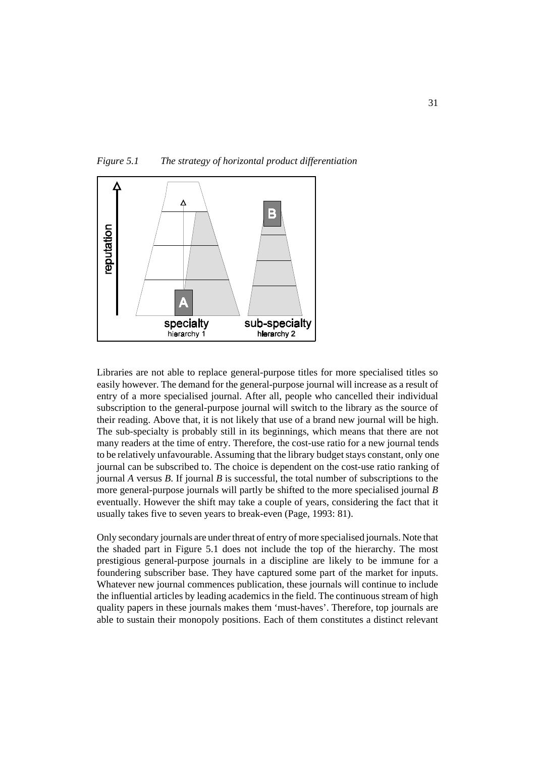*Figure 5.1 The strategy of horizontal product differentiation*

Libraries are not able to replace general-purpose titles for more specialised titles so easily however. The demand for the general-purpose journal will increase as a result of entry of a more specialised journal. After all, people who cancelled their individual subscription to the general-purpose journal will switch to the library as the source of their reading. Above that, it is not likely that use of a brand new journal will be high. The sub-specialty is probably still in its beginnings, which means that there are not many readers at the time of entry. Therefore, the cost-use ratio for a new journal tends to be relatively unfavourable. Assuming that the library budget stays constant, only one journal can be subscribed to. The choice is dependent on the cost-use ratio ranking of journal *A* versus *B*. If journal *B* is successful, the total number of subscriptions to the more general-purpose journals will partly be shifted to the more specialised journal *B* eventually. However the shift may take a couple of years, considering the fact that it usually takes five to seven years to break-even (Page, 1993: 81).

Only secondary journals are under threat of entry of more specialised journals. Note that the shaded part in Figure 5.1 does not include the top of the hierarchy. The most prestigious general-purpose journals in a discipline are likely to be immune for a foundering subscriber base. They have captured some part of the market for inputs. Whatever new journal commences publication, these journals will continue to include the influential articles by leading academics in the field. The continuous stream of high quality papers in these journals makes them 'must-haves'. Therefore, top journals are able to sustain their monopoly positions. Each of them constitutes a distinct relevant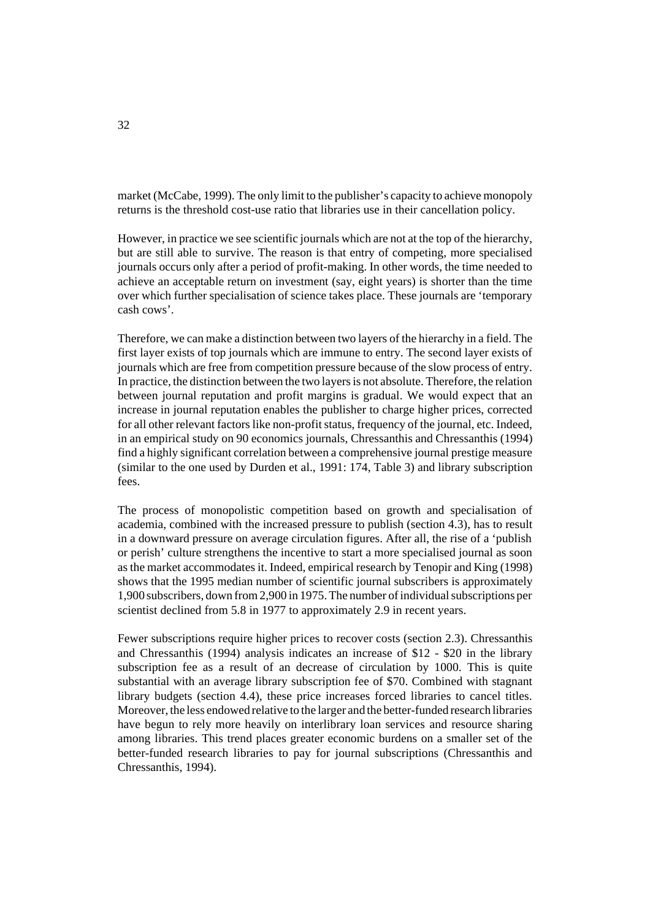market (McCabe, 1999). The only limit to the publisher's capacity to achieve monopoly returns is the threshold cost-use ratio that libraries use in their cancellation policy.

However, in practice we see scientific journals which are not at the top of the hierarchy, but are still able to survive. The reason is that entry of competing, more specialised journals occurs only after a period of profit-making. In other words, the time needed to achieve an acceptable return on investment (say, eight years) is shorter than the time over which further specialisation of science takes place. These journals are 'temporary cash cows'.

Therefore, we can make a distinction between two layers of the hierarchy in a field. The first layer exists of top journals which are immune to entry. The second layer exists of journals which are free from competition pressure because of the slow process of entry. In practice, the distinction between the two layers is not absolute. Therefore, the relation between journal reputation and profit margins is gradual. We would expect that an increase in journal reputation enables the publisher to charge higher prices, corrected for all other relevant factors like non-profit status, frequency of the journal, etc. Indeed, in an empirical study on 90 economics journals, Chressanthis and Chressanthis (1994) find a highly significant correlation between a comprehensive journal prestige measure (similar to the one used by Durden et al., 1991: 174, Table 3) and library subscription fees.

The process of monopolistic competition based on growth and specialisation of academia, combined with the increased pressure to publish (section 4.3), has to result in a downward pressure on average circulation figures. After all, the rise of a 'publish or perish' culture strengthens the incentive to start a more specialised journal as soon as the market accommodates it. Indeed, empirical research by Tenopir and King (1998) shows that the 1995 median number of scientific journal subscribers is approximately 1,900 subscribers, down from 2,900 in 1975. The number of individual subscriptions per scientist declined from 5.8 in 1977 to approximately 2.9 in recent years.

Fewer subscriptions require higher prices to recover costs (section 2.3). Chressanthis and Chressanthis (1994) analysis indicates an increase of $12 - $20 in the library subscription fee as a result of an decrease of circulation by 1000. This is quite substantial with an average library subscription fee of $70. Combined with stagnant library budgets (section 4.4), these price increases forced libraries to cancel titles. Moreover, the less endowed relative to the larger and the better-funded research libraries have begun to rely more heavily on interlibrary loan services and resource sharing among libraries. This trend places greater economic burdens on a smaller set of the better-funded research libraries to pay for journal subscriptions (Chressanthis and Chressanthis, 1994).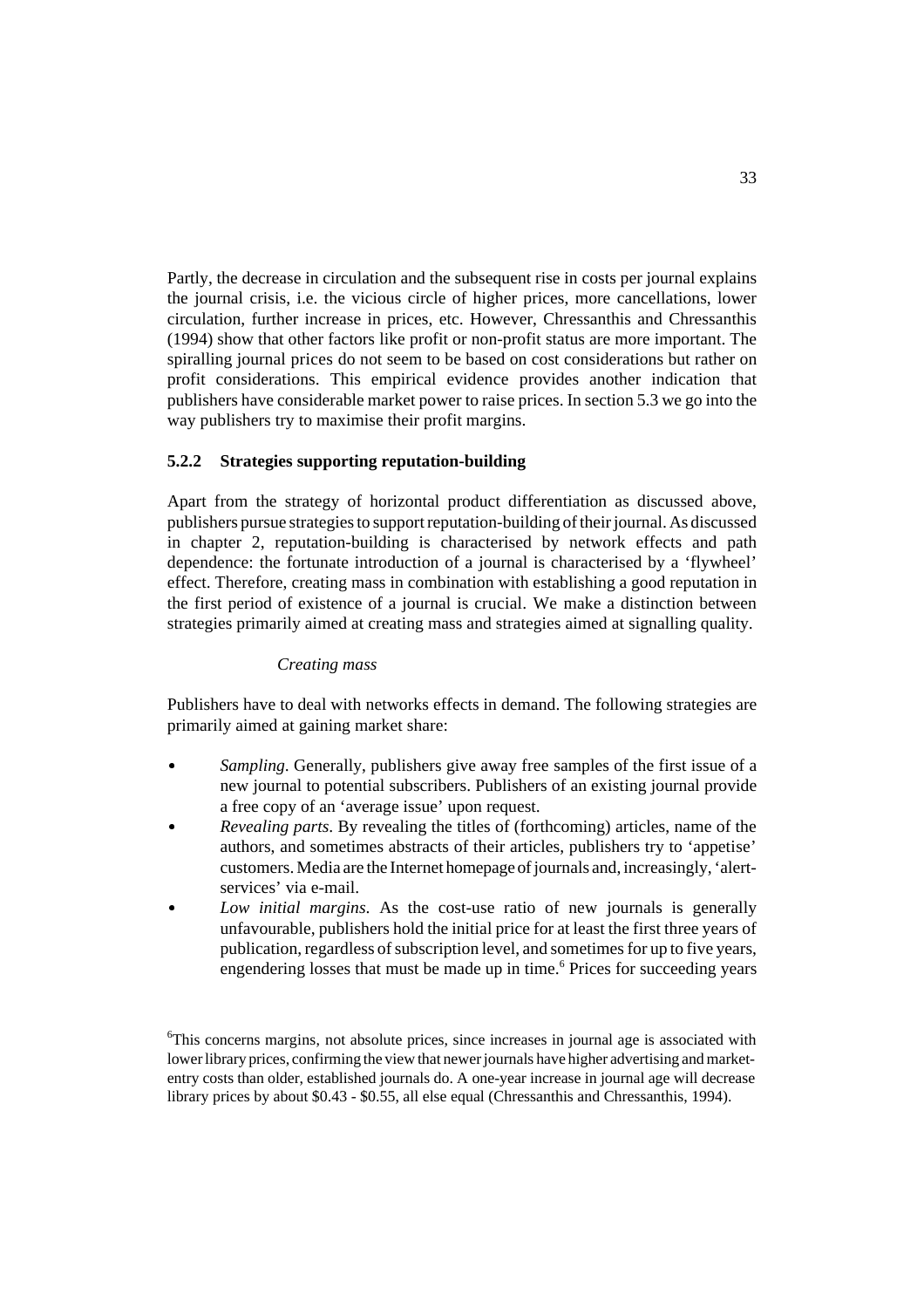Partly, the decrease in circulation and the subsequent rise in costs per journal explains the journal crisis, i.e. the vicious circle of higher prices, more cancellations, lower circulation, further increase in prices, etc. However, Chressanthis and Chressanthis (1994) show that other factors like profit or non-profit status are more important. The spiralling journal prices do not seem to be based on cost considerations but rather on profit considerations. This empirical evidence provides another indication that publishers have considerable market power to raise prices. In section 5.3 we go into the way publishers try to maximise their profit margins.

### 5.2.2 Strategies supporting reputation-building

Apart from the strategy of horizontal product differentiation as discussed above, publishers pursue strategies to support reputation-building of their journal. As discussed in chapter 2, reputation-building is characterised by network effects and path dependence: the fortunate introduction of a journal is characterised by a 'flywheel' effect. Therefore, creating mass in combination with establishing a good reputation in the first period of existence of a journal is crucial. We make a distinction between strategies primarily aimed at creating mass and strategies aimed at signalling quality.

*Creating mass*

Publishers have to deal with networks effects in demand. The following strategies are primarily aimed at gaining market share:

- *Sampling*. Generally, publishers give away free samples of the first issue of a new journal to potential subscribers. Publishers of an existing journal provide a free copy of an 'average issue' upon request.
- *Revealing parts*. By revealing the titles of (forthcoming) articles, name of the authors, and sometimes abstracts of their articles, publishers try to 'appetise' customers. Media are the Internet homepage of journals and, increasingly, 'alert-services' via e-mail.
- *Low initial margins*. As the cost-use ratio of new journals is generally unfavourable, publishers hold the initial price for at least the first three years of publication, regardless of subscription level, and sometimes for up to five years, engendering losses that must be made up in time.[6] Prices for succeeding years

[6]This concerns margins, not absolute prices, since increases in journal age is associated with lower library prices, confirming the view that newer journals have higher advertising and market-entry costs than older, established journals do. A one-year increase in journal age will decrease library prices by about \$0.43 - \$0.55, all else equal (Chressanthis and Chressanthis, 1994).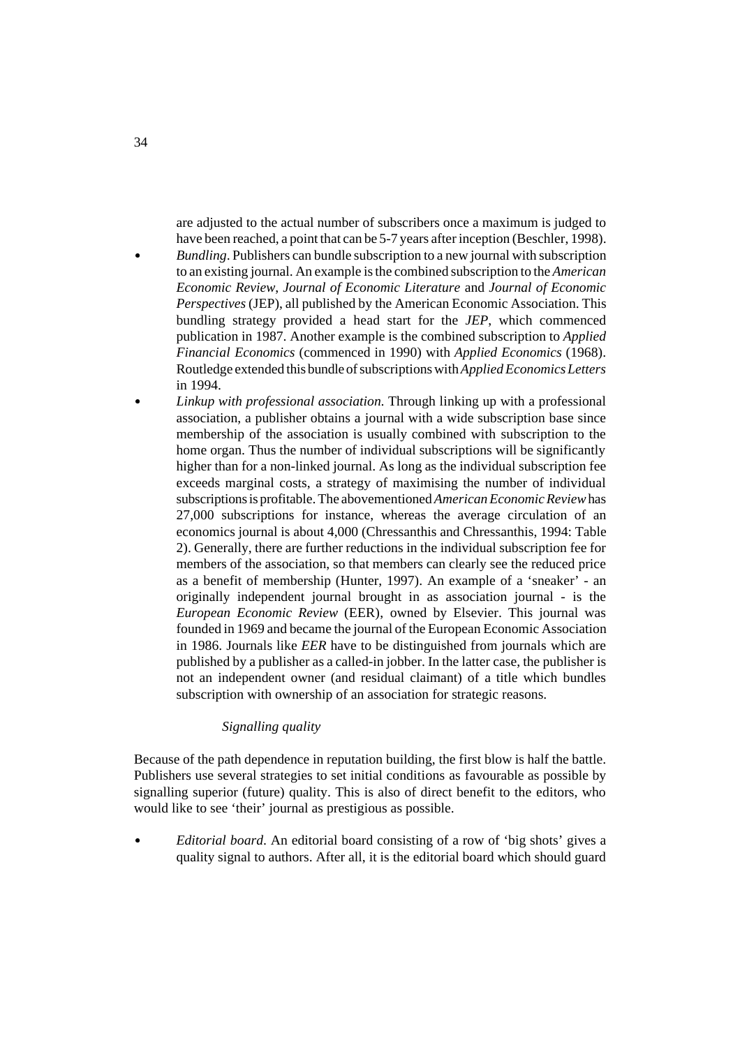are adjusted to the actual number of subscribers once a maximum is judged to have been reached, a point that can be 5-7 years after inception (Beschler, 1998).

- *Bundling*. Publishers can bundle subscription to a new journal with subscription to an existing journal. An example is the combined subscription to the *American Economic Review*, *Journal of Economic Literature* and *Journal of Economic Perspectives* (JEP), all published by the American Economic Association. This bundling strategy provided a head start for the *JEP*, which commenced publication in 1987. Another example is the combined subscription to *Applied Financial Economics* (commenced in 1990) with *Applied Economics* (1968). Routledge extended this bundle of subscriptions with *Applied Economics Letters* in 1994.
- *Linkup with professional association.* Through linking up with a professional association, a publisher obtains a journal with a wide subscription base since membership of the association is usually combined with subscription to the home organ. Thus the number of individual subscriptions will be significantly higher than for a non-linked journal. As long as the individual subscription fee exceeds marginal costs, a strategy of maximising the number of individual subscriptions is profitable. The abovementioned *American Economic Review* has 27,000 subscriptions for instance, whereas the average circulation of an economics journal is about 4,000 (Chressanthis and Chressanthis, 1994: Table 2). Generally, there are further reductions in the individual subscription fee for members of the association, so that members can clearly see the reduced price as a benefit of membership (Hunter, 1997). An example of a 'sneaker' - an originally independent journal brought in as association journal - is the *European Economic Review* (EER), owned by Elsevier. This journal was founded in 1969 and became the journal of the European Economic Association in 1986. Journals like *EER* have to be distinguished from journals which are published by a publisher as a called-in jobber. In the latter case, the publisher is not an independent owner (and residual claimant) of a title which bundles subscription with ownership of an association for strategic reasons.

### *Signalling quality*

Because of the path dependence in reputation building, the first blow is half the battle. Publishers use several strategies to set initial conditions as favourable as possible by signalling superior (future) quality. This is also of direct benefit to the editors, who would like to see 'their' journal as prestigious as possible.

- *Editorial board*. An editorial board consisting of a row of 'big shots' gives a quality signal to authors. After all, it is the editorial board which should guard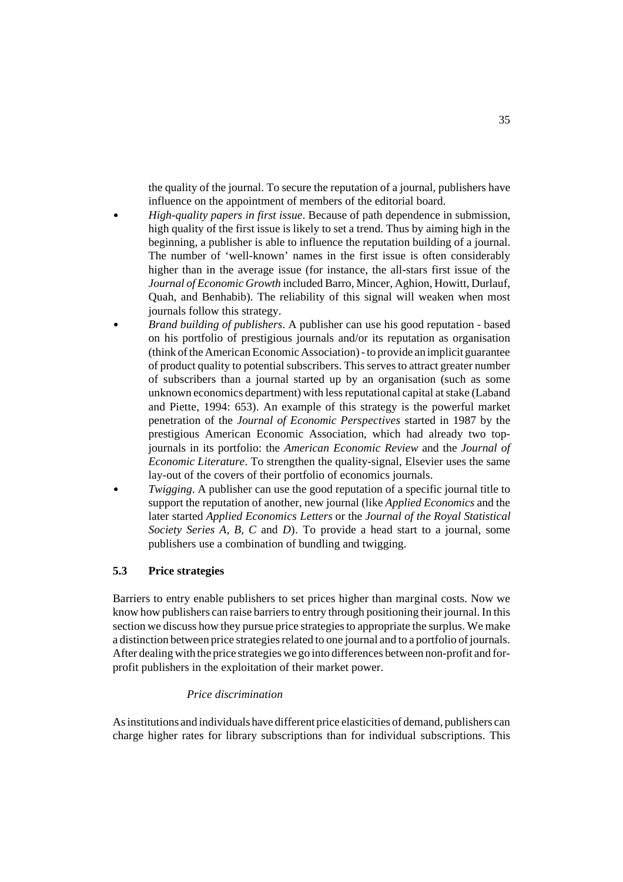the quality of the journal. To secure the reputation of a journal, publishers have influence on the appointment of members of the editorial board.

- *High-quality papers in first issue*. Because of path dependence in submission, high quality of the first issue is likely to set a trend. Thus by aiming high in the beginning, a publisher is able to influence the reputation building of a journal. The number of 'well-known' names in the first issue is often considerably higher than in the average issue (for instance, the all-stars first issue of the *Journal of Economic Growth* included Barro, Mincer, Aghion, Howitt, Durlauf, Quah, and Benhabib). The reliability of this signal will weaken when most journals follow this strategy.
- *Brand building of publishers*. A publisher can use his good reputation - based on his portfolio of prestigious journals and/or its reputation as organisation (think of the American Economic Association) - to provide an implicit guarantee of product quality to potential subscribers. This serves to attract greater number of subscribers than a journal started up by an organisation (such as some unknown economics department) with less reputational capital at stake (Laband and Piette, 1994: 653). An example of this strategy is the powerful market penetration of the *Journal of Economic Perspectives* started in 1987 by the prestigious American Economic Association, which had already two top-journals in its portfolio: the *American Economic Review* and the *Journal of Economic Literature*. To strengthen the quality-signal, Elsevier uses the same lay-out of the covers of their portfolio of economics journals.
- *Twigging*. A publisher can use the good reputation of a specific journal title to support the reputation of another, new journal (like *Applied Economics* and the later started *Applied Economics Letters* or the *Journal of the Royal Statistical Society Series A, B, C* and *D*). To provide a head start to a journal, some publishers use a combination of bundling and twigging.

### 5.3 Price strategies

Barriers to entry enable publishers to set prices higher than marginal costs. Now we know how publishers can raise barriers to entry through positioning their journal. In this section we discuss how they pursue price strategies to appropriate the surplus. We make a distinction between price strategies related to one journal and to a portfolio of journals. After dealing with the price strategies we go into differences between non-profit and for-profit publishers in the exploitation of their market power.

*Price discrimination*

As institutions and individuals have different price elasticities of demand, publishers can charge higher rates for library subscriptions than for individual subscriptions. This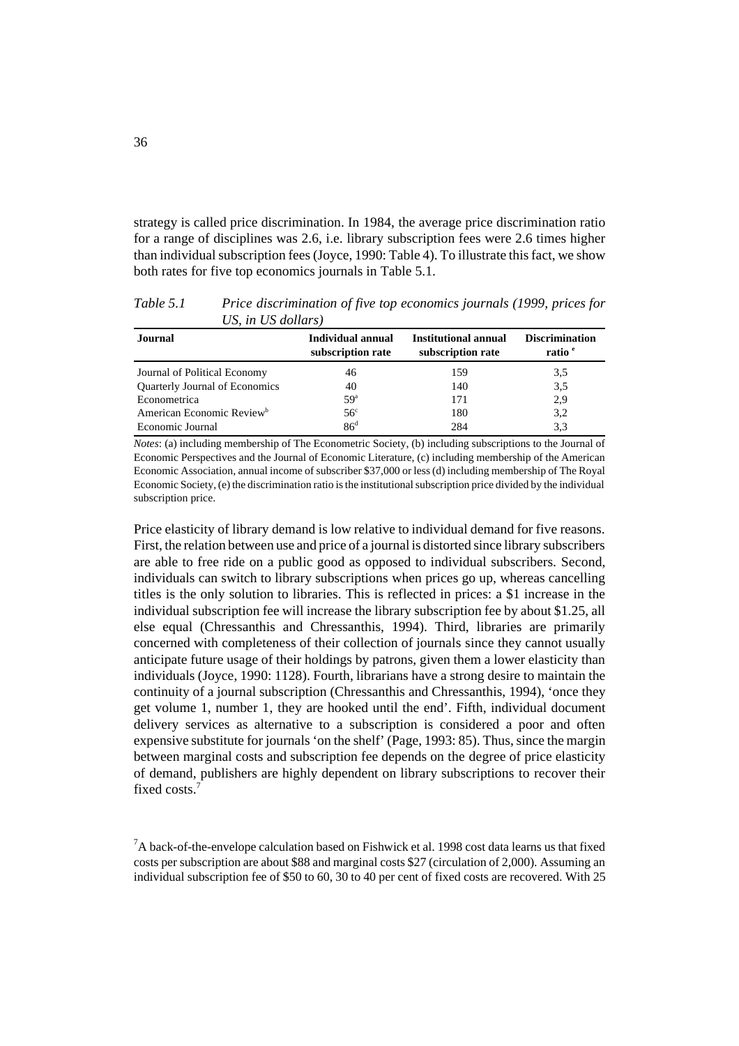strategy is called price discrimination. In 1984, the average price discrimination ratio for a range of disciplines was 2.6, i.e. library subscription fees were 2.6 times higher than individual subscription fees (Joyce, 1990: Table 4). To illustrate this fact, we show both rates for five top economics journals in Table 5.1.

*Table 5.1 Price discrimination of five top economics journals (1999, prices for US, in US dollars)*

| Journal | Individual annual subscription rate | Institutional annual subscription rate | Discrimination ratio [e] |
|---|---|---|---|
| Journal of Political Economy | 46 | 159 | 3,5 |
| Quarterly Journal of Economics | 40 | 140 | 3,5 |
| Econometrica | 59[a] | 171 | 2,9 |
| American Economic Review[b] | 56[c] | 180 | 3,2 |
| Economic Journal | 86[d] | 284 | 3,3 |

*Notes*: (a) including membership of The Econometric Society, (b) including subscriptions to the Journal of Economic Perspectives and the Journal of Economic Literature, (c) including membership of the American Economic Association, annual income of subscriber $37,000 or less (d) including membership of The Royal Economic Society, (e) the discrimination ratio is the institutional subscription price divided by the individual subscription price.

Price elasticity of library demand is low relative to individual demand for five reasons. First, the relation between use and price of a journal is distorted since library subscribers are able to free ride on a public good as opposed to individual subscribers. Second, individuals can switch to library subscriptions when prices go up, whereas cancelling titles is the only solution to libraries. This is reflected in prices: a $1 increase in the individual subscription fee will increase the library subscription fee by about $1.25, all else equal (Chressanthis and Chressanthis, 1994). Third, libraries are primarily concerned with completeness of their collection of journals since they cannot usually anticipate future usage of their holdings by patrons, given them a lower elasticity than individuals (Joyce, 1990: 1128). Fourth, librarians have a strong desire to maintain the continuity of a journal subscription (Chressanthis and Chressanthis, 1994), 'once they get volume 1, number 1, they are hooked until the end'. Fifth, individual document delivery services as alternative to a subscription is considered a poor and often expensive substitute for journals 'on the shelf' (Page, 1993: 85). Thus, since the margin between marginal costs and subscription fee depends on the degree of price elasticity of demand, publishers are highly dependent on library subscriptions to recover their fixed costs.[7]

[7] A back-of-the-envelope calculation based on Fishwick et al. 1998 cost data learns us that fixed costs per subscription are about $88 and marginal costs $27 (circulation of 2,000). Assuming an individual subscription fee of $50 to 60, 30 to 40 per cent of fixed costs are recovered. With 25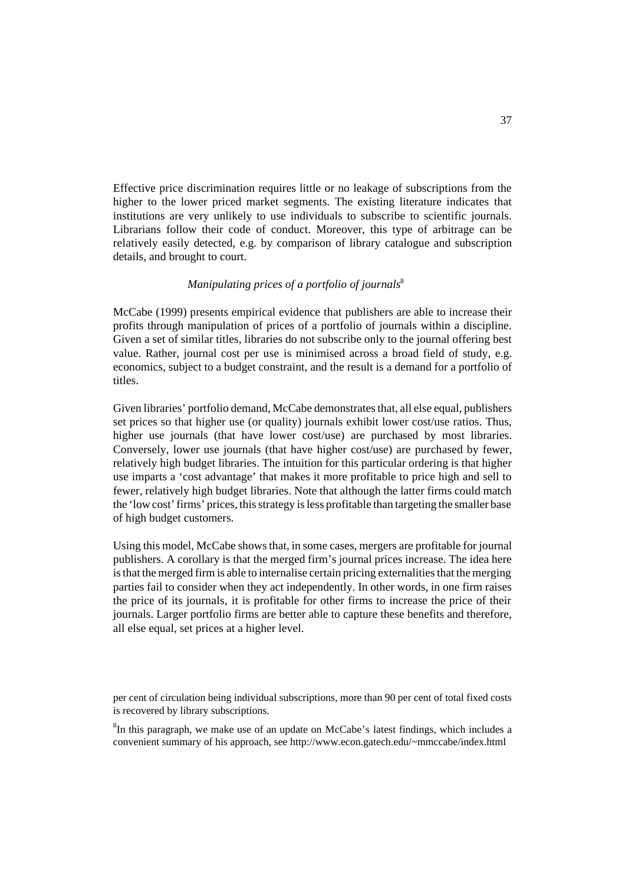Effective price discrimination requires little or no leakage of subscriptions from the higher to the lower priced market segments. The existing literature indicates that institutions are very unlikely to use individuals to subscribe to scientific journals. Librarians follow their code of conduct. Moreover, this type of arbitrage can be relatively easily detected, e.g. by comparison of library catalogue and subscription details, and brought to court.

### *Manipulating prices of a portfolio of journals*[8]

McCabe (1999) presents empirical evidence that publishers are able to increase their profits through manipulation of prices of a portfolio of journals within a discipline. Given a set of similar titles, libraries do not subscribe only to the journal offering best value. Rather, journal cost per use is minimised across a broad field of study, e.g. economics, subject to a budget constraint, and the result is a demand for a portfolio of titles.

Given libraries' portfolio demand, McCabe demonstrates that, all else equal, publishers set prices so that higher use (or quality) journals exhibit lower cost/use ratios. Thus, higher use journals (that have lower cost/use) are purchased by most libraries. Conversely, lower use journals (that have higher cost/use) are purchased by fewer, relatively high budget libraries. The intuition for this particular ordering is that higher use imparts a 'cost advantage' that makes it more profitable to price high and sell to fewer, relatively high budget libraries. Note that although the latter firms could match the 'low cost' firms' prices, this strategy is less profitable than targeting the smaller base of high budget customers.

Using this model, McCabe shows that, in some cases, mergers are profitable for journal publishers. A corollary is that the merged firm's journal prices increase. The idea here is that the merged firm is able to internalise certain pricing externalities that the merging parties fail to consider when they act independently. In other words, in one firm raises the price of its journals, it is profitable for other firms to increase the price of their journals. Larger portfolio firms are better able to capture these benefits and therefore, all else equal, set prices at a higher level.

per cent of circulation being individual subscriptions, more than 90 per cent of total fixed costs is recovered by library subscriptions.

[8]In this paragraph, we make use of an update on McCabe's latest findings, which includes a convenient summary of his approach, see http://www.econ.gatech.edu/~mmccabe/index.html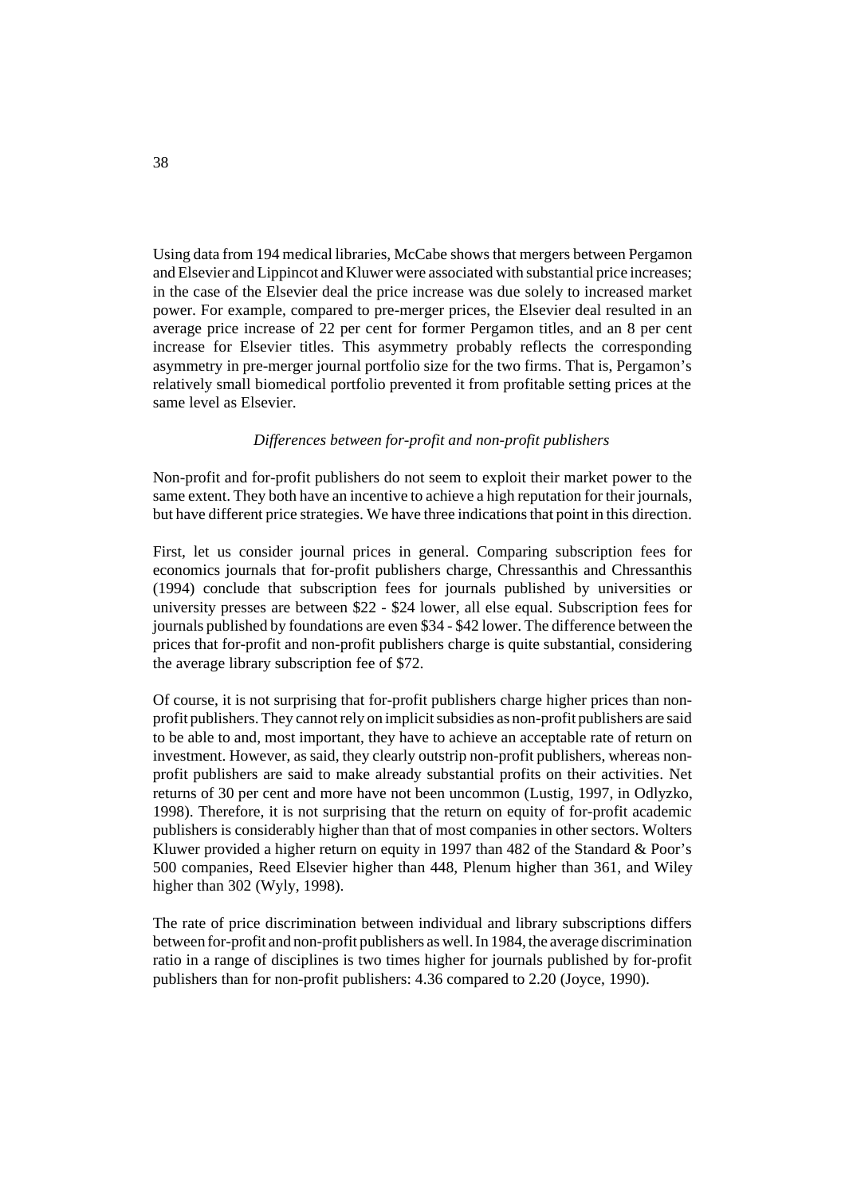Using data from 194 medical libraries, McCabe shows that mergers between Pergamon and Elsevier and Lippincot and Kluwer were associated with substantial price increases; in the case of the Elsevier deal the price increase was due solely to increased market power. For example, compared to pre-merger prices, the Elsevier deal resulted in an average price increase of 22 per cent for former Pergamon titles, and an 8 per cent increase for Elsevier titles. This asymmetry probably reflects the corresponding asymmetry in pre-merger journal portfolio size for the two firms. That is, Pergamon's relatively small biomedical portfolio prevented it from profitable setting prices at the same level as Elsevier.

### *Differences between for-profit and non-profit publishers*

Non-profit and for-profit publishers do not seem to exploit their market power to the same extent. They both have an incentive to achieve a high reputation for their journals, but have different price strategies. We have three indications that point in this direction.

First, let us consider journal prices in general. Comparing subscription fees for economics journals that for-profit publishers charge, Chressanthis and Chressanthis (1994) conclude that subscription fees for journals published by universities or university presses are between $22 - $24 lower, all else equal. Subscription fees for journals published by foundations are even $34 - $42 lower. The difference between the prices that for-profit and non-profit publishers charge is quite substantial, considering the average library subscription fee of $72.

Of course, it is not surprising that for-profit publishers charge higher prices than non-profit publishers. They cannot rely on implicit subsidies as non-profit publishers are said to be able to and, most important, they have to achieve an acceptable rate of return on investment. However, as said, they clearly outstrip non-profit publishers, whereas non-profit publishers are said to make already substantial profits on their activities. Net returns of 30 per cent and more have not been uncommon (Lustig, 1997, in Odlyzko, 1998). Therefore, it is not surprising that the return on equity of for-profit academic publishers is considerably higher than that of most companies in other sectors. Wolters Kluwer provided a higher return on equity in 1997 than 482 of the Standard & Poor's 500 companies, Reed Elsevier higher than 448, Plenum higher than 361, and Wiley higher than 302 (Wyly, 1998).

The rate of price discrimination between individual and library subscriptions differs between for-profit and non-profit publishers as well. In 1984, the average discrimination ratio in a range of disciplines is two times higher for journals published by for-profit publishers than for non-profit publishers: 4.36 compared to 2.20 (Joyce, 1990).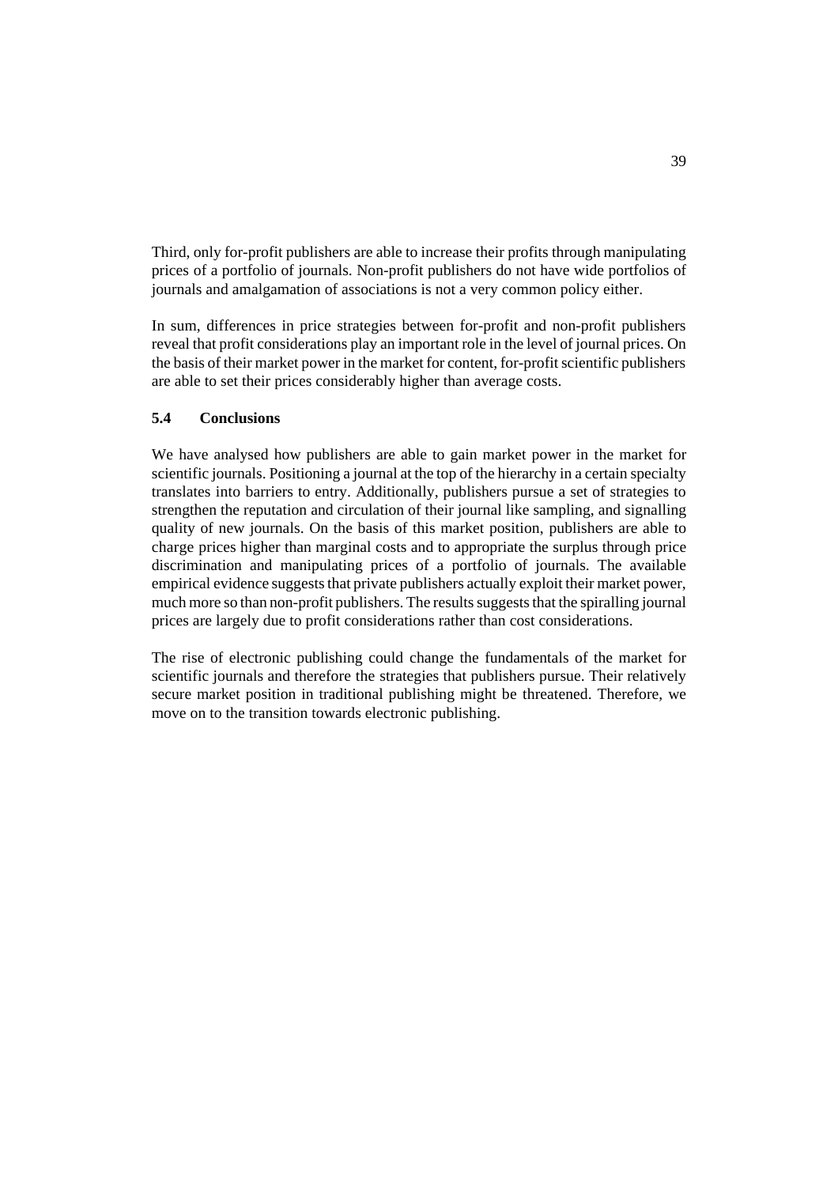Third, only for-profit publishers are able to increase their profits through manipulating prices of a portfolio of journals. Non-profit publishers do not have wide portfolios of journals and amalgamation of associations is not a very common policy either.

In sum, differences in price strategies between for-profit and non-profit publishers reveal that profit considerations play an important role in the level of journal prices. On the basis of their market power in the market for content, for-profit scientific publishers are able to set their prices considerably higher than average costs.

### 5.4 Conclusions

We have analysed how publishers are able to gain market power in the market for scientific journals. Positioning a journal at the top of the hierarchy in a certain specialty translates into barriers to entry. Additionally, publishers pursue a set of strategies to strengthen the reputation and circulation of their journal like sampling, and signalling quality of new journals. On the basis of this market position, publishers are able to charge prices higher than marginal costs and to appropriate the surplus through price discrimination and manipulating prices of a portfolio of journals. The available empirical evidence suggests that private publishers actually exploit their market power, much more so than non-profit publishers. The results suggests that the spiralling journal prices are largely due to profit considerations rather than cost considerations.

The rise of electronic publishing could change the fundamentals of the market for scientific journals and therefore the strategies that publishers pursue. Their relatively secure market position in traditional publishing might be threatened. Therefore, we move on to the transition towards electronic publishing.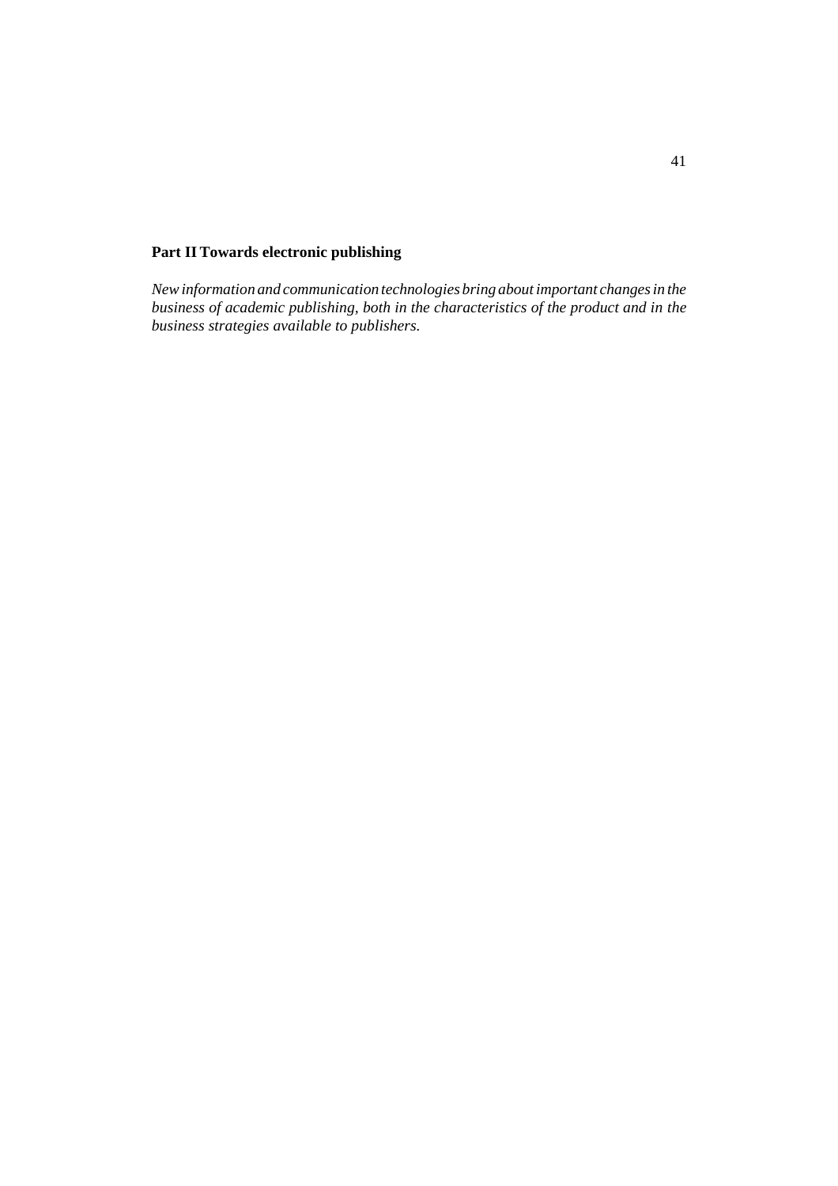# Part II Towards electronic publishing

*New information and communication technologies bring about important changes in the business of academic publishing, both in the characteristics of the product and in the business strategies available to publishers.*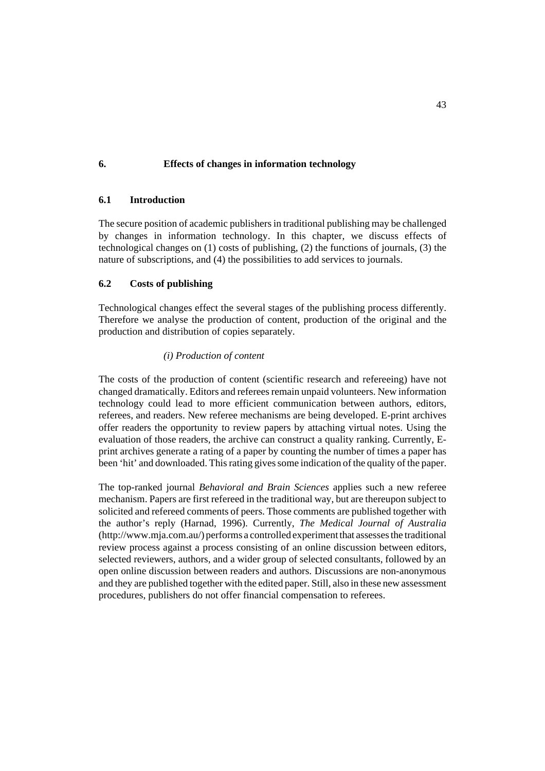# 6. Effects of changes in information technology

## 6.1 Introduction

The secure position of academic publishers in traditional publishing may be challenged by changes in information technology. In this chapter, we discuss effects of technological changes on (1) costs of publishing, (2) the functions of journals, (3) the nature of subscriptions, and (4) the possibilities to add services to journals.

## 6.2 Costs of publishing

Technological changes effect the several stages of the publishing process differently. Therefore we analyse the production of content, production of the original and the production and distribution of copies separately.

*(i) Production of content*

The costs of the production of content (scientific research and refereeing) have not changed dramatically. Editors and referees remain unpaid volunteers. New information technology could lead to more efficient communication between authors, editors, referees, and readers. New referee mechanisms are being developed. E-print archives offer readers the opportunity to review papers by attaching virtual notes. Using the evaluation of those readers, the archive can construct a quality ranking. Currently, E-print archives generate a rating of a paper by counting the number of times a paper has been 'hit' and downloaded. This rating gives some indication of the quality of the paper.

The top-ranked journal *Behavioral and Brain Sciences* applies such a new referee mechanism. Papers are first refereed in the traditional way, but are thereupon subject to solicited and refereed comments of peers. Those comments are published together with the author's reply (Harnad, 1996). Currently, *The Medical Journal of Australia* (http://www.mja.com.au/) performs a controlled experiment that assesses the traditional review process against a process consisting of an online discussion between editors, selected reviewers, authors, and a wider group of selected consultants, followed by an open online discussion between readers and authors. Discussions are non-anonymous and they are published together with the edited paper. Still, also in these new assessment procedures, publishers do not offer financial compensation to referees.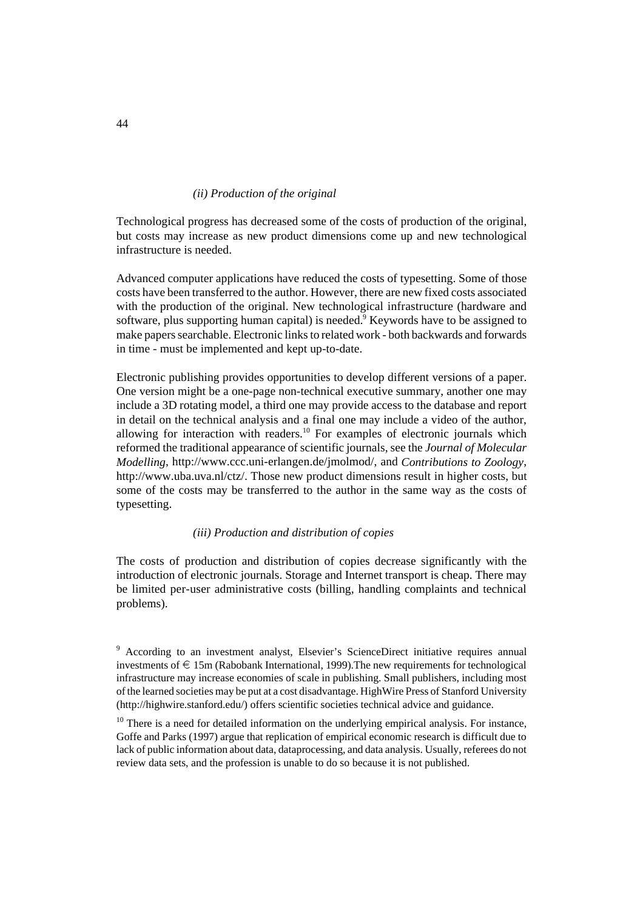*(ii) Production of the original*

Technological progress has decreased some of the costs of production of the original, but costs may increase as new product dimensions come up and new technological infrastructure is needed.

Advanced computer applications have reduced the costs of typesetting. Some of those costs have been transferred to the author. However, there are new fixed costs associated with the production of the original. New technological infrastructure (hardware and software, plus supporting human capital) is needed.[9] Keywords have to be assigned to make papers searchable. Electronic links to related work - both backwards and forwards in time - must be implemented and kept up-to-date.

Electronic publishing provides opportunities to develop different versions of a paper. One version might be a one-page non-technical executive summary, another one may include a 3D rotating model, a third one may provide access to the database and report in detail on the technical analysis and a final one may include a video of the author, allowing for interaction with readers.[10] For examples of electronic journals which reformed the traditional appearance of scientific journals, see the *Journal of Molecular Modelling*, http://www.ccc.uni-erlangen.de/jmolmod/, and *Contributions to Zoology*, http://www.uba.uva.nl/ctz/. Those new product dimensions result in higher costs, but some of the costs may be transferred to the author in the same way as the costs of typesetting.

*(iii) Production and distribution of copies*

The costs of production and distribution of copies decrease significantly with the introduction of electronic journals. Storage and Internet transport is cheap. There may be limited per-user administrative costs (billing, handling complaints and technical problems).

[9] According to an investment analyst, Elsevier's ScienceDirect initiative requires annual investments of € 15m (Rabobank International, 1999).The new requirements for technological infrastructure may increase economies of scale in publishing. Small publishers, including most of the learned societies may be put at a cost disadvantage. HighWire Press of Stanford University (http://highwire.stanford.edu/) offers scientific societies technical advice and guidance.

[10] There is a need for detailed information on the underlying empirical analysis. For instance, Goffe and Parks (1997) argue that replication of empirical economic research is difficult due to lack of public information about data, dataprocessing, and data analysis. Usually, referees do not review data sets, and the profession is unable to do so because it is not published.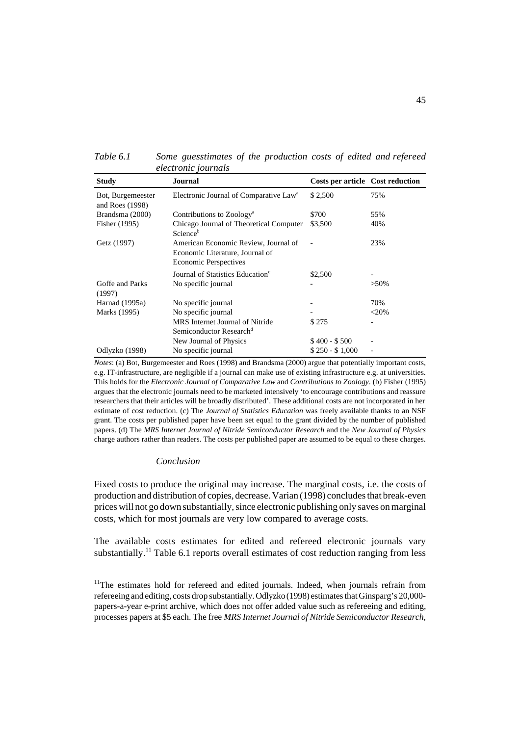*Table 6.1 Some guesstimates of the production costs of edited and refereed electronic journals*

| Study | Journal | Costs per article | Cost reduction |
|---|---|---|---|
| Bot, Burgemeester and Roes (1998) | Electronic Journal of Comparative Law[a] | $ 2,500 | 75% |
| Brandsma (2000) | Contributions to Zoology[a] | $700 | 55% |
| Fisher (1995) | Chicago Journal of Theoretical Computer Science[b] | $3,500 | 40% |
| Getz (1997) | American Economic Review, Journal of Economic Literature, Journal of Economic Perspectives | - | 23% |
| | Journal of Statistics Education[c] | $2,500 | - |
| Goffe and Parks (1997) | No specific journal | - | >50% |
| Harnad (1995a) | No specific journal | - | 70% |
| Marks (1995) | No specific journal | - | <20% |
| | MRS Internet Journal of Nitride Semiconductor Research[d] | $ 275 | - |
| | New Journal of Physics | $ 400 - $ 500 | - |
| Odlyzko (1998) | No specific journal | $ 250 - $ 1,000 | - |

*Notes*: (a) Bot, Burgemeester and Roes (1998) and Brandsma (2000) argue that potentially important costs, e.g. IT-infrastructure, are negligible if a journal can make use of existing infrastructure e.g. at universities. This holds for the *Electronic Journal of Comparative Law* and *Contributions to Zoology*. (b) Fisher (1995) argues that the electronic journals need to be marketed intensively 'to encourage contributions and reassure researchers that their articles will be broadly distributed'. These additional costs are not incorporated in her estimate of cost reduction. (c) The *Journal of Statistics Education* was freely available thanks to an NSF grant. The costs per published paper have been set equal to the grant divided by the number of published papers. (d) The *MRS Internet Journal of Nitride Semiconductor Research* and the *New Journal of Physics* charge authors rather than readers. The costs per published paper are assumed to be equal to these charges.

### *Conclusion*

Fixed costs to produce the original may increase. The marginal costs, i.e. the costs of production and distribution of copies, decrease. Varian (1998) concludes that break-even prices will not go down substantially, since electronic publishing only saves on marginal costs, which for most journals are very low compared to average costs.

The available costs estimates for edited and refereed electronic journals vary substantially.[11] Table 6.1 reports overall estimates of cost reduction ranging from less

[11] The estimates hold for refereed and edited journals. Indeed, when journals refrain from refereeing and editing, costs drop substantially. Odlyzko (1998) estimates that Ginsparg's 20,000-papers-a-year e-print archive, which does not offer added value such as refereeing and editing, processes papers at $5 each. The free *MRS Internet Journal of Nitride Semiconductor Research*,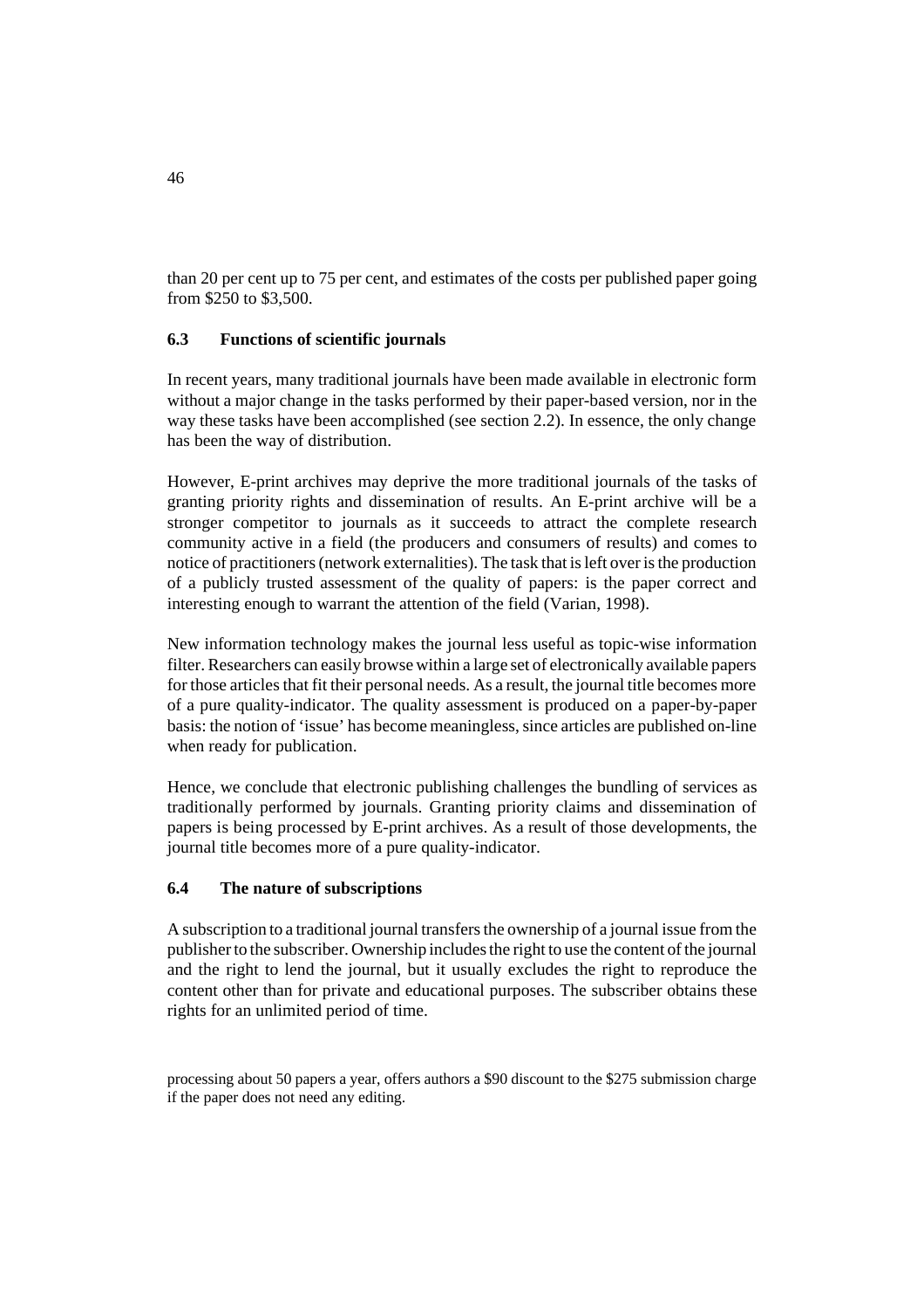than 20 per cent up to 75 per cent, and estimates of the costs per published paper going from $250 to $3,500.

### 6.3 Functions of scientific journals

In recent years, many traditional journals have been made available in electronic form without a major change in the tasks performed by their paper-based version, nor in the way these tasks have been accomplished (see section 2.2). In essence, the only change has been the way of distribution.

However, E-print archives may deprive the more traditional journals of the tasks of granting priority rights and dissemination of results. An E-print archive will be a stronger competitor to journals as it succeeds to attract the complete research community active in a field (the producers and consumers of results) and comes to notice of practitioners (network externalities). The task that is left over is the production of a publicly trusted assessment of the quality of papers: is the paper correct and interesting enough to warrant the attention of the field (Varian, 1998).

New information technology makes the journal less useful as topic-wise information filter. Researchers can easily browse within a large set of electronically available papers for those articles that fit their personal needs. As a result, the journal title becomes more of a pure quality-indicator. The quality assessment is produced on a paper-by-paper basis: the notion of 'issue' has become meaningless, since articles are published on-line when ready for publication.

Hence, we conclude that electronic publishing challenges the bundling of services as traditionally performed by journals. Granting priority claims and dissemination of papers is being processed by E-print archives. As a result of those developments, the journal title becomes more of a pure quality-indicator.

### 6.4 The nature of subscriptions

A subscription to a traditional journal transfers the ownership of a journal issue from the publisher to the subscriber. Ownership includes the right to use the content of the journal and the right to lend the journal, but it usually excludes the right to reproduce the content other than for private and educational purposes. The subscriber obtains these rights for an unlimited period of time.

processing about 50 papers a year, offers authors a $90 discount to the $275 submission charge if the paper does not need any editing.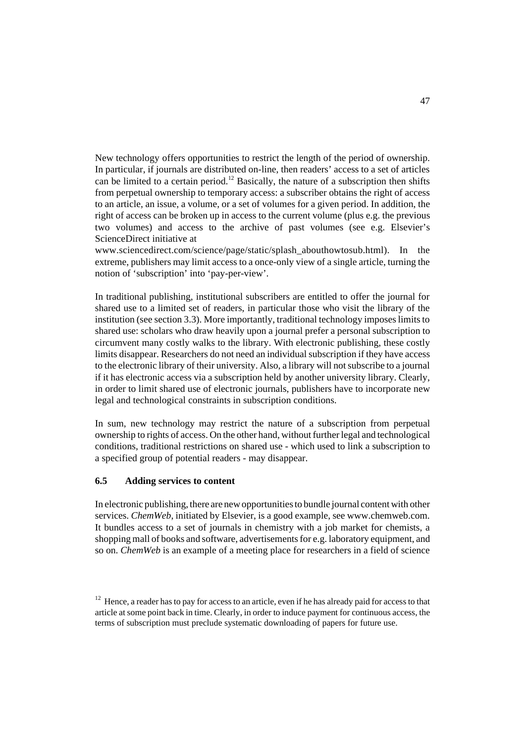New technology offers opportunities to restrict the length of the period of ownership. In particular, if journals are distributed on-line, then readers' access to a set of articles can be limited to a certain period.[12] Basically, the nature of a subscription then shifts from perpetual ownership to temporary access: a subscriber obtains the right of access to an article, an issue, a volume, or a set of volumes for a given period. In addition, the right of access can be broken up in access to the current volume (plus e.g. the previous two volumes) and access to the archive of past volumes (see e.g. Elsevier's ScienceDirect initiative at www.sciencedirect.com/science/page/static/splash_abouthowtosub.html). In the extreme, publishers may limit access to a once-only view of a single article, turning the notion of 'subscription' into 'pay-per-view'.

In traditional publishing, institutional subscribers are entitled to offer the journal for shared use to a limited set of readers, in particular those who visit the library of the institution (see section 3.3). More importantly, traditional technology imposes limits to shared use: scholars who draw heavily upon a journal prefer a personal subscription to circumvent many costly walks to the library. With electronic publishing, these costly limits disappear. Researchers do not need an individual subscription if they have access to the electronic library of their university. Also, a library will not subscribe to a journal if it has electronic access via a subscription held by another university library. Clearly, in order to limit shared use of electronic journals, publishers have to incorporate new legal and technological constraints in subscription conditions.

In sum, new technology may restrict the nature of a subscription from perpetual ownership to rights of access. On the other hand, without further legal and technological conditions, traditional restrictions on shared use - which used to link a subscription to a specified group of potential readers - may disappear.

### 6.5 Adding services to content

In electronic publishing, there are new opportunities to bundle journal content with other services. *ChemWeb*, initiated by Elsevier, is a good example, see www.chemweb.com. It bundles access to a set of journals in chemistry with a job market for chemists, a shopping mall of books and software, advertisements for e.g. laboratory equipment, and so on. *ChemWeb* is an example of a meeting place for researchers in a field of science

---

[12] Hence, a reader has to pay for access to an article, even if he has already paid for access to that article at some point back in time. Clearly, in order to induce payment for continuous access, the terms of subscription must preclude systematic downloading of papers for future use.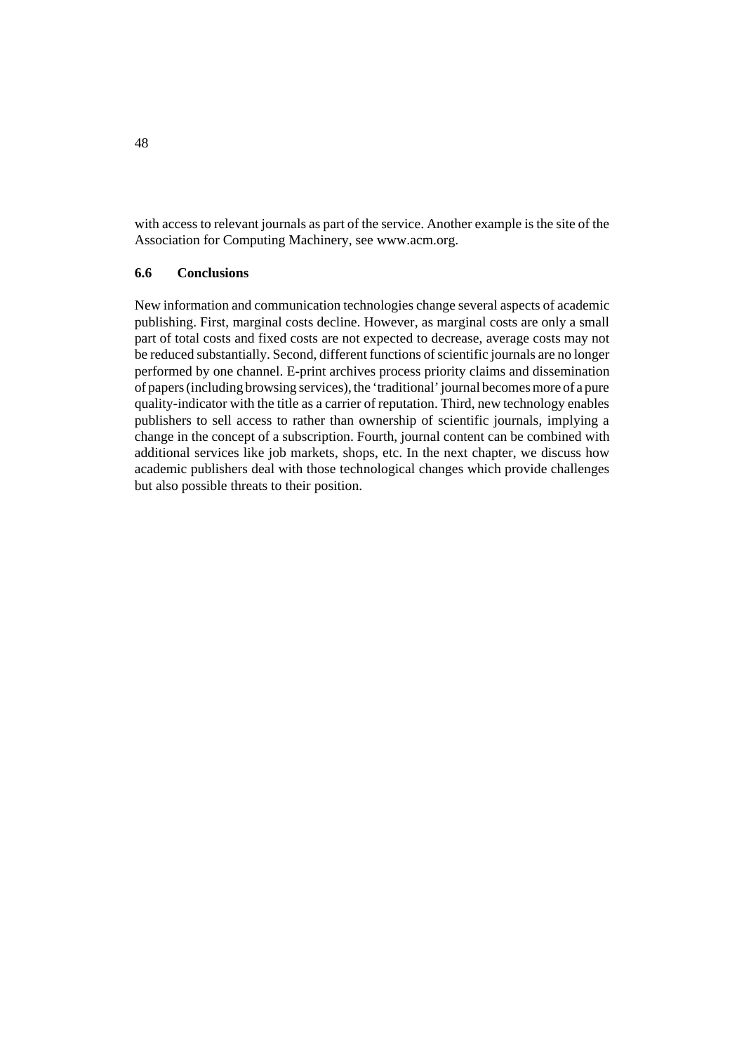with access to relevant journals as part of the service. Another example is the site of the Association for Computing Machinery, see www.acm.org.

### 6.6 Conclusions

New information and communication technologies change several aspects of academic publishing. First, marginal costs decline. However, as marginal costs are only a small part of total costs and fixed costs are not expected to decrease, average costs may not be reduced substantially. Second, different functions of scientific journals are no longer performed by one channel. E-print archives process priority claims and dissemination of papers (including browsing services), the 'traditional' journal becomes more of a pure quality-indicator with the title as a carrier of reputation. Third, new technology enables publishers to sell access to rather than ownership of scientific journals, implying a change in the concept of a subscription. Fourth, journal content can be combined with additional services like job markets, shops, etc. In the next chapter, we discuss how academic publishers deal with those technological changes which provide challenges but also possible threats to their position.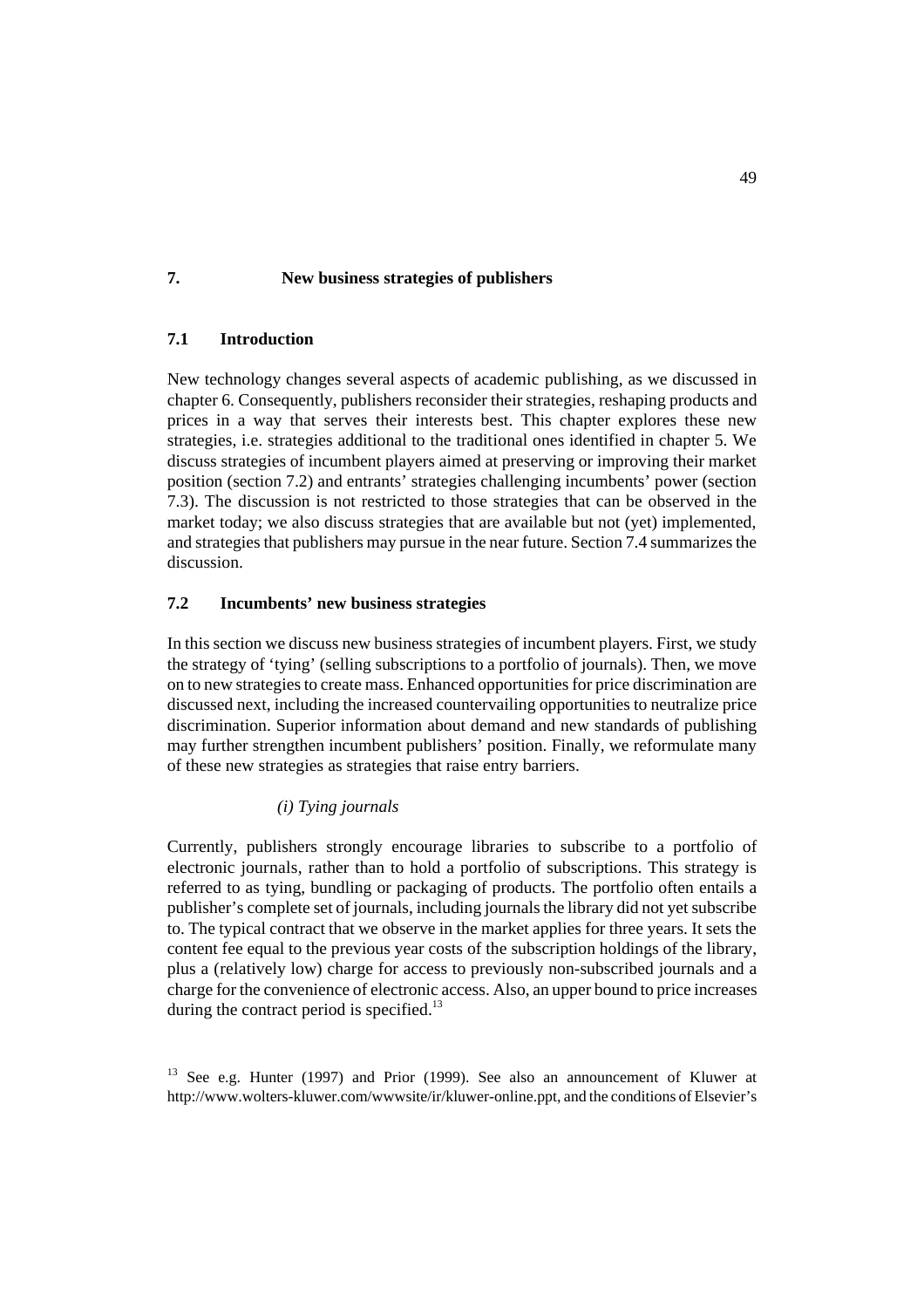# 7. New business strategies of publishers

## 7.1 Introduction

New technology changes several aspects of academic publishing, as we discussed in chapter 6. Consequently, publishers reconsider their strategies, reshaping products and prices in a way that serves their interests best. This chapter explores these new strategies, i.e. strategies additional to the traditional ones identified in chapter 5. We discuss strategies of incumbent players aimed at preserving or improving their market position (section 7.2) and entrants' strategies challenging incumbents' power (section 7.3). The discussion is not restricted to those strategies that can be observed in the market today; we also discuss strategies that are available but not (yet) implemented, and strategies that publishers may pursue in the near future. Section 7.4 summarizes the discussion.

## 7.2 Incumbents' new business strategies

In this section we discuss new business strategies of incumbent players. First, we study the strategy of 'tying' (selling subscriptions to a portfolio of journals). Then, we move on to new strategies to create mass. Enhanced opportunities for price discrimination are discussed next, including the increased countervailing opportunities to neutralize price discrimination. Superior information about demand and new standards of publishing may further strengthen incumbent publishers' position. Finally, we reformulate many of these new strategies as strategies that raise entry barriers.

*(i) Tying journals*

Currently, publishers strongly encourage libraries to subscribe to a portfolio of electronic journals, rather than to hold a portfolio of subscriptions. This strategy is referred to as tying, bundling or packaging of products. The portfolio often entails a publisher's complete set of journals, including journals the library did not yet subscribe to. The typical contract that we observe in the market applies for three years. It sets the content fee equal to the previous year costs of the subscription holdings of the library, plus a (relatively low) charge for access to previously non-subscribed journals and a charge for the convenience of electronic access. Also, an upper bound to price increases during the contract period is specified.[13]

[13] See e.g. Hunter (1997) and Prior (1999). See also an announcement of Kluwer at http://www.wolters-kluwer.com/wwwsite/ir/kluwer-online.ppt, and the conditions of Elsevier's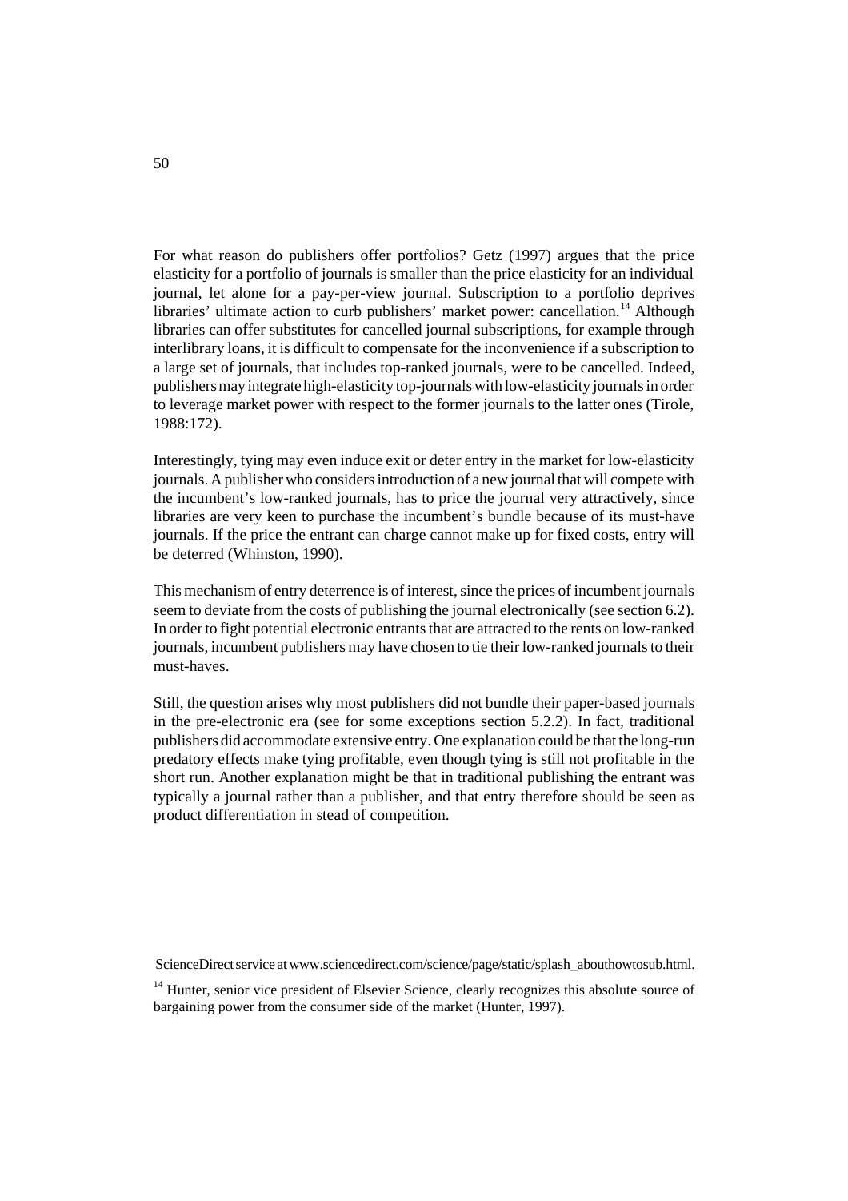For what reason do publishers offer portfolios? Getz (1997) argues that the price elasticity for a portfolio of journals is smaller than the price elasticity for an individual journal, let alone for a pay-per-view journal. Subscription to a portfolio deprives libraries' ultimate action to curb publishers' market power: cancellation.[14] Although libraries can offer substitutes for cancelled journal subscriptions, for example through interlibrary loans, it is difficult to compensate for the inconvenience if a subscription to a large set of journals, that includes top-ranked journals, were to be cancelled. Indeed, publishers may integrate high-elasticity top-journals with low-elasticity journals in order to leverage market power with respect to the former journals to the latter ones (Tirole, 1988:172).

Interestingly, tying may even induce exit or deter entry in the market for low-elasticity journals. A publisher who considers introduction of a new journal that will compete with the incumbent's low-ranked journals, has to price the journal very attractively, since libraries are very keen to purchase the incumbent's bundle because of its must-have journals. If the price the entrant can charge cannot make up for fixed costs, entry will be deterred (Whinston, 1990).

This mechanism of entry deterrence is of interest, since the prices of incumbent journals seem to deviate from the costs of publishing the journal electronically (see section 6.2). In order to fight potential electronic entrants that are attracted to the rents on low-ranked journals, incumbent publishers may have chosen to tie their low-ranked journals to their must-haves.

Still, the question arises why most publishers did not bundle their paper-based journals in the pre-electronic era (see for some exceptions section 5.2.2). In fact, traditional publishers did accommodate extensive entry. One explanation could be that the long-run predatory effects make tying profitable, even though tying is still not profitable in the short run. Another explanation might be that in traditional publishing the entrant was typically a journal rather than a publisher, and that entry therefore should be seen as product differentiation in stead of competition.

ScienceDirect service at www.sciencedirect.com/science/page/static/splash_abouthowtosub.html.

[14] Hunter, senior vice president of Elsevier Science, clearly recognizes this absolute source of bargaining power from the consumer side of the market (Hunter, 1997).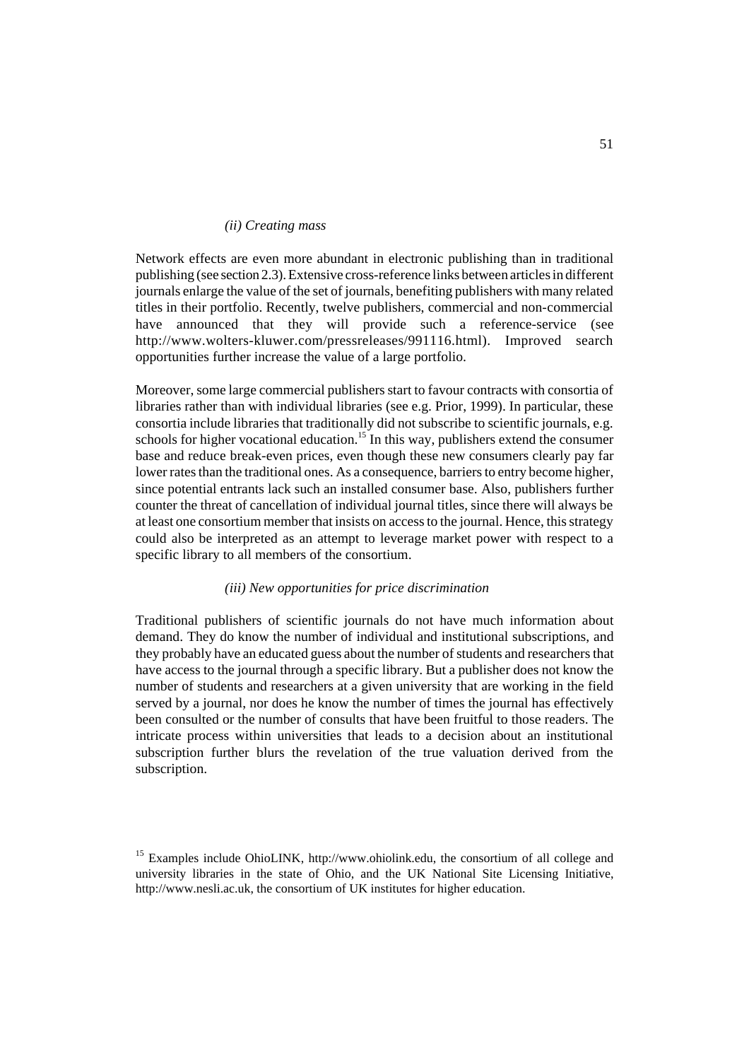### *(ii) Creating mass*

Network effects are even more abundant in electronic publishing than in traditional publishing (see section 2.3). Extensive cross-reference links between articles in different journals enlarge the value of the set of journals, benefiting publishers with many related titles in their portfolio. Recently, twelve publishers, commercial and non-commercial have announced that they will provide such a reference-service (see http://www.wolters-kluwer.com/pressreleases/991116.html). Improved search opportunities further increase the value of a large portfolio.

Moreover, some large commercial publishers start to favour contracts with consortia of libraries rather than with individual libraries (see e.g. Prior, 1999). In particular, these consortia include libraries that traditionally did not subscribe to scientific journals, e.g. schools for higher vocational education.[15] In this way, publishers extend the consumer base and reduce break-even prices, even though these new consumers clearly pay far lower rates than the traditional ones. As a consequence, barriers to entry become higher, since potential entrants lack such an installed consumer base. Also, publishers further counter the threat of cancellation of individual journal titles, since there will always be at least one consortium member that insists on access to the journal. Hence, this strategy could also be interpreted as an attempt to leverage market power with respect to a specific library to all members of the consortium.

### *(iii) New opportunities for price discrimination*

Traditional publishers of scientific journals do not have much information about demand. They do know the number of individual and institutional subscriptions, and they probably have an educated guess about the number of students and researchers that have access to the journal through a specific library. But a publisher does not know the number of students and researchers at a given university that are working in the field served by a journal, nor does he know the number of times the journal has effectively been consulted or the number of consults that have been fruitful to those readers. The intricate process within universities that leads to a decision about an institutional subscription further blurs the revelation of the true valuation derived from the subscription.

[15] Examples include OhioLINK, http://www.ohiolink.edu, the consortium of all college and university libraries in the state of Ohio, and the UK National Site Licensing Initiative, http://www.nesli.ac.uk, the consortium of UK institutes for higher education.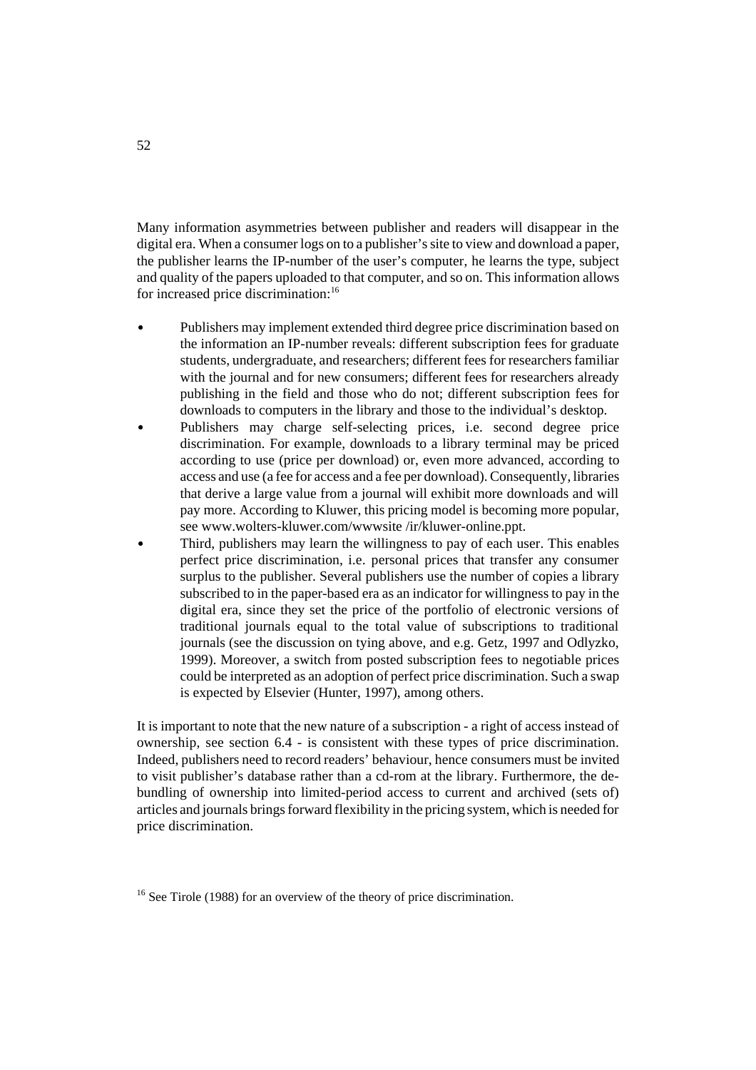Many information asymmetries between publisher and readers will disappear in the digital era. When a consumer logs on to a publisher's site to view and download a paper, the publisher learns the IP-number of the user's computer, he learns the type, subject and quality of the papers uploaded to that computer, and so on. This information allows for increased price discrimination:[16]

- Publishers may implement extended third degree price discrimination based on the information an IP-number reveals: different subscription fees for graduate students, undergraduate, and researchers; different fees for researchers familiar with the journal and for new consumers; different fees for researchers already publishing in the field and those who do not; different subscription fees for downloads to computers in the library and those to the individual's desktop.
- Publishers may charge self-selecting prices, i.e. second degree price discrimination. For example, downloads to a library terminal may be priced according to use (price per download) or, even more advanced, according to access and use (a fee for access and a fee per download). Consequently, libraries that derive a large value from a journal will exhibit more downloads and will pay more. According to Kluwer, this pricing model is becoming more popular, see www.wolters-kluwer.com/wwwsite /ir/kluwer-online.ppt.
- Third, publishers may learn the willingness to pay of each user. This enables perfect price discrimination, i.e. personal prices that transfer any consumer surplus to the publisher. Several publishers use the number of copies a library subscribed to in the paper-based era as an indicator for willingness to pay in the digital era, since they set the price of the portfolio of electronic versions of traditional journals equal to the total value of subscriptions to traditional journals (see the discussion on tying above, and e.g. Getz, 1997 and Odlyzko, 1999). Moreover, a switch from posted subscription fees to negotiable prices could be interpreted as an adoption of perfect price discrimination. Such a swap is expected by Elsevier (Hunter, 1997), among others.

It is important to note that the new nature of a subscription - a right of access instead of ownership, see section 6.4 - is consistent with these types of price discrimination. Indeed, publishers need to record readers' behaviour, hence consumers must be invited to visit publisher's database rather than a cd-rom at the library. Furthermore, the de-bundling of ownership into limited-period access to current and archived (sets of) articles and journals brings forward flexibility in the pricing system, which is needed for price discrimination.

[16] See Tirole (1988) for an overview of the theory of price discrimination.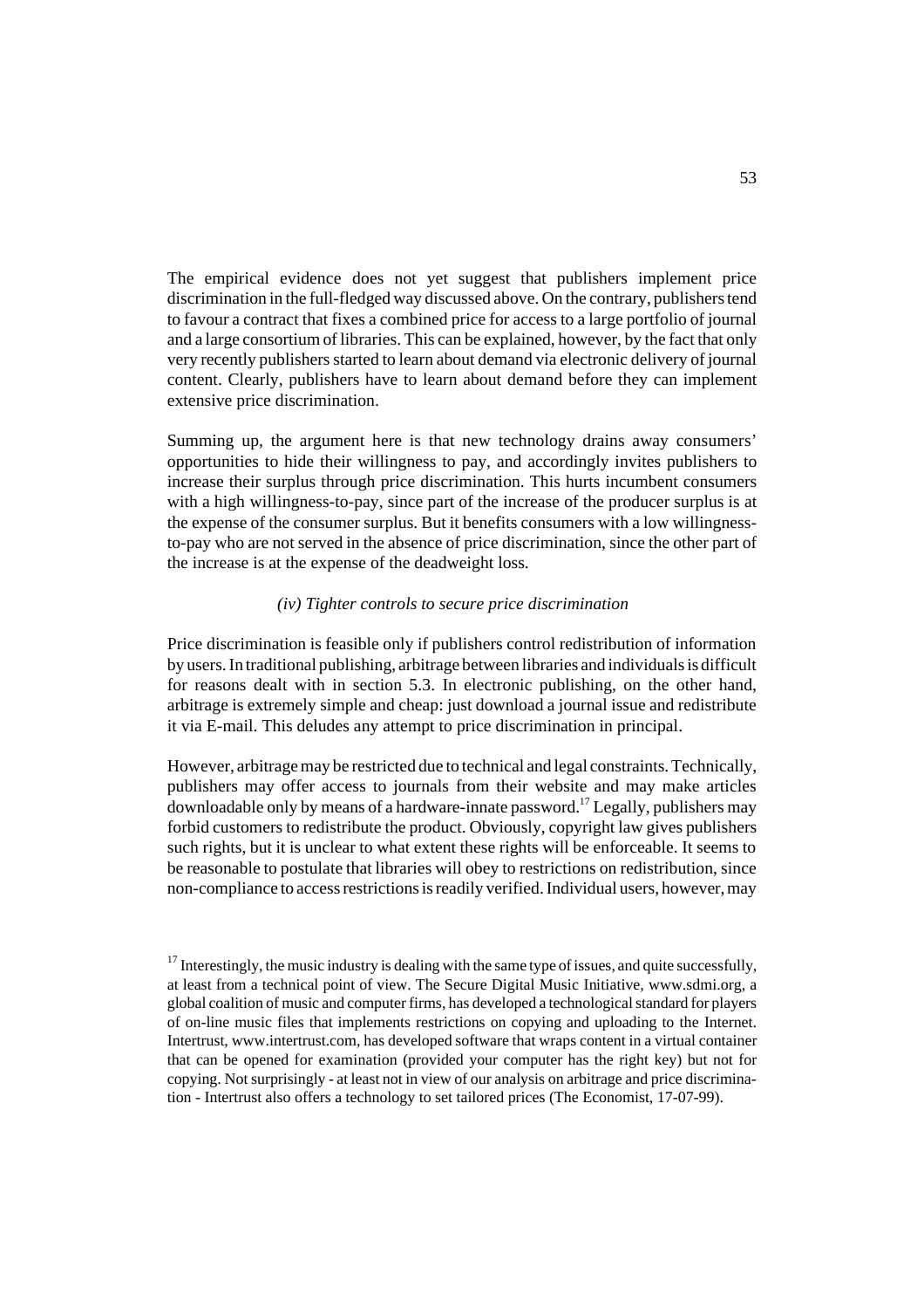The empirical evidence does not yet suggest that publishers implement price discrimination in the full-fledged way discussed above. On the contrary, publishers tend to favour a contract that fixes a combined price for access to a large portfolio of journal and a large consortium of libraries. This can be explained, however, by the fact that only very recently publishers started to learn about demand via electronic delivery of journal content. Clearly, publishers have to learn about demand before they can implement extensive price discrimination.

Summing up, the argument here is that new technology drains away consumers' opportunities to hide their willingness to pay, and accordingly invites publishers to increase their surplus through price discrimination. This hurts incumbent consumers with a high willingness-to-pay, since part of the increase of the producer surplus is at the expense of the consumer surplus. But it benefits consumers with a low willingness-to-pay who are not served in the absence of price discrimination, since the other part of the increase is at the expense of the deadweight loss.

*(iv) Tighter controls to secure price discrimination*

Price discrimination is feasible only if publishers control redistribution of information by users. In traditional publishing, arbitrage between libraries and individuals is difficult for reasons dealt with in section 5.3. In electronic publishing, on the other hand, arbitrage is extremely simple and cheap: just download a journal issue and redistribute it via E-mail. This deludes any attempt to price discrimination in principal.

However, arbitrage may be restricted due to technical and legal constraints. Technically, publishers may offer access to journals from their website and may make articles downloadable only by means of a hardware-innate password.[17] Legally, publishers may forbid customers to redistribute the product. Obviously, copyright law gives publishers such rights, but it is unclear to what extent these rights will be enforceable. It seems to be reasonable to postulate that libraries will obey to restrictions on redistribution, since non-compliance to access restrictions is readily verified. Individual users, however, may

[17] Interestingly, the music industry is dealing with the same type of issues, and quite successfully, at least from a technical point of view. The Secure Digital Music Initiative, www.sdmi.org, a global coalition of music and computer firms, has developed a technological standard for players of on-line music files that implements restrictions on copying and uploading to the Internet. Intertrust, www.intertrust.com, has developed software that wraps content in a virtual container that can be opened for examination (provided your computer has the right key) but not for copying. Not surprisingly - at least not in view of our analysis on arbitrage and price discrimination - Intertrust also offers a technology to set tailored prices (The Economist, 17-07-99).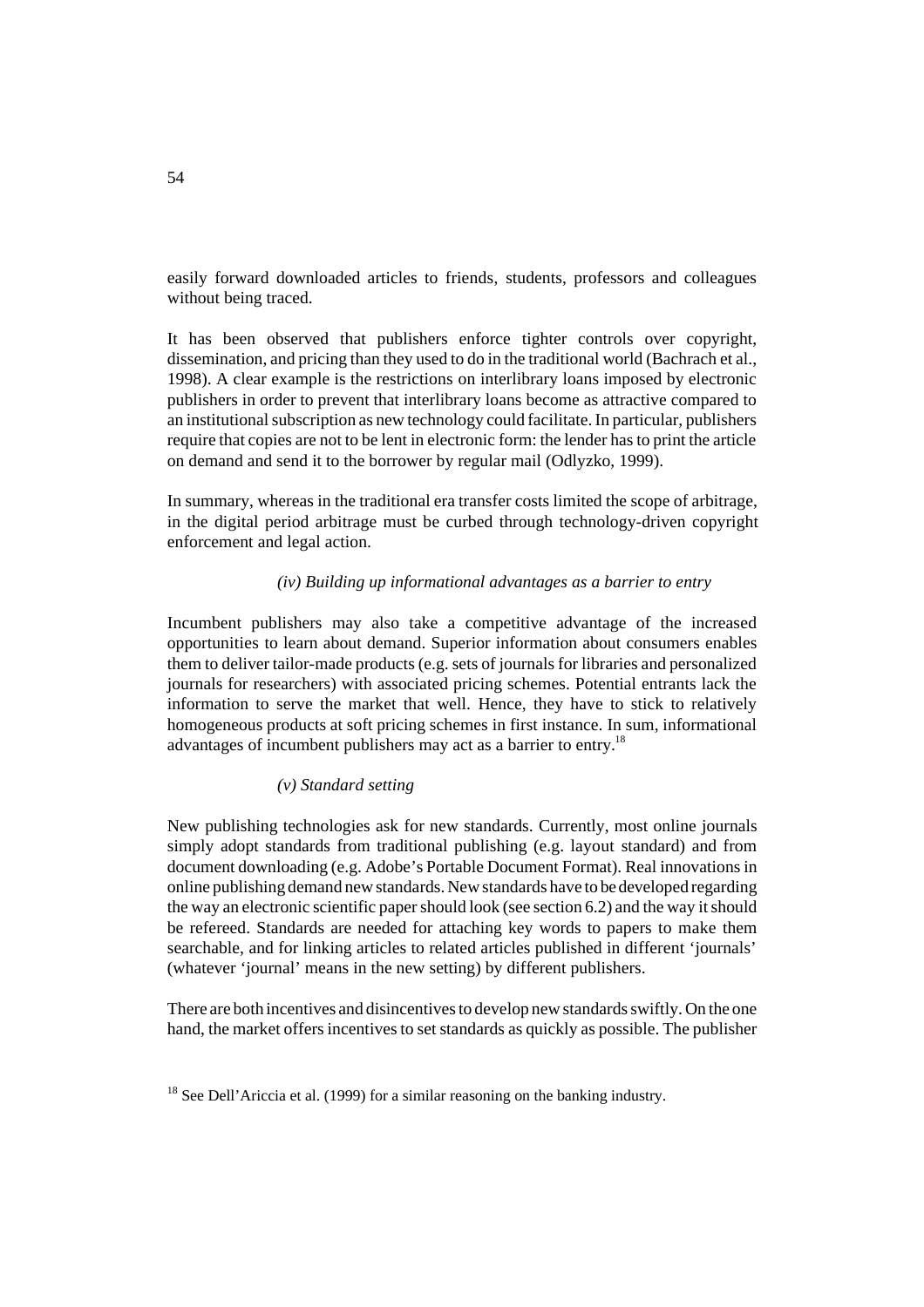easily forward downloaded articles to friends, students, professors and colleagues without being traced.

It has been observed that publishers enforce tighter controls over copyright, dissemination, and pricing than they used to do in the traditional world (Bachrach et al., 1998). A clear example is the restrictions on interlibrary loans imposed by electronic publishers in order to prevent that interlibrary loans become as attractive compared to an institutional subscription as new technology could facilitate. In particular, publishers require that copies are not to be lent in electronic form: the lender has to print the article on demand and send it to the borrower by regular mail (Odlyzko, 1999).

In summary, whereas in the traditional era transfer costs limited the scope of arbitrage, in the digital period arbitrage must be curbed through technology-driven copyright enforcement and legal action.

*(iv) Building up informational advantages as a barrier to entry*

Incumbent publishers may also take a competitive advantage of the increased opportunities to learn about demand. Superior information about consumers enables them to deliver tailor-made products (e.g. sets of journals for libraries and personalized journals for researchers) with associated pricing schemes. Potential entrants lack the information to serve the market that well. Hence, they have to stick to relatively homogeneous products at soft pricing schemes in first instance. In sum, informational advantages of incumbent publishers may act as a barrier to entry.[18]

*(v) Standard setting*

New publishing technologies ask for new standards. Currently, most online journals simply adopt standards from traditional publishing (e.g. layout standard) and from document downloading (e.g. Adobe's Portable Document Format). Real innovations in online publishing demand new standards. New standards have to be developed regarding the way an electronic scientific paper should look (see section 6.2) and the way it should be refereed. Standards are needed for attaching key words to papers to make them searchable, and for linking articles to related articles published in different 'journals' (whatever 'journal' means in the new setting) by different publishers.

There are both incentives and disincentives to develop new standards swiftly. On the one hand, the market offers incentives to set standards as quickly as possible. The publisher

[18] See Dell'Ariccia et al. (1999) for a similar reasoning on the banking industry.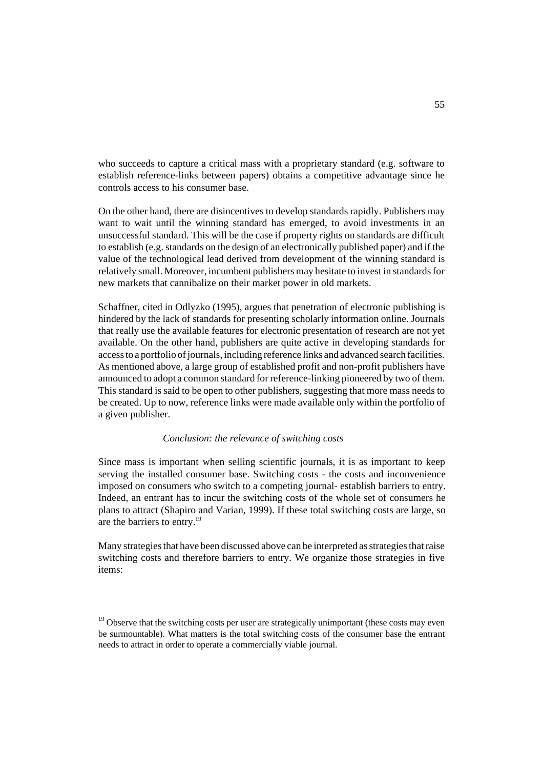who succeeds to capture a critical mass with a proprietary standard (e.g. software to establish reference-links between papers) obtains a competitive advantage since he controls access to his consumer base.

On the other hand, there are disincentives to develop standards rapidly. Publishers may want to wait until the winning standard has emerged, to avoid investments in an unsuccessful standard. This will be the case if property rights on standards are difficult to establish (e.g. standards on the design of an electronically published paper) and if the value of the technological lead derived from development of the winning standard is relatively small. Moreover, incumbent publishers may hesitate to invest in standards for new markets that cannibalize on their market power in old markets.

Schaffner, cited in Odlyzko (1995), argues that penetration of electronic publishing is hindered by the lack of standards for presenting scholarly information online. Journals that really use the available features for electronic presentation of research are not yet available. On the other hand, publishers are quite active in developing standards for access to a portfolio of journals, including reference links and advanced search facilities. As mentioned above, a large group of established profit and non-profit publishers have announced to adopt a common standard for reference-linking pioneered by two of them. This standard is said to be open to other publishers, suggesting that more mass needs to be created. Up to now, reference links were made available only within the portfolio of a given publisher.

*Conclusion: the relevance of switching costs*

Since mass is important when selling scientific journals, it is as important to keep serving the installed consumer base. Switching costs - the costs and inconvenience imposed on consumers who switch to a competing journal- establish barriers to entry. Indeed, an entrant has to incur the switching costs of the whole set of consumers he plans to attract (Shapiro and Varian, 1999). If these total switching costs are large, so are the barriers to entry.[19]

Many strategies that have been discussed above can be interpreted as strategies that raise switching costs and therefore barriers to entry. We organize those strategies in five items:

[19] Observe that the switching costs per user are strategically unimportant (these costs may even be surmountable). What matters is the total switching costs of the consumer base the entrant needs to attract in order to operate a commercially viable journal.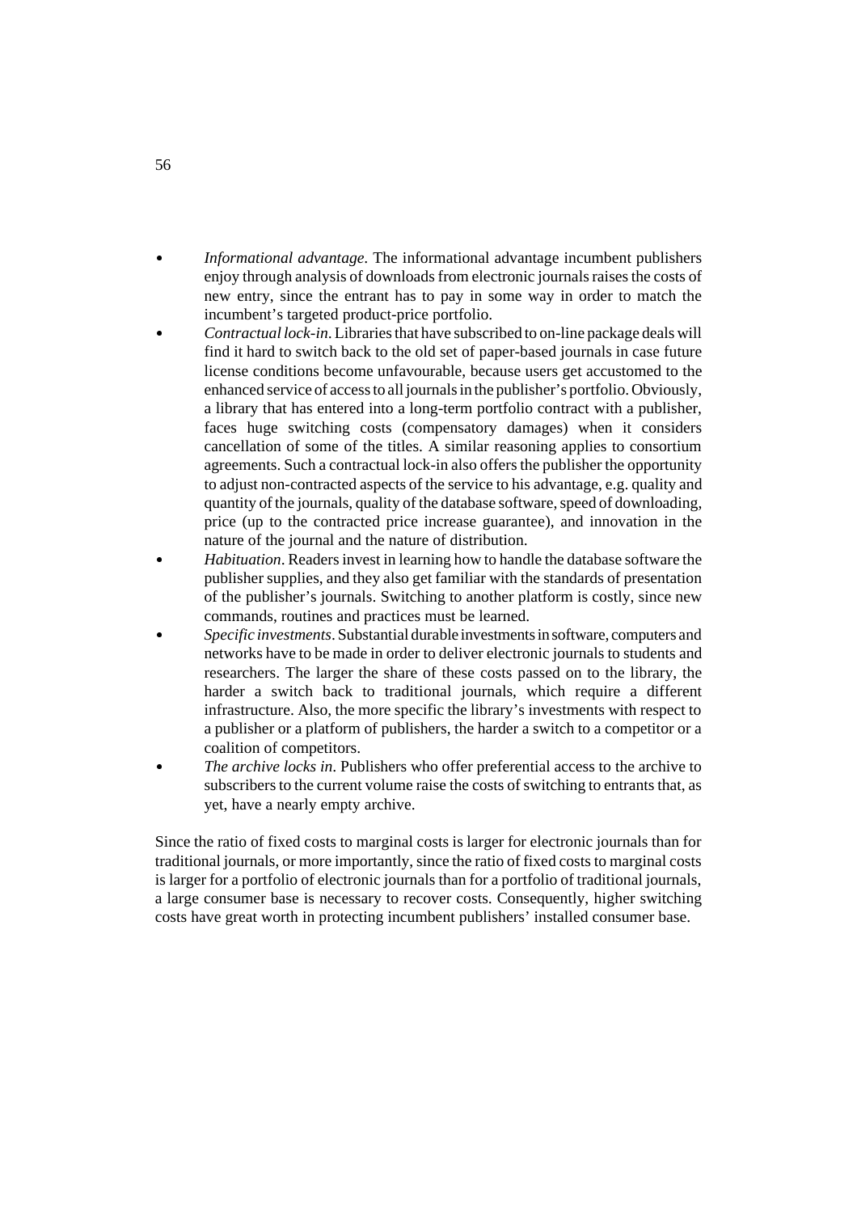- *Informational advantage*. The informational advantage incumbent publishers enjoy through analysis of downloads from electronic journals raises the costs of new entry, since the entrant has to pay in some way in order to match the incumbent's targeted product-price portfolio.
- *Contractual lock-in*. Libraries that have subscribed to on-line package deals will find it hard to switch back to the old set of paper-based journals in case future license conditions become unfavourable, because users get accustomed to the enhanced service of access to all journals in the publisher's portfolio. Obviously, a library that has entered into a long-term portfolio contract with a publisher, faces huge switching costs (compensatory damages) when it considers cancellation of some of the titles. A similar reasoning applies to consortium agreements. Such a contractual lock-in also offers the publisher the opportunity to adjust non-contracted aspects of the service to his advantage, e.g. quality and quantity of the journals, quality of the database software, speed of downloading, price (up to the contracted price increase guarantee), and innovation in the nature of the journal and the nature of distribution.
- *Habituation*. Readers invest in learning how to handle the database software the publisher supplies, and they also get familiar with the standards of presentation of the publisher's journals. Switching to another platform is costly, since new commands, routines and practices must be learned.
- *Specific investments*. Substantial durable investments in software, computers and networks have to be made in order to deliver electronic journals to students and researchers. The larger the share of these costs passed on to the library, the harder a switch back to traditional journals, which require a different infrastructure. Also, the more specific the library's investments with respect to a publisher or a platform of publishers, the harder a switch to a competitor or a coalition of competitors.
- *The archive locks in*. Publishers who offer preferential access to the archive to subscribers to the current volume raise the costs of switching to entrants that, as yet, have a nearly empty archive.

Since the ratio of fixed costs to marginal costs is larger for electronic journals than for traditional journals, or more importantly, since the ratio of fixed costs to marginal costs is larger for a portfolio of electronic journals than for a portfolio of traditional journals, a large consumer base is necessary to recover costs. Consequently, higher switching costs have great worth in protecting incumbent publishers' installed consumer base.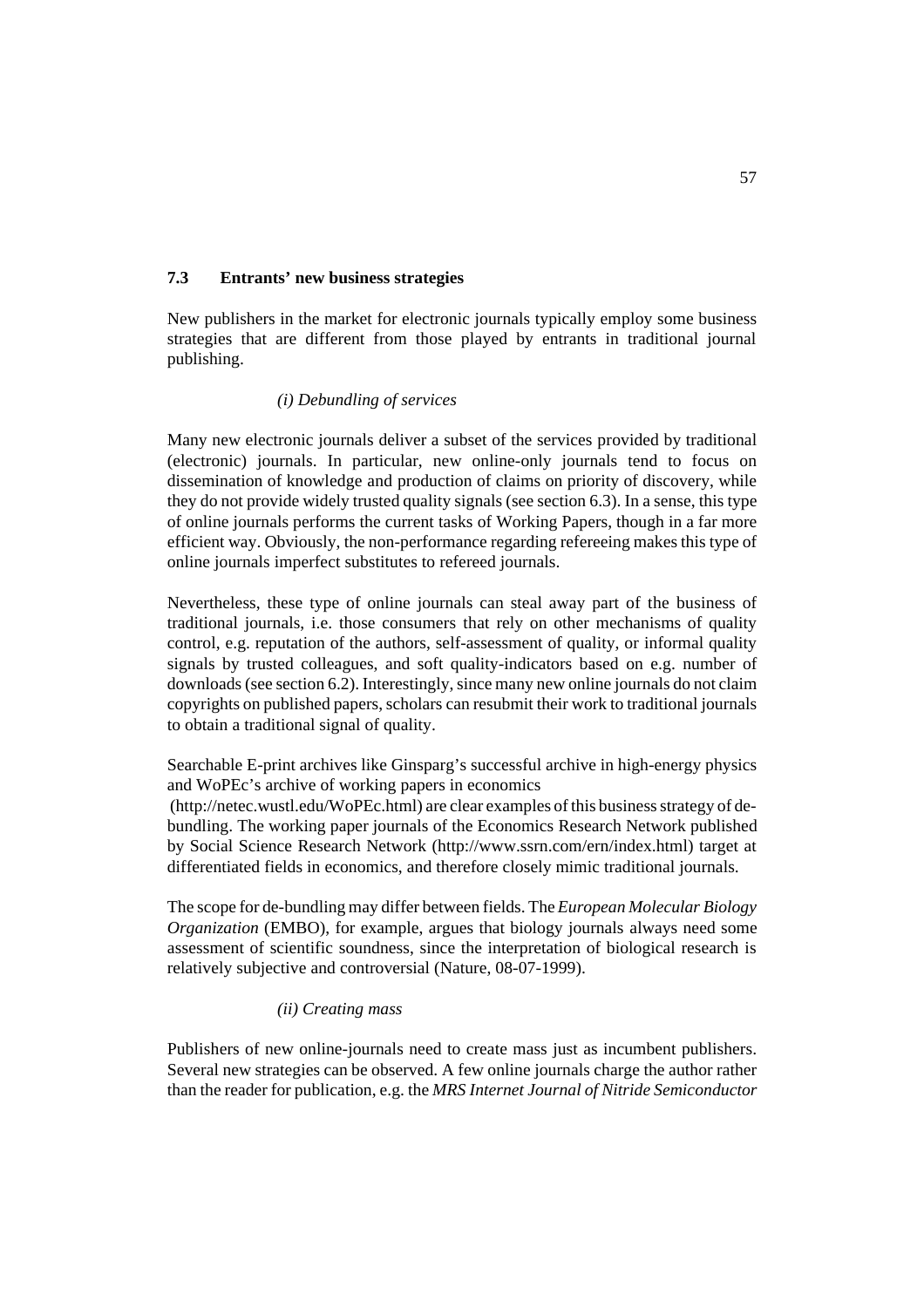### 7.3 Entrants' new business strategies

New publishers in the market for electronic journals typically employ some business strategies that are different from those played by entrants in traditional journal publishing.

*(i) Debundling of services*

Many new electronic journals deliver a subset of the services provided by traditional (electronic) journals. In particular, new online-only journals tend to focus on dissemination of knowledge and production of claims on priority of discovery, while they do not provide widely trusted quality signals (see section 6.3). In a sense, this type of online journals performs the current tasks of Working Papers, though in a far more efficient way. Obviously, the non-performance regarding refereeing makes this type of online journals imperfect substitutes to refereed journals.

Nevertheless, these type of online journals can steal away part of the business of traditional journals, i.e. those consumers that rely on other mechanisms of quality control, e.g. reputation of the authors, self-assessment of quality, or informal quality signals by trusted colleagues, and soft quality-indicators based on e.g. number of downloads (see section 6.2). Interestingly, since many new online journals do not claim copyrights on published papers, scholars can resubmit their work to traditional journals to obtain a traditional signal of quality.

Searchable E-print archives like Ginsparg's successful archive in high-energy physics and WoPEc's archive of working papers in economics (http://netec.wustl.edu/WoPEc.html) are clear examples of this business strategy of de-bundling. The working paper journals of the Economics Research Network published by Social Science Research Network (http://www.ssrn.com/ern/index.html) target at differentiated fields in economics, and therefore closely mimic traditional journals.

The scope for de-bundling may differ between fields. The *European Molecular Biology Organization* (EMBO), for example, argues that biology journals always need some assessment of scientific soundness, since the interpretation of biological research is relatively subjective and controversial (Nature, 08-07-1999).

*(ii) Creating mass*

Publishers of new online-journals need to create mass just as incumbent publishers. Several new strategies can be observed. A few online journals charge the author rather than the reader for publication, e.g. the *MRS Internet Journal of Nitride Semiconductor*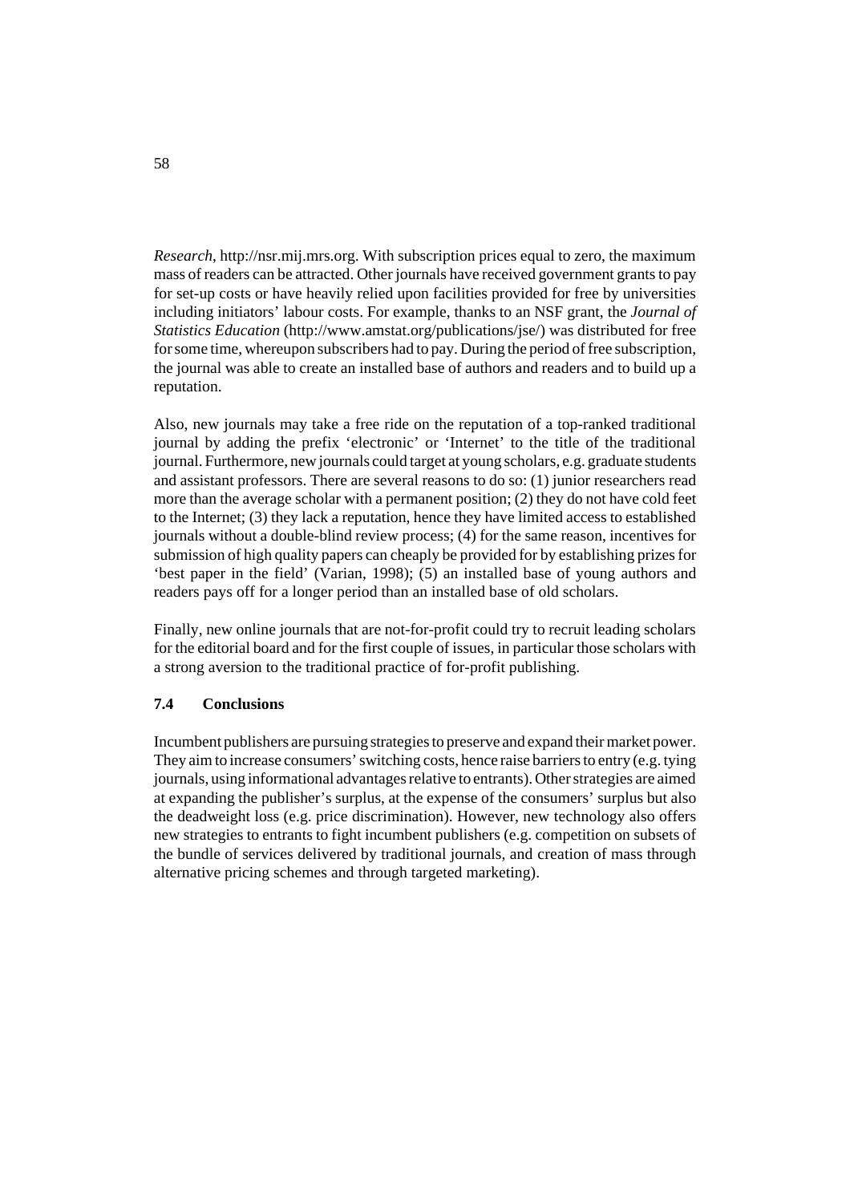*Research*, http://nsr.mij.mrs.org. With subscription prices equal to zero, the maximum mass of readers can be attracted. Other journals have received government grants to pay for set-up costs or have heavily relied upon facilities provided for free by universities including initiators' labour costs. For example, thanks to an NSF grant, the *Journal of Statistics Education* (http://www.amstat.org/publications/jse/) was distributed for free for some time, whereupon subscribers had to pay. During the period of free subscription, the journal was able to create an installed base of authors and readers and to build up a reputation.

Also, new journals may take a free ride on the reputation of a top-ranked traditional journal by adding the prefix 'electronic' or 'Internet' to the title of the traditional journal. Furthermore, new journals could target at young scholars, e.g. graduate students and assistant professors. There are several reasons to do so: (1) junior researchers read more than the average scholar with a permanent position; (2) they do not have cold feet to the Internet; (3) they lack a reputation, hence they have limited access to established journals without a double-blind review process; (4) for the same reason, incentives for submission of high quality papers can cheaply be provided for by establishing prizes for 'best paper in the field' (Varian, 1998); (5) an installed base of young authors and readers pays off for a longer period than an installed base of old scholars.

Finally, new online journals that are not-for-profit could try to recruit leading scholars for the editorial board and for the first couple of issues, in particular those scholars with a strong aversion to the traditional practice of for-profit publishing.

### 7.4 Conclusions

Incumbent publishers are pursuing strategies to preserve and expand their market power. They aim to increase consumers' switching costs, hence raise barriers to entry (e.g. tying journals, using informational advantages relative to entrants). Other strategies are aimed at expanding the publisher's surplus, at the expense of the consumers' surplus but also the deadweight loss (e.g. price discrimination). However, new technology also offers new strategies to entrants to fight incumbent publishers (e.g. competition on subsets of the bundle of services delivered by traditional journals, and creation of mass through alternative pricing schemes and through targeted marketing).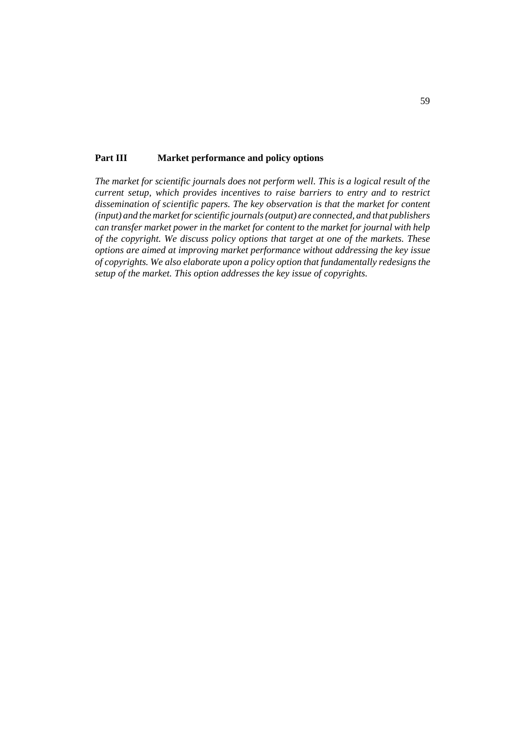# Part III Market performance and policy options

*The market for scientific journals does not perform well. This is a logical result of the current setup, which provides incentives to raise barriers to entry and to restrict dissemination of scientific papers. The key observation is that the market for content (input) and the market for scientific journals (output) are connected, and that publishers can transfer market power in the market for content to the market for journal with help of the copyright. We discuss policy options that target at one of the markets. These options are aimed at improving market performance without addressing the key issue of copyrights. We also elaborate upon a policy option that fundamentally redesigns the setup of the market. This option addresses the key issue of copyrights.*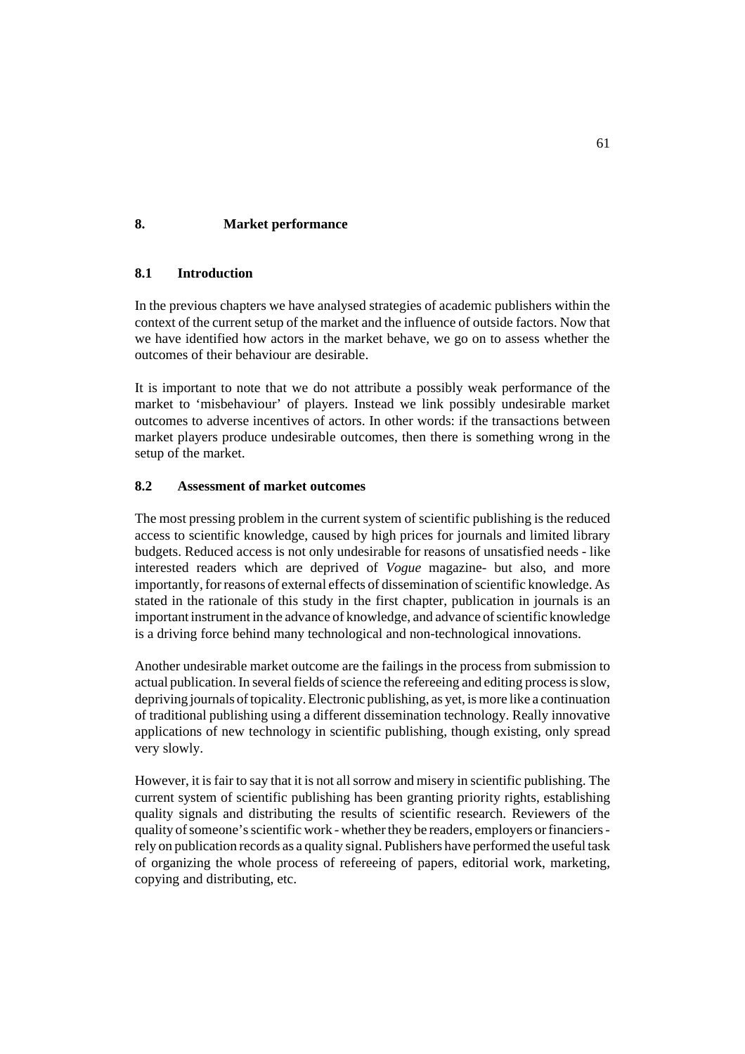# 8. Market performance

## 8.1 Introduction

In the previous chapters we have analysed strategies of academic publishers within the context of the current setup of the market and the influence of outside factors. Now that we have identified how actors in the market behave, we go on to assess whether the outcomes of their behaviour are desirable.

It is important to note that we do not attribute a possibly weak performance of the market to 'misbehaviour' of players. Instead we link possibly undesirable market outcomes to adverse incentives of actors. In other words: if the transactions between market players produce undesirable outcomes, then there is something wrong in the setup of the market.

## 8.2 Assessment of market outcomes

The most pressing problem in the current system of scientific publishing is the reduced access to scientific knowledge, caused by high prices for journals and limited library budgets. Reduced access is not only undesirable for reasons of unsatisfied needs - like interested readers which are deprived of *Vogue* magazine- but also, and more importantly, for reasons of external effects of dissemination of scientific knowledge. As stated in the rationale of this study in the first chapter, publication in journals is an important instrument in the advance of knowledge, and advance of scientific knowledge is a driving force behind many technological and non-technological innovations.

Another undesirable market outcome are the failings in the process from submission to actual publication. In several fields of science the refereeing and editing process is slow, depriving journals of topicality. Electronic publishing, as yet, is more like a continuation of traditional publishing using a different dissemination technology. Really innovative applications of new technology in scientific publishing, though existing, only spread very slowly.

However, it is fair to say that it is not all sorrow and misery in scientific publishing. The current system of scientific publishing has been granting priority rights, establishing quality signals and distributing the results of scientific research. Reviewers of the quality of someone's scientific work - whether they be readers, employers or financiers - rely on publication records as a quality signal. Publishers have performed the useful task of organizing the whole process of refereeing of papers, editorial work, marketing, copying and distributing, etc.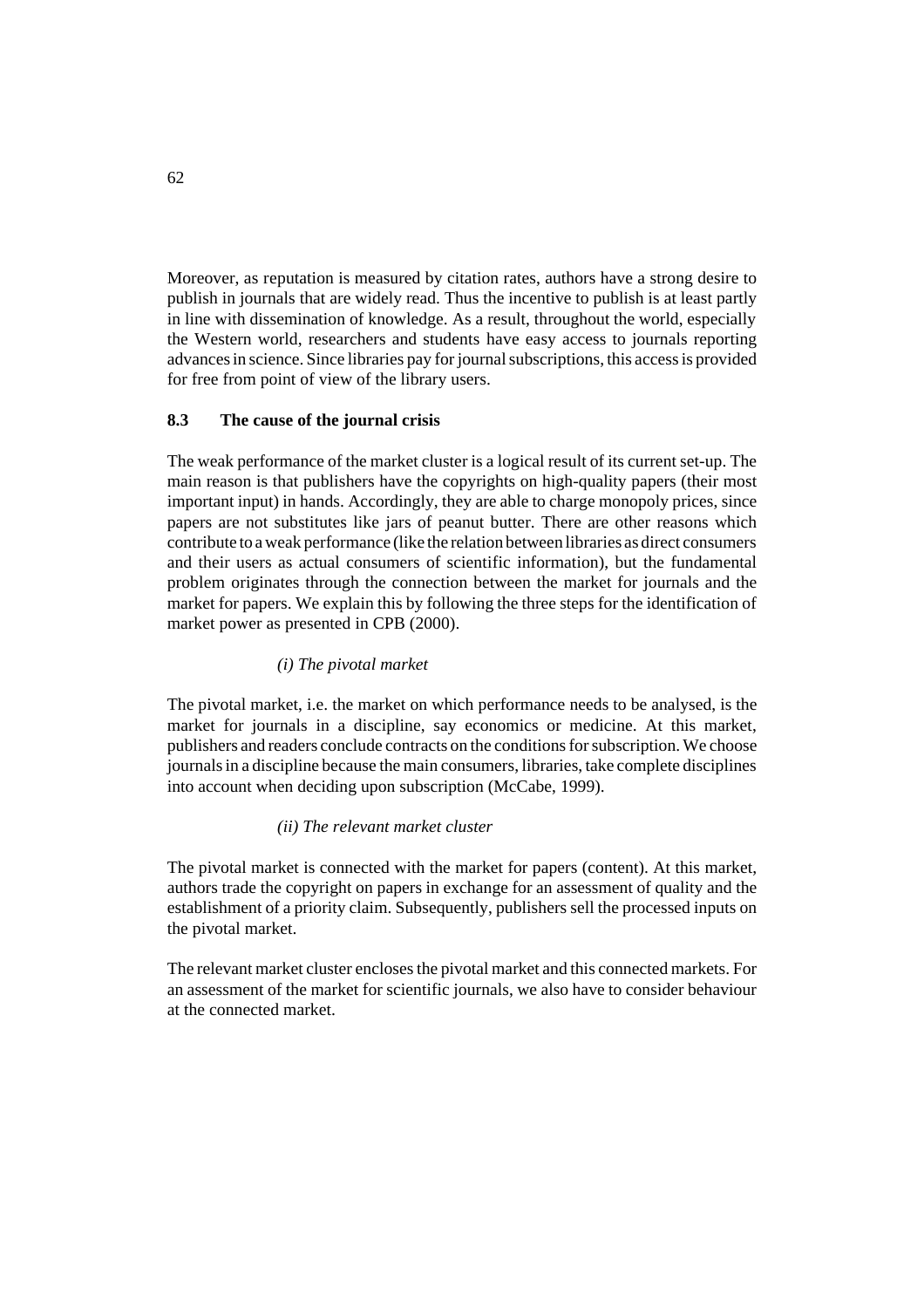Moreover, as reputation is measured by citation rates, authors have a strong desire to publish in journals that are widely read. Thus the incentive to publish is at least partly in line with dissemination of knowledge. As a result, throughout the world, especially the Western world, researchers and students have easy access to journals reporting advances in science. Since libraries pay for journal subscriptions, this access is provided for free from point of view of the library users.

### 8.3 The cause of the journal crisis

The weak performance of the market cluster is a logical result of its current set-up. The main reason is that publishers have the copyrights on high-quality papers (their most important input) in hands. Accordingly, they are able to charge monopoly prices, since papers are not substitutes like jars of peanut butter. There are other reasons which contribute to a weak performance (like the relation between libraries as direct consumers and their users as actual consumers of scientific information), but the fundamental problem originates through the connection between the market for journals and the market for papers. We explain this by following the three steps for the identification of market power as presented in CPB (2000).

*(i) The pivotal market*

The pivotal market, i.e. the market on which performance needs to be analysed, is the market for journals in a discipline, say economics or medicine. At this market, publishers and readers conclude contracts on the conditions for subscription. We choose journals in a discipline because the main consumers, libraries, take complete disciplines into account when deciding upon subscription (McCabe, 1999).

*(ii) The relevant market cluster*

The pivotal market is connected with the market for papers (content). At this market, authors trade the copyright on papers in exchange for an assessment of quality and the establishment of a priority claim. Subsequently, publishers sell the processed inputs on the pivotal market.

The relevant market cluster encloses the pivotal market and this connected markets. For an assessment of the market for scientific journals, we also have to consider behaviour at the connected market.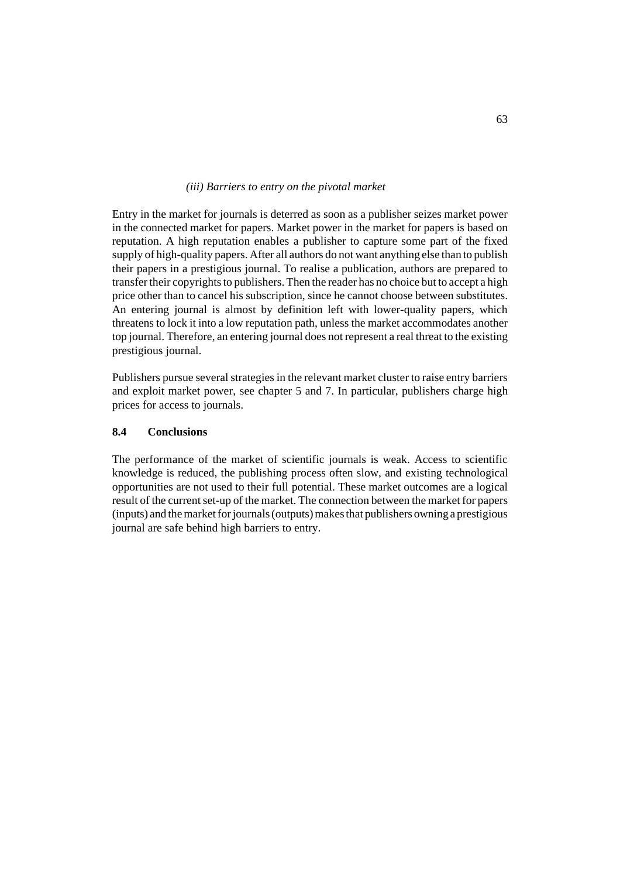*(iii) Barriers to entry on the pivotal market*

Entry in the market for journals is deterred as soon as a publisher seizes market power in the connected market for papers. Market power in the market for papers is based on reputation. A high reputation enables a publisher to capture some part of the fixed supply of high-quality papers. After all authors do not want anything else than to publish their papers in a prestigious journal. To realise a publication, authors are prepared to transfer their copyrights to publishers. Then the reader has no choice but to accept a high price other than to cancel his subscription, since he cannot choose between substitutes. An entering journal is almost by definition left with lower-quality papers, which threatens to lock it into a low reputation path, unless the market accommodates another top journal. Therefore, an entering journal does not represent a real threat to the existing prestigious journal.

Publishers pursue several strategies in the relevant market cluster to raise entry barriers and exploit market power, see chapter 5 and 7. In particular, publishers charge high prices for access to journals.

## 8.4 Conclusions

The performance of the market of scientific journals is weak. Access to scientific knowledge is reduced, the publishing process often slow, and existing technological opportunities are not used to their full potential. These market outcomes are a logical result of the current set-up of the market. The connection between the market for papers (inputs) and the market for journals (outputs) makes that publishers owning a prestigious journal are safe behind high barriers to entry.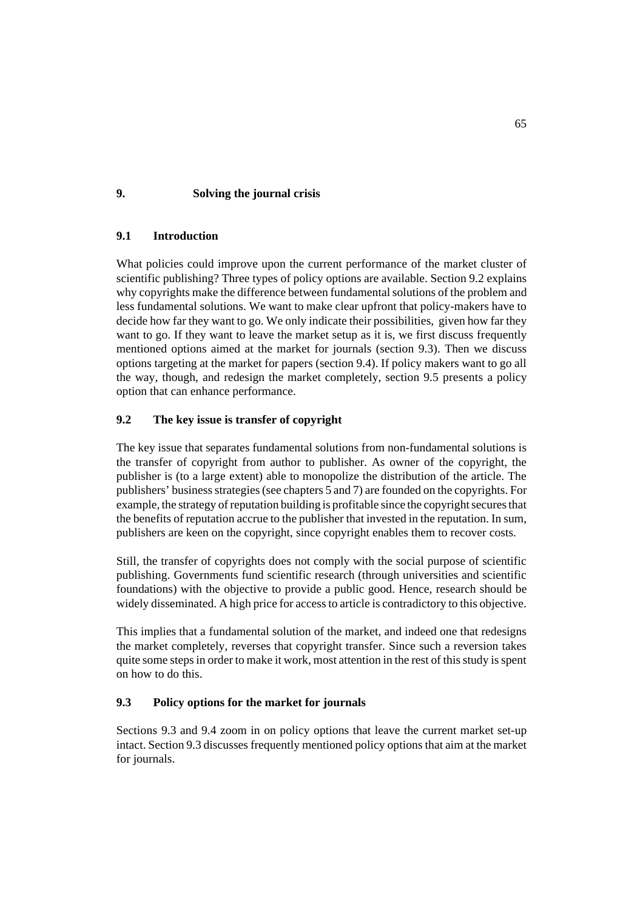# 9. Solving the journal crisis

## 9.1 Introduction

What policies could improve upon the current performance of the market cluster of scientific publishing? Three types of policy options are available. Section 9.2 explains why copyrights make the difference between fundamental solutions of the problem and less fundamental solutions. We want to make clear upfront that policy-makers have to decide how far they want to go. We only indicate their possibilities, given how far they want to go. If they want to leave the market setup as it is, we first discuss frequently mentioned options aimed at the market for journals (section 9.3). Then we discuss options targeting at the market for papers (section 9.4). If policy makers want to go all the way, though, and redesign the market completely, section 9.5 presents a policy option that can enhance performance.

## 9.2 The key issue is transfer of copyright

The key issue that separates fundamental solutions from non-fundamental solutions is the transfer of copyright from author to publisher. As owner of the copyright, the publisher is (to a large extent) able to monopolize the distribution of the article. The publishers' business strategies (see chapters 5 and 7) are founded on the copyrights. For example, the strategy of reputation building is profitable since the copyright secures that the benefits of reputation accrue to the publisher that invested in the reputation. In sum, publishers are keen on the copyright, since copyright enables them to recover costs.

Still, the transfer of copyrights does not comply with the social purpose of scientific publishing. Governments fund scientific research (through universities and scientific foundations) with the objective to provide a public good. Hence, research should be widely disseminated. A high price for access to article is contradictory to this objective.

This implies that a fundamental solution of the market, and indeed one that redesigns the market completely, reverses that copyright transfer. Since such a reversion takes quite some steps in order to make it work, most attention in the rest of this study is spent on how to do this.

## 9.3 Policy options for the market for journals

Sections 9.3 and 9.4 zoom in on policy options that leave the current market set-up intact. Section 9.3 discusses frequently mentioned policy options that aim at the market for journals.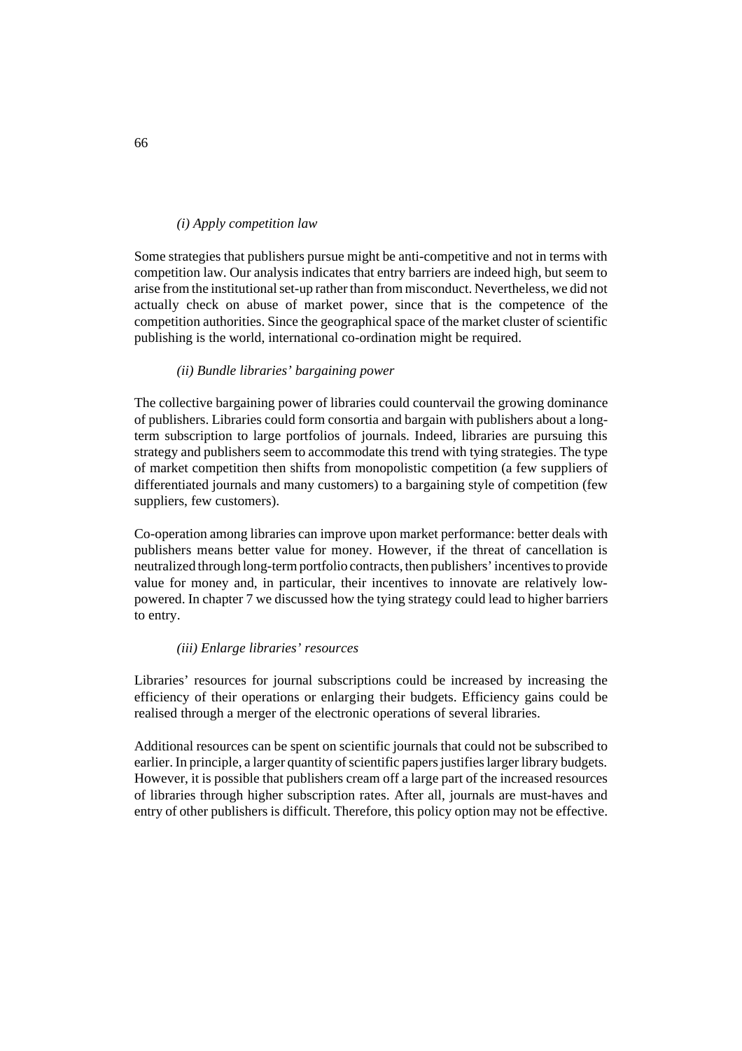*(i) Apply competition law*

Some strategies that publishers pursue might be anti-competitive and not in terms with competition law. Our analysis indicates that entry barriers are indeed high, but seem to arise from the institutional set-up rather than from misconduct. Nevertheless, we did not actually check on abuse of market power, since that is the competence of the competition authorities. Since the geographical space of the market cluster of scientific publishing is the world, international co-ordination might be required.

*(ii) Bundle libraries' bargaining power*

The collective bargaining power of libraries could countervail the growing dominance of publishers. Libraries could form consortia and bargain with publishers about a long-term subscription to large portfolios of journals. Indeed, libraries are pursuing this strategy and publishers seem to accommodate this trend with tying strategies. The type of market competition then shifts from monopolistic competition (a few suppliers of differentiated journals and many customers) to a bargaining style of competition (few suppliers, few customers).

Co-operation among libraries can improve upon market performance: better deals with publishers means better value for money. However, if the threat of cancellation is neutralized through long-term portfolio contracts, then publishers' incentives to provide value for money and, in particular, their incentives to innovate are relatively low-powered. In chapter 7 we discussed how the tying strategy could lead to higher barriers to entry.

*(iii) Enlarge libraries' resources*

Libraries' resources for journal subscriptions could be increased by increasing the efficiency of their operations or enlarging their budgets. Efficiency gains could be realised through a merger of the electronic operations of several libraries.

Additional resources can be spent on scientific journals that could not be subscribed to earlier. In principle, a larger quantity of scientific papers justifies larger library budgets. However, it is possible that publishers cream off a large part of the increased resources of libraries through higher subscription rates. After all, journals are must-haves and entry of other publishers is difficult. Therefore, this policy option may not be effective.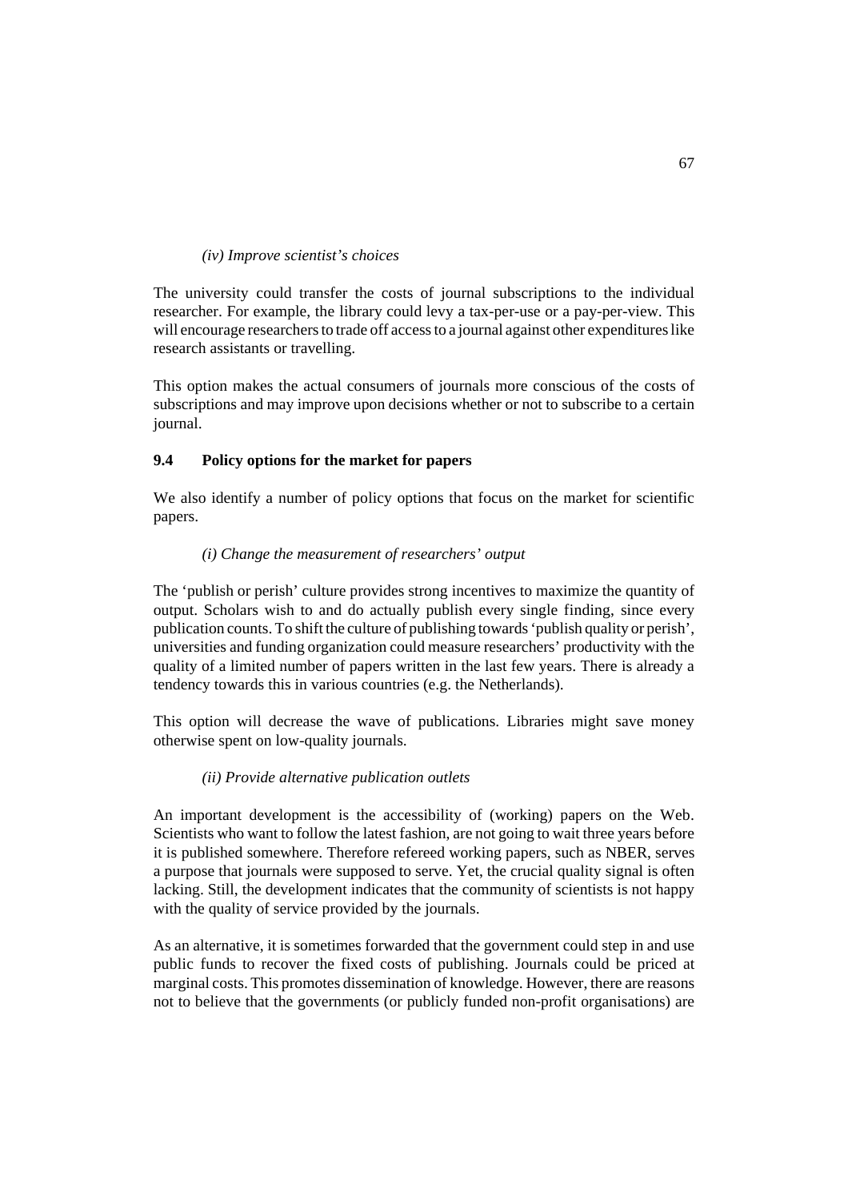*(iv) Improve scientist's choices*

The university could transfer the costs of journal subscriptions to the individual researcher. For example, the library could levy a tax-per-use or a pay-per-view. This will encourage researchers to trade off access to a journal against other expenditures like research assistants or travelling.

This option makes the actual consumers of journals more conscious of the costs of subscriptions and may improve upon decisions whether or not to subscribe to a certain journal.

## 9.4 Policy options for the market for papers

We also identify a number of policy options that focus on the market for scientific papers.

*(i) Change the measurement of researchers' output*

The 'publish or perish' culture provides strong incentives to maximize the quantity of output. Scholars wish to and do actually publish every single finding, since every publication counts. To shift the culture of publishing towards 'publish quality or perish', universities and funding organization could measure researchers' productivity with the quality of a limited number of papers written in the last few years. There is already a tendency towards this in various countries (e.g. the Netherlands).

This option will decrease the wave of publications. Libraries might save money otherwise spent on low-quality journals.

*(ii) Provide alternative publication outlets*

An important development is the accessibility of (working) papers on the Web. Scientists who want to follow the latest fashion, are not going to wait three years before it is published somewhere. Therefore refereed working papers, such as NBER, serves a purpose that journals were supposed to serve. Yet, the crucial quality signal is often lacking. Still, the development indicates that the community of scientists is not happy with the quality of service provided by the journals.

As an alternative, it is sometimes forwarded that the government could step in and use public funds to recover the fixed costs of publishing. Journals could be priced at marginal costs. This promotes dissemination of knowledge. However, there are reasons not to believe that the governments (or publicly funded non-profit organisations) are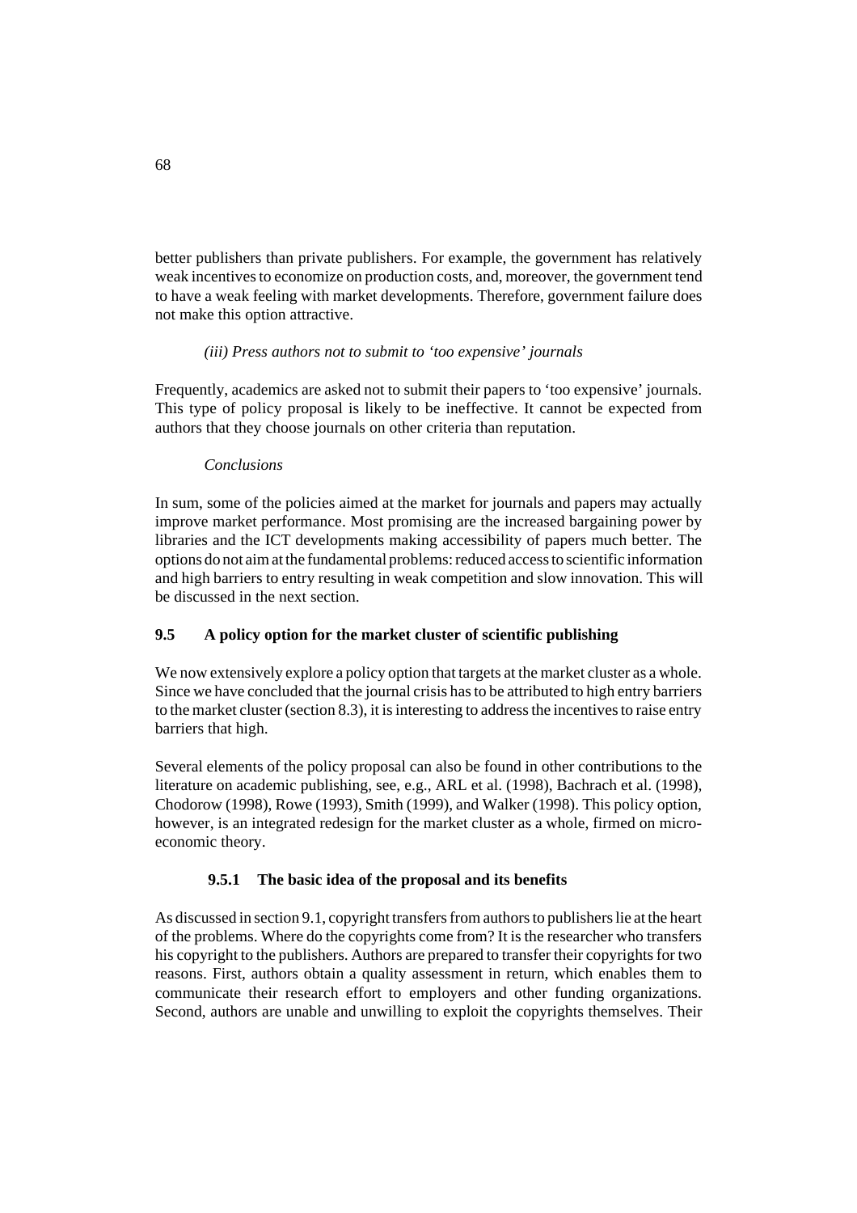better publishers than private publishers. For example, the government has relatively weak incentives to economize on production costs, and, moreover, the government tend to have a weak feeling with market developments. Therefore, government failure does not make this option attractive.

*(iii) Press authors not to submit to 'too expensive' journals*

Frequently, academics are asked not to submit their papers to 'too expensive' journals. This type of policy proposal is likely to be ineffective. It cannot be expected from authors that they choose journals on other criteria than reputation.

*Conclusions*

In sum, some of the policies aimed at the market for journals and papers may actually improve market performance. Most promising are the increased bargaining power by libraries and the ICT developments making accessibility of papers much better. The options do not aim at the fundamental problems: reduced access to scientific information and high barriers to entry resulting in weak competition and slow innovation. This will be discussed in the next section.

## 9.5 A policy option for the market cluster of scientific publishing

We now extensively explore a policy option that targets at the market cluster as a whole. Since we have concluded that the journal crisis has to be attributed to high entry barriers to the market cluster (section 8.3), it is interesting to address the incentives to raise entry barriers that high.

Several elements of the policy proposal can also be found in other contributions to the literature on academic publishing, see, e.g., ARL et al. (1998), Bachrach et al. (1998), Chodorow (1998), Rowe (1993), Smith (1999), and Walker (1998). This policy option, however, is an integrated redesign for the market cluster as a whole, firmed on micro-economic theory.

### 9.5.1 The basic idea of the proposal and its benefits

As discussed in section 9.1, copyright transfers from authors to publishers lie at the heart of the problems. Where do the copyrights come from? It is the researcher who transfers his copyright to the publishers. Authors are prepared to transfer their copyrights for two reasons. First, authors obtain a quality assessment in return, which enables them to communicate their research effort to employers and other funding organizations. Second, authors are unable and unwilling to exploit the copyrights themselves. Their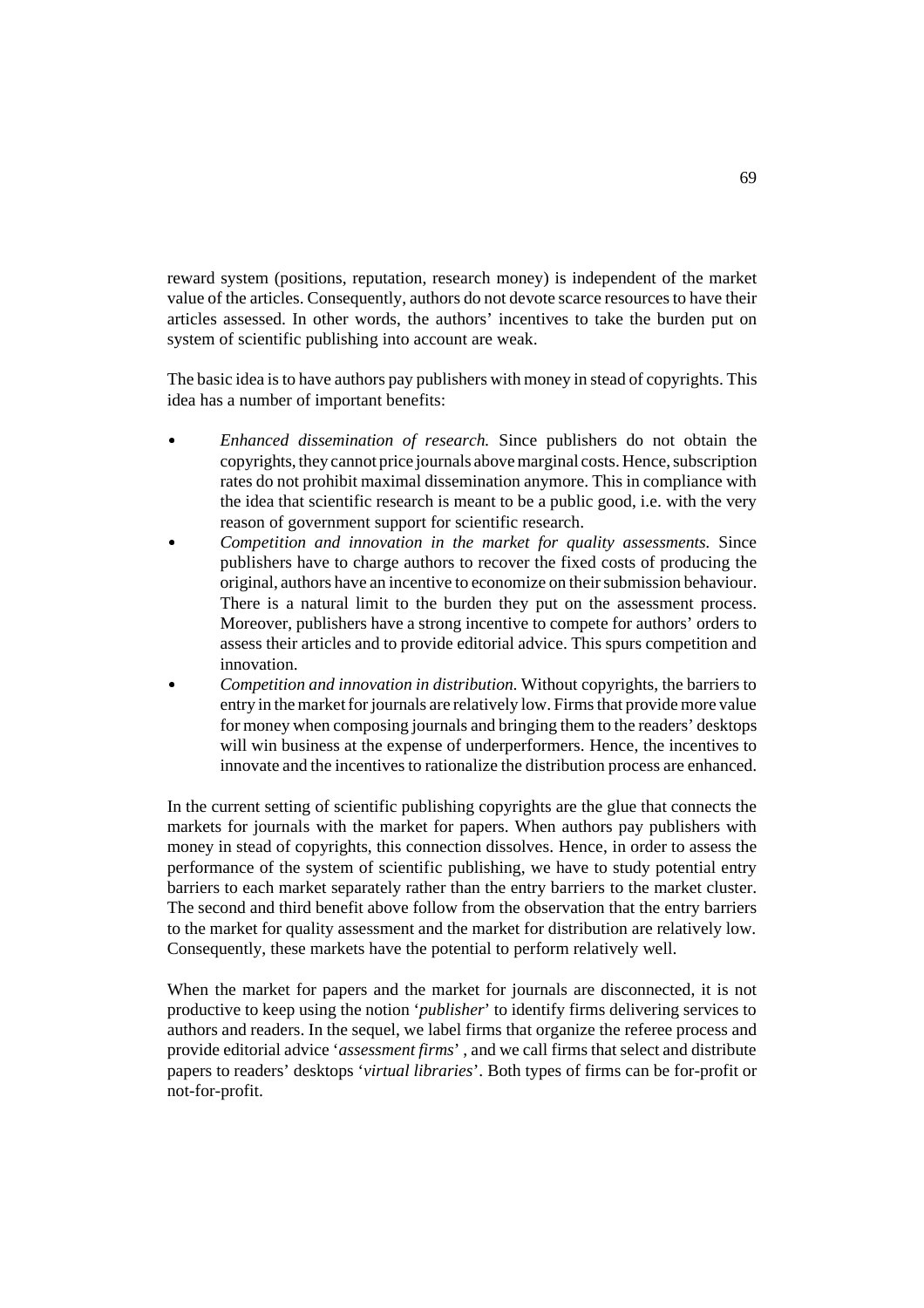reward system (positions, reputation, research money) is independent of the market value of the articles. Consequently, authors do not devote scarce resources to have their articles assessed. In other words, the authors' incentives to take the burden put on system of scientific publishing into account are weak.

The basic idea is to have authors pay publishers with money in stead of copyrights. This idea has a number of important benefits:

- *Enhanced dissemination of research.* Since publishers do not obtain the copyrights, they cannot price journals above marginal costs. Hence, subscription rates do not prohibit maximal dissemination anymore. This in compliance with the idea that scientific research is meant to be a public good, i.e. with the very reason of government support for scientific research.
- *Competition and innovation in the market for quality assessments.* Since publishers have to charge authors to recover the fixed costs of producing the original, authors have an incentive to economize on their submission behaviour. There is a natural limit to the burden they put on the assessment process. Moreover, publishers have a strong incentive to compete for authors' orders to assess their articles and to provide editorial advice. This spurs competition and innovation.
- *Competition and innovation in distribution.* Without copyrights, the barriers to entry in the market for journals are relatively low. Firms that provide more value for money when composing journals and bringing them to the readers' desktops will win business at the expense of underperformers. Hence, the incentives to innovate and the incentives to rationalize the distribution process are enhanced.

In the current setting of scientific publishing copyrights are the glue that connects the markets for journals with the market for papers. When authors pay publishers with money in stead of copyrights, this connection dissolves. Hence, in order to assess the performance of the system of scientific publishing, we have to study potential entry barriers to each market separately rather than the entry barriers to the market cluster. The second and third benefit above follow from the observation that the entry barriers to the market for quality assessment and the market for distribution are relatively low. Consequently, these markets have the potential to perform relatively well.

When the market for papers and the market for journals are disconnected, it is not productive to keep using the notion '*publisher*' to identify firms delivering services to authors and readers. In the sequel, we label firms that organize the referee process and provide editorial advice '*assessment firms*' , and we call firms that select and distribute papers to readers' desktops '*virtual libraries*'. Both types of firms can be for-profit or not-for-profit.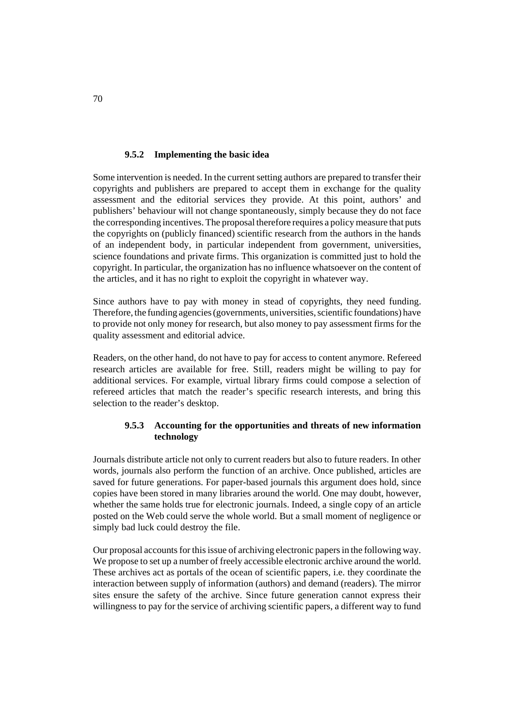### 9.5.2 Implementing the basic idea

Some intervention is needed. In the current setting authors are prepared to transfer their copyrights and publishers are prepared to accept them in exchange for the quality assessment and the editorial services they provide. At this point, authors' and publishers' behaviour will not change spontaneously, simply because they do not face the corresponding incentives. The proposal therefore requires a policy measure that puts the copyrights on (publicly financed) scientific research from the authors in the hands of an independent body, in particular independent from government, universities, science foundations and private firms. This organization is committed just to hold the copyright. In particular, the organization has no influence whatsoever on the content of the articles, and it has no right to exploit the copyright in whatever way.

Since authors have to pay with money in stead of copyrights, they need funding. Therefore, the funding agencies (governments, universities, scientific foundations) have to provide not only money for research, but also money to pay assessment firms for the quality assessment and editorial advice.

Readers, on the other hand, do not have to pay for access to content anymore. Refereed research articles are available for free. Still, readers might be willing to pay for additional services. For example, virtual library firms could compose a selection of refereed articles that match the reader's specific research interests, and bring this selection to the reader's desktop.

### 9.5.3 Accounting for the opportunities and threats of new information technology

Journals distribute article not only to current readers but also to future readers. In other words, journals also perform the function of an archive. Once published, articles are saved for future generations. For paper-based journals this argument does hold, since copies have been stored in many libraries around the world. One may doubt, however, whether the same holds true for electronic journals. Indeed, a single copy of an article posted on the Web could serve the whole world. But a small moment of negligence or simply bad luck could destroy the file.

Our proposal accounts for this issue of archiving electronic papers in the following way. We propose to set up a number of freely accessible electronic archive around the world. These archives act as portals of the ocean of scientific papers, i.e. they coordinate the interaction between supply of information (authors) and demand (readers). The mirror sites ensure the safety of the archive. Since future generation cannot express their willingness to pay for the service of archiving scientific papers, a different way to fund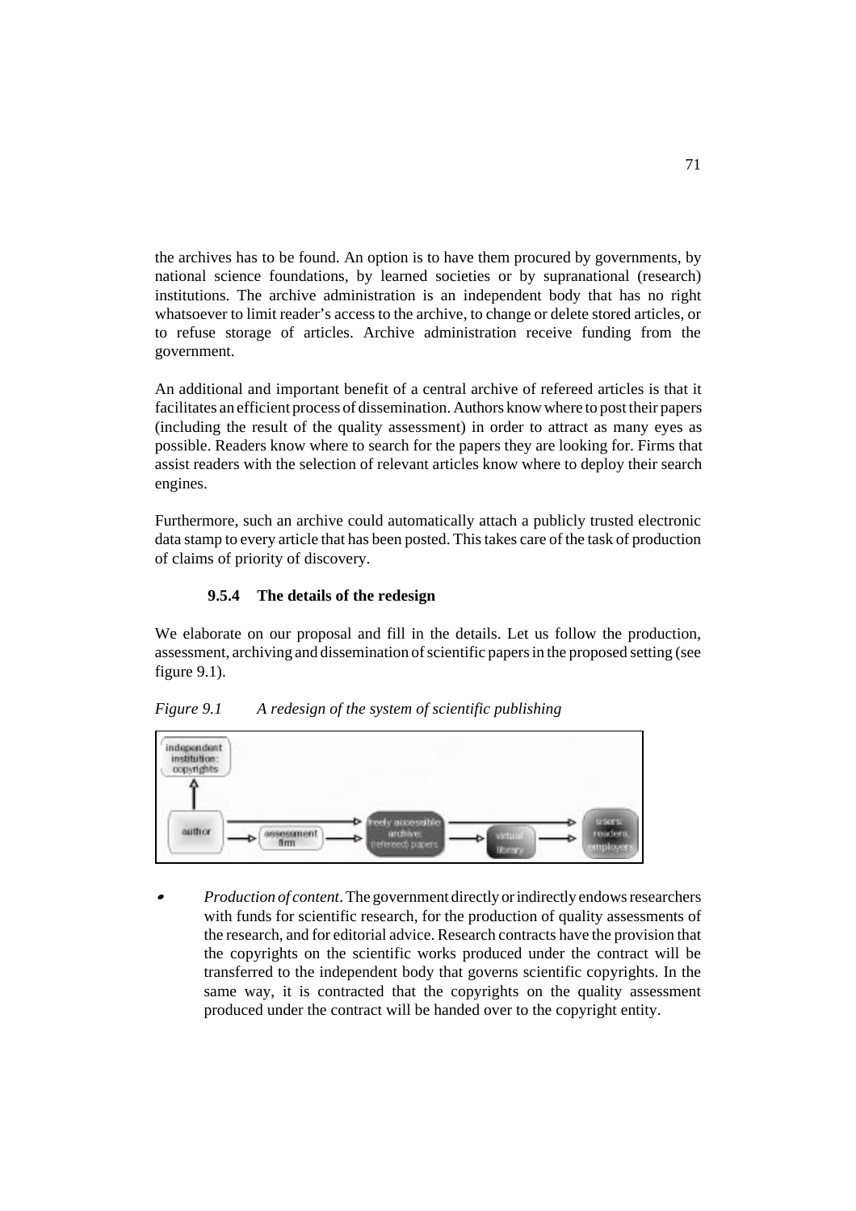the archives has to be found. An option is to have them procured by governments, by national science foundations, by learned societies or by supranational (research) institutions. The archive administration is an independent body that has no right whatsoever to limit reader's access to the archive, to change or delete stored articles, or to refuse storage of articles. Archive administration receive funding from the government.

An additional and important benefit of a central archive of refereed articles is that it facilitates an efficient process of dissemination. Authors know where to post their papers (including the result of the quality assessment) in order to attract as many eyes as possible. Readers know where to search for the papers they are looking for. Firms that assist readers with the selection of relevant articles know where to deploy their search engines.

Furthermore, such an archive could automatically attach a publicly trusted electronic data stamp to every article that has been posted. This takes care of the task of production of claims of priority of discovery.

### 9.5.4 The details of the redesign

We elaborate on our proposal and fill in the details. Let us follow the production, assessment, archiving and dissemination of scientific papers in the proposed setting (see figure 9.1).

*Figure 9.1 A redesign of the system of scientific publishing*

- *Production of content*. The government directly or indirectly endows researchers with funds for scientific research, for the production of quality assessments of the research, and for editorial advice. Research contracts have the provision that the copyrights on the scientific works produced under the contract will be transferred to the independent body that governs scientific copyrights. In the same way, it is contracted that the copyrights on the quality assessment produced under the contract will be handed over to the copyright entity.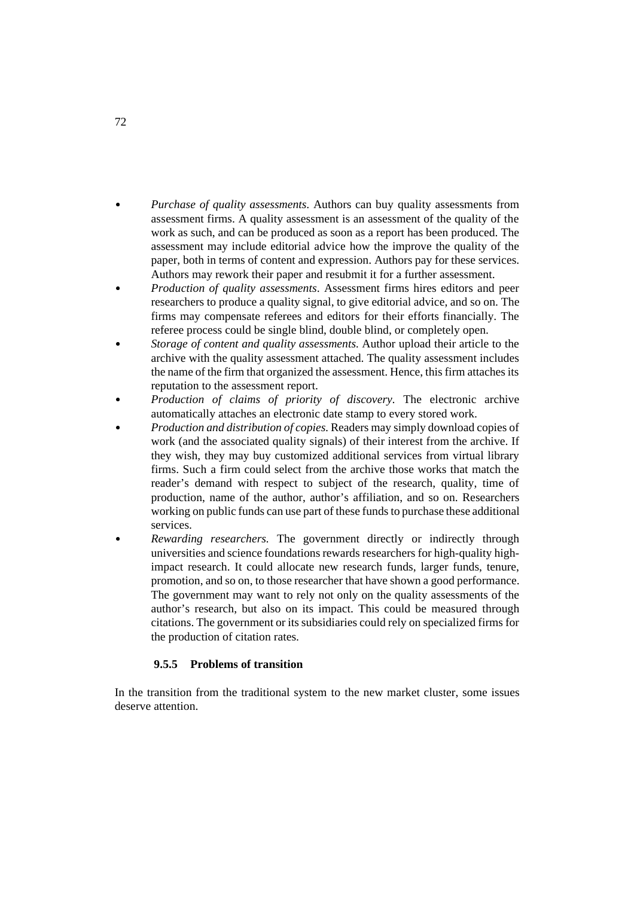- *Purchase of quality assessments*. Authors can buy quality assessments from assessment firms. A quality assessment is an assessment of the quality of the work as such, and can be produced as soon as a report has been produced. The assessment may include editorial advice how the improve the quality of the paper, both in terms of content and expression. Authors pay for these services. Authors may rework their paper and resubmit it for a further assessment.
- *Production of quality assessments*. Assessment firms hires editors and peer researchers to produce a quality signal, to give editorial advice, and so on. The firms may compensate referees and editors for their efforts financially. The referee process could be single blind, double blind, or completely open.
- *Storage of content and quality assessments.* Author upload their article to the archive with the quality assessment attached. The quality assessment includes the name of the firm that organized the assessment. Hence, this firm attaches its reputation to the assessment report.
- *Production of claims of priority of discovery*. The electronic archive automatically attaches an electronic date stamp to every stored work.
- *Production and distribution of copies.* Readers may simply download copies of work (and the associated quality signals) of their interest from the archive. If they wish, they may buy customized additional services from virtual library firms. Such a firm could select from the archive those works that match the reader's demand with respect to subject of the research, quality, time of production, name of the author, author's affiliation, and so on. Researchers working on public funds can use part of these funds to purchase these additional services.
- *Rewarding researchers.* The government directly or indirectly through universities and science foundations rewards researchers for high-quality high-impact research. It could allocate new research funds, larger funds, tenure, promotion, and so on, to those researcher that have shown a good performance. The government may want to rely not only on the quality assessments of the author's research, but also on its impact. This could be measured through citations. The government or its subsidiaries could rely on specialized firms for the production of citation rates.

### 9.5.5 Problems of transition

In the transition from the traditional system to the new market cluster, some issues deserve attention.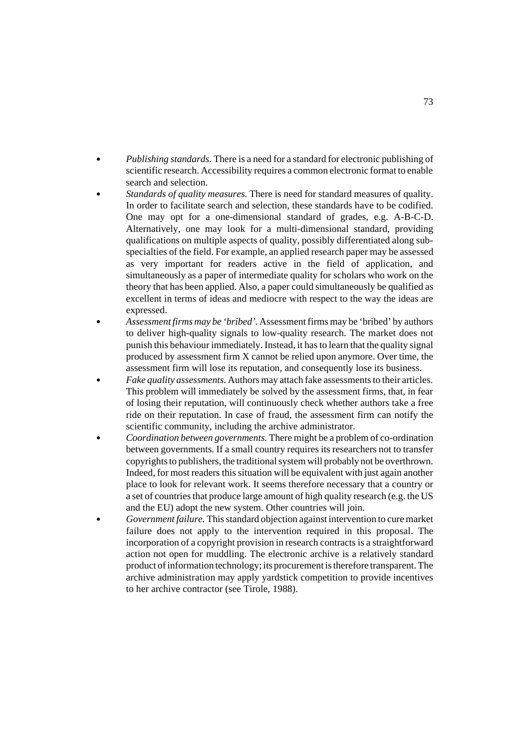- *Publishing standards.* There is a need for a standard for electronic publishing of scientific research. Accessibility requires a common electronic format to enable search and selection.
- *Standards of quality measures.* There is need for standard measures of quality. In order to facilitate search and selection, these standards have to be codified. One may opt for a one-dimensional standard of grades, e.g. A-B-C-D. Alternatively, one may look for a multi-dimensional standard, providing qualifications on multiple aspects of quality, possibly differentiated along sub-specialties of the field. For example, an applied research paper may be assessed as very important for readers active in the field of application, and simultaneously as a paper of intermediate quality for scholars who work on the theory that has been applied. Also, a paper could simultaneously be qualified as excellent in terms of ideas and mediocre with respect to the way the ideas are expressed.
- *Assessment firms may be 'bribed'.* Assessment firms may be 'bribed' by authors to deliver high-quality signals to low-quality research. The market does not punish this behaviour immediately. Instead, it has to learn that the quality signal produced by assessment firm X cannot be relied upon anymore. Over time, the assessment firm will lose its reputation, and consequently lose its business.
- *Fake quality assessments.* Authors may attach fake assessments to their articles. This problem will immediately be solved by the assessment firms, that, in fear of losing their reputation, will continuously check whether authors take a free ride on their reputation. In case of fraud, the assessment firm can notify the scientific community, including the archive administrator.
- *Coordination between governments.* There might be a problem of co-ordination between governments. If a small country requires its researchers not to transfer copyrights to publishers, the traditional system will probably not be overthrown. Indeed, for most readers this situation will be equivalent with just again another place to look for relevant work. It seems therefore necessary that a country or a set of countries that produce large amount of high quality research (e.g. the US and the EU) adopt the new system. Other countries will join.
- *Government failure.* This standard objection against intervention to cure market failure does not apply to the intervention required in this proposal. The incorporation of a copyright provision in research contracts is a straightforward action not open for muddling. The electronic archive is a relatively standard product of information technology; its procurement is therefore transparent. The archive administration may apply yardstick competition to provide incentives to her archive contractor (see Tirole, 1988).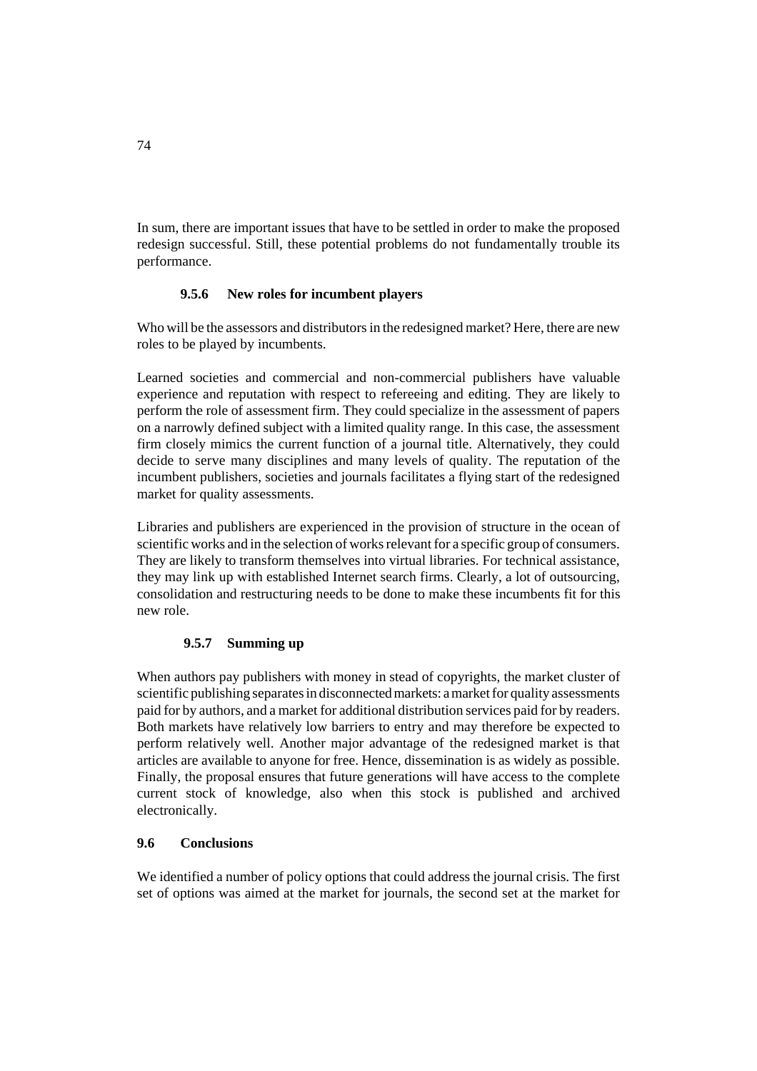In sum, there are important issues that have to be settled in order to make the proposed redesign successful. Still, these potential problems do not fundamentally trouble its performance.

#### 9.5.6 New roles for incumbent players

Who will be the assessors and distributors in the redesigned market? Here, there are new roles to be played by incumbents.

Learned societies and commercial and non-commercial publishers have valuable experience and reputation with respect to refereeing and editing. They are likely to perform the role of assessment firm. They could specialize in the assessment of papers on a narrowly defined subject with a limited quality range. In this case, the assessment firm closely mimics the current function of a journal title. Alternatively, they could decide to serve many disciplines and many levels of quality. The reputation of the incumbent publishers, societies and journals facilitates a flying start of the redesigned market for quality assessments.

Libraries and publishers are experienced in the provision of structure in the ocean of scientific works and in the selection of works relevant for a specific group of consumers. They are likely to transform themselves into virtual libraries. For technical assistance, they may link up with established Internet search firms. Clearly, a lot of outsourcing, consolidation and restructuring needs to be done to make these incumbents fit for this new role.

#### 9.5.7 Summing up

When authors pay publishers with money in stead of copyrights, the market cluster of scientific publishing separates in disconnected markets: a market for quality assessments paid for by authors, and a market for additional distribution services paid for by readers. Both markets have relatively low barriers to entry and may therefore be expected to perform relatively well. Another major advantage of the redesigned market is that articles are available to anyone for free. Hence, dissemination is as widely as possible. Finally, the proposal ensures that future generations will have access to the complete current stock of knowledge, also when this stock is published and archived electronically.

### 9.6 Conclusions

We identified a number of policy options that could address the journal crisis. The first set of options was aimed at the market for journals, the second set at the market for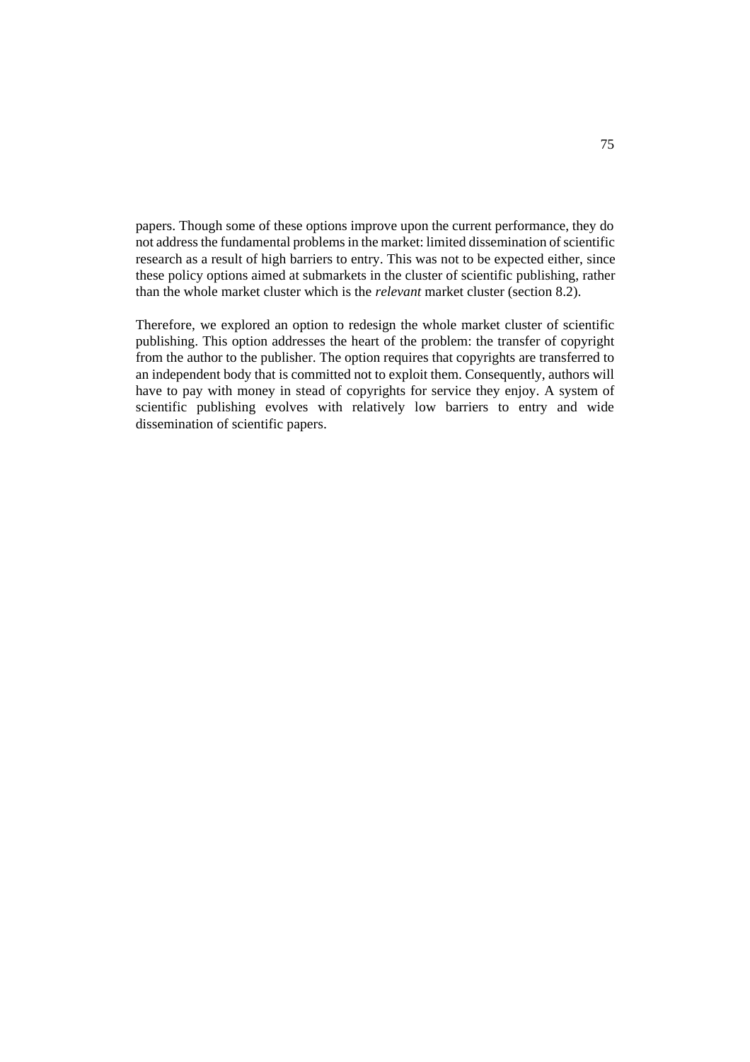papers. Though some of these options improve upon the current performance, they do not address the fundamental problems in the market: limited dissemination of scientific research as a result of high barriers to entry. This was not to be expected either, since these policy options aimed at submarkets in the cluster of scientific publishing, rather than the whole market cluster which is the *relevant* market cluster (section 8.2).

Therefore, we explored an option to redesign the whole market cluster of scientific publishing. This option addresses the heart of the problem: the transfer of copyright from the author to the publisher. The option requires that copyrights are transferred to an independent body that is committed not to exploit them. Consequently, authors will have to pay with money in stead of copyrights for service they enjoy. A system of scientific publishing evolves with relatively low barriers to entry and wide dissemination of scientific papers.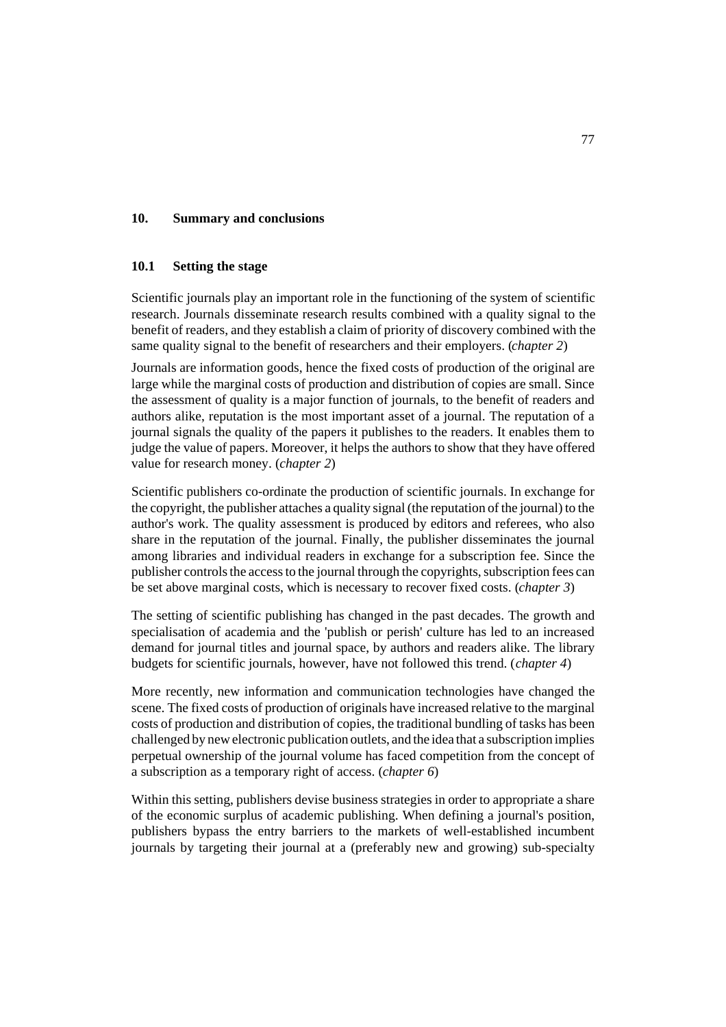# 10. Summary and conclusions

## 10.1 Setting the stage

Scientific journals play an important role in the functioning of the system of scientific research. Journals disseminate research results combined with a quality signal to the benefit of readers, and they establish a claim of priority of discovery combined with the same quality signal to the benefit of researchers and their employers. (*chapter 2*)

Journals are information goods, hence the fixed costs of production of the original are large while the marginal costs of production and distribution of copies are small. Since the assessment of quality is a major function of journals, to the benefit of readers and authors alike, reputation is the most important asset of a journal. The reputation of a journal signals the quality of the papers it publishes to the readers. It enables them to judge the value of papers. Moreover, it helps the authors to show that they have offered value for research money. (*chapter 2*)

Scientific publishers co-ordinate the production of scientific journals. In exchange for the copyright, the publisher attaches a quality signal (the reputation of the journal) to the author's work. The quality assessment is produced by editors and referees, who also share in the reputation of the journal. Finally, the publisher disseminates the journal among libraries and individual readers in exchange for a subscription fee. Since the publisher controls the access to the journal through the copyrights, subscription fees can be set above marginal costs, which is necessary to recover fixed costs. (*chapter 3*)

The setting of scientific publishing has changed in the past decades. The growth and specialisation of academia and the 'publish or perish' culture has led to an increased demand for journal titles and journal space, by authors and readers alike. The library budgets for scientific journals, however, have not followed this trend. (*chapter 4*)

More recently, new information and communication technologies have changed the scene. The fixed costs of production of originals have increased relative to the marginal costs of production and distribution of copies, the traditional bundling of tasks has been challenged by new electronic publication outlets, and the idea that a subscription implies perpetual ownership of the journal volume has faced competition from the concept of a subscription as a temporary right of access. (*chapter 6*)

Within this setting, publishers devise business strategies in order to appropriate a share of the economic surplus of academic publishing. When defining a journal's position, publishers bypass the entry barriers to the markets of well-established incumbent journals by targeting their journal at a (preferably new and growing) sub-specialty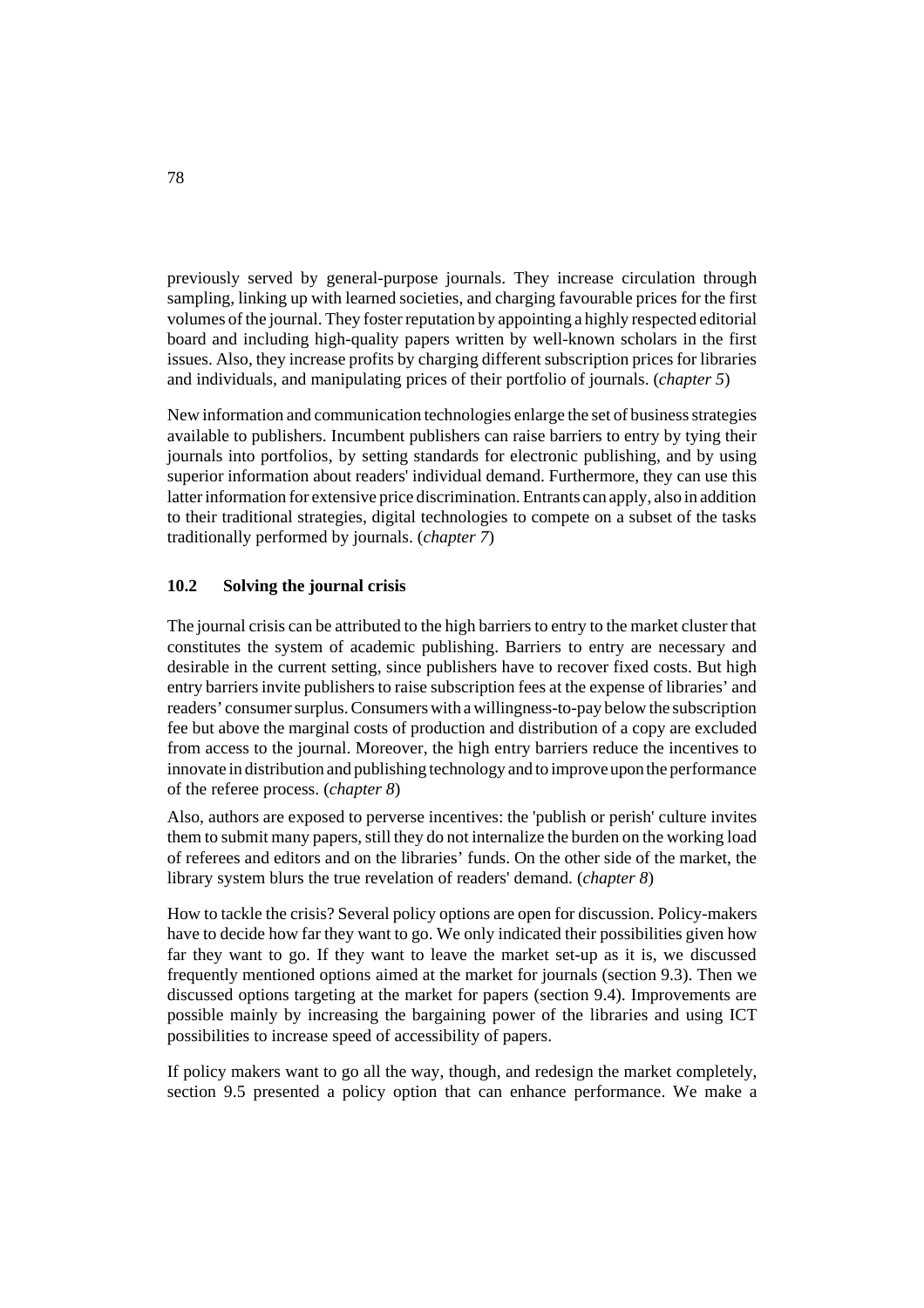previously served by general-purpose journals. They increase circulation through sampling, linking up with learned societies, and charging favourable prices for the first volumes of the journal. They foster reputation by appointing a highly respected editorial board and including high-quality papers written by well-known scholars in the first issues. Also, they increase profits by charging different subscription prices for libraries and individuals, and manipulating prices of their portfolio of journals. (*chapter 5*)

New information and communication technologies enlarge the set of business strategies available to publishers. Incumbent publishers can raise barriers to entry by tying their journals into portfolios, by setting standards for electronic publishing, and by using superior information about readers' individual demand. Furthermore, they can use this latter information for extensive price discrimination. Entrants can apply, also in addition to their traditional strategies, digital technologies to compete on a subset of the tasks traditionally performed by journals. (*chapter 7*)

## 10.2 Solving the journal crisis

The journal crisis can be attributed to the high barriers to entry to the market cluster that constitutes the system of academic publishing. Barriers to entry are necessary and desirable in the current setting, since publishers have to recover fixed costs. But high entry barriers invite publishers to raise subscription fees at the expense of libraries' and readers' consumer surplus. Consumers with a willingness-to-pay below the subscription fee but above the marginal costs of production and distribution of a copy are excluded from access to the journal. Moreover, the high entry barriers reduce the incentives to innovate in distribution and publishing technology and to improve upon the performance of the referee process. (*chapter 8*)

Also, authors are exposed to perverse incentives: the 'publish or perish' culture invites them to submit many papers, still they do not internalize the burden on the working load of referees and editors and on the libraries' funds. On the other side of the market, the library system blurs the true revelation of readers' demand. (*chapter 8*)

How to tackle the crisis? Several policy options are open for discussion. Policy-makers have to decide how far they want to go. We only indicated their possibilities given how far they want to go. If they want to leave the market set-up as it is, we discussed frequently mentioned options aimed at the market for journals (section 9.3). Then we discussed options targeting at the market for papers (section 9.4). Improvements are possible mainly by increasing the bargaining power of the libraries and using ICT possibilities to increase speed of accessibility of papers.

If policy makers want to go all the way, though, and redesign the market completely, section 9.5 presented a policy option that can enhance performance. We make a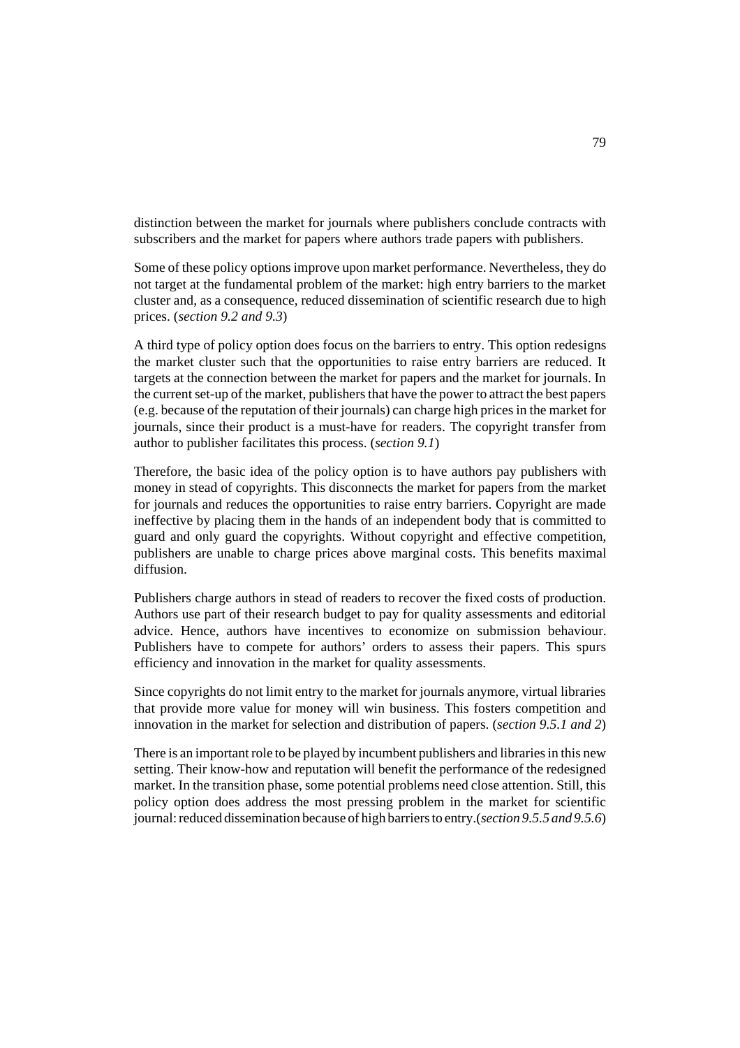distinction between the market for journals where publishers conclude contracts with subscribers and the market for papers where authors trade papers with publishers.

Some of these policy options improve upon market performance. Nevertheless, they do not target at the fundamental problem of the market: high entry barriers to the market cluster and, as a consequence, reduced dissemination of scientific research due to high prices. (*section 9.2 and 9.3*)

A third type of policy option does focus on the barriers to entry. This option redesigns the market cluster such that the opportunities to raise entry barriers are reduced. It targets at the connection between the market for papers and the market for journals. In the current set-up of the market, publishers that have the power to attract the best papers (e.g. because of the reputation of their journals) can charge high prices in the market for journals, since their product is a must-have for readers. The copyright transfer from author to publisher facilitates this process. (*section 9.1*)

Therefore, the basic idea of the policy option is to have authors pay publishers with money in stead of copyrights. This disconnects the market for papers from the market for journals and reduces the opportunities to raise entry barriers. Copyright are made ineffective by placing them in the hands of an independent body that is committed to guard and only guard the copyrights. Without copyright and effective competition, publishers are unable to charge prices above marginal costs. This benefits maximal diffusion.

Publishers charge authors in stead of readers to recover the fixed costs of production. Authors use part of their research budget to pay for quality assessments and editorial advice. Hence, authors have incentives to economize on submission behaviour. Publishers have to compete for authors' orders to assess their papers. This spurs efficiency and innovation in the market for quality assessments.

Since copyrights do not limit entry to the market for journals anymore, virtual libraries that provide more value for money will win business. This fosters competition and innovation in the market for selection and distribution of papers. (*section 9.5.1 and 2*)

There is an important role to be played by incumbent publishers and libraries in this new setting. Their know-how and reputation will benefit the performance of the redesigned market. In the transition phase, some potential problems need close attention. Still, this policy option does address the most pressing problem in the market for scientific journal: reduced dissemination because of high barriers to entry.(*section 9.5.5 and 9.5.6*)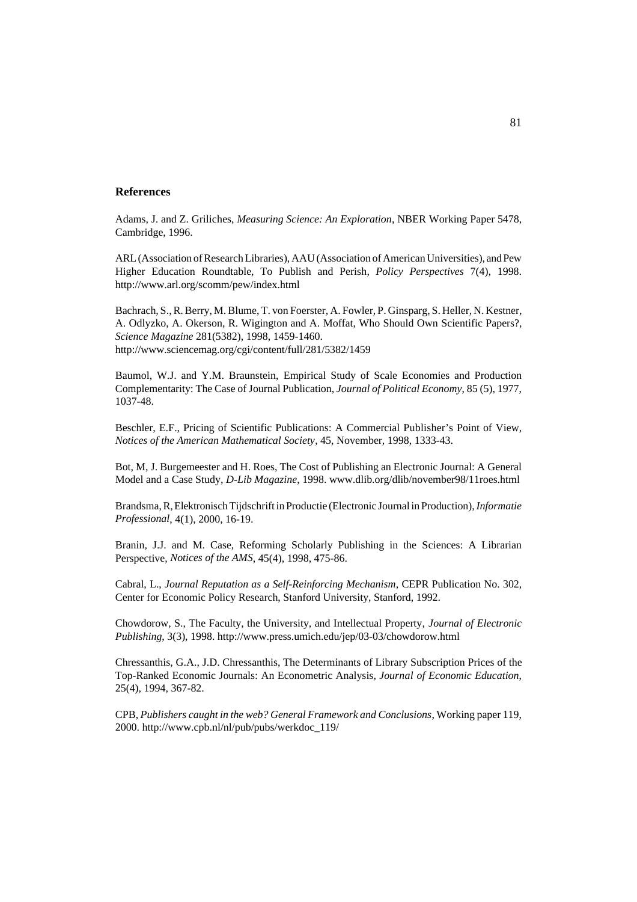## References

Adams, J. and Z. Griliches, *Measuring Science: An Exploration*, NBER Working Paper 5478, Cambridge, 1996.

ARL (Association of Research Libraries), AAU (Association of American Universities), and Pew Higher Education Roundtable, To Publish and Perish, *Policy Perspectives* 7(4), 1998. http://www.arl.org/scomm/pew/index.html

Bachrach, S., R. Berry, M. Blume, T. von Foerster, A. Fowler, P. Ginsparg, S. Heller, N. Kestner, A. Odlyzko, A. Okerson, R. Wigington and A. Moffat, Who Should Own Scientific Papers?, *Science Magazine* 281(5382), 1998, 1459-1460.
http://www.sciencemag.org/cgi/content/full/281/5382/1459

Baumol, W.J. and Y.M. Braunstein, Empirical Study of Scale Economies and Production Complementarity: The Case of Journal Publication, *Journal of Political Economy*, 85 (5), 1977, 1037-48.

Beschler, E.F., Pricing of Scientific Publications: A Commercial Publisher's Point of View, *Notices of the American Mathematical Society*, 45, November, 1998, 1333-43.

Bot, M, J. Burgemeester and H. Roes, The Cost of Publishing an Electronic Journal: A General Model and a Case Study, *D-Lib Magazine*, 1998. www.dlib.org/dlib/november98/11roes.html

Brandsma, R, Elektronisch Tijdschrift in Productie (Electronic Journal in Production), *Informatie Professional*, 4(1), 2000, 16-19.

Branin, J.J. and M. Case, Reforming Scholarly Publishing in the Sciences: A Librarian Perspective, *Notices of the AMS*, 45(4), 1998, 475-86.

Cabral, L., *Journal Reputation as a Self-Reinforcing Mechanism*, CEPR Publication No. 302, Center for Economic Policy Research, Stanford University, Stanford, 1992.

Chowdorow, S., The Faculty, the University, and Intellectual Property, *Journal of Electronic Publishing*, 3(3), 1998. http://www.press.umich.edu/jep/03-03/chowdorow.html

Chressanthis, G.A., J.D. Chressanthis, The Determinants of Library Subscription Prices of the Top-Ranked Economic Journals: An Econometric Analysis, *Journal of Economic Education*, 25(4), 1994, 367-82.

CPB, *Publishers caught in the web? General Framework and Conclusions*, Working paper 119, 2000. http://www.cpb.nl/nl/pub/pubs/werkdoc_119/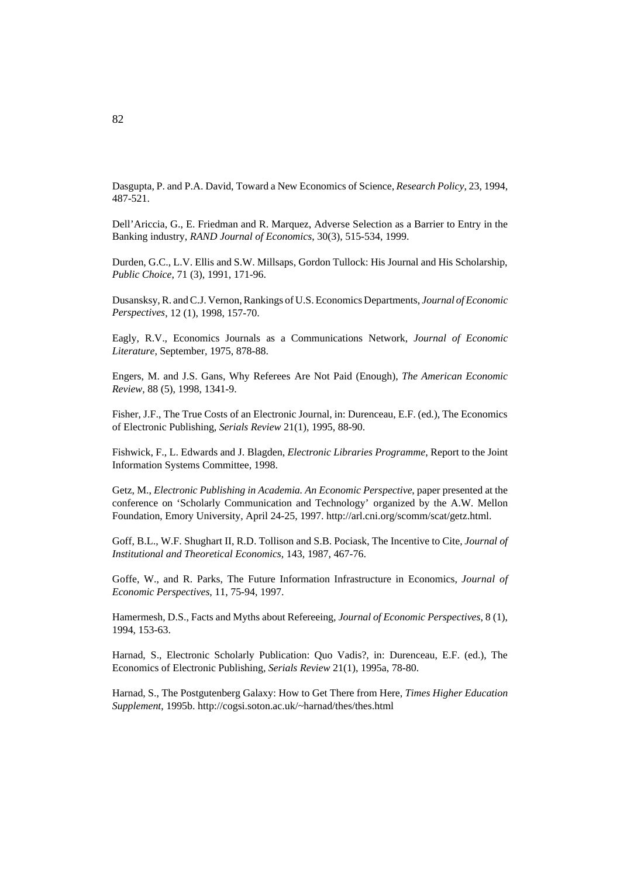Dasgupta, P. and P.A. David, Toward a New Economics of Science, *Research Policy*, 23, 1994, 487-521.

Dell'Ariccia, G., E. Friedman and R. Marquez, Adverse Selection as a Barrier to Entry in the Banking industry, *RAND Journal of Economics*, 30(3), 515-534, 1999.

Durden, G.C., L.V. Ellis and S.W. Millsaps, Gordon Tullock: His Journal and His Scholarship, *Public Choice*, 71 (3), 1991, 171-96.

Dusansksy, R. and C.J. Vernon, Rankings of U.S. Economics Departments, *Journal of Economic Perspectives*, 12 (1), 1998, 157-70.

Eagly, R.V., Economics Journals as a Communications Network, *Journal of Economic Literature*, September, 1975, 878-88.

Engers, M. and J.S. Gans, Why Referees Are Not Paid (Enough), *The American Economic Review*, 88 (5), 1998, 1341-9.

Fisher, J.F., The True Costs of an Electronic Journal, in: Durenceau, E.F. (ed.), The Economics of Electronic Publishing, *Serials Review* 21(1), 1995, 88-90.

Fishwick, F., L. Edwards and J. Blagden, *Electronic Libraries Programme*, Report to the Joint Information Systems Committee, 1998.

Getz, M., *Electronic Publishing in Academia. An Economic Perspective*, paper presented at the conference on 'Scholarly Communication and Technology' organized by the A.W. Mellon Foundation, Emory University, April 24-25, 1997. http://arl.cni.org/scomm/scat/getz.html.

Goff, B.L., W.F. Shughart II, R.D. Tollison and S.B. Pociask, The Incentive to Cite, *Journal of Institutional and Theoretical Economics*, 143, 1987, 467-76.

Goffe, W., and R. Parks, The Future Information Infrastructure in Economics, *Journal of Economic Perspectives*, 11, 75-94, 1997.

Hamermesh, D.S., Facts and Myths about Refereeing, *Journal of Economic Perspectives*, 8 (1), 1994, 153-63.

Harnad, S., Electronic Scholarly Publication: Quo Vadis?, in: Durenceau, E.F. (ed.), The Economics of Electronic Publishing, *Serials Review* 21(1), 1995a, 78-80.

Harnad, S., The Postgutenberg Galaxy: How to Get There from Here, *Times Higher Education Supplement*, 1995b. http://cogsi.soton.ac.uk/~harnad/thes/thes.html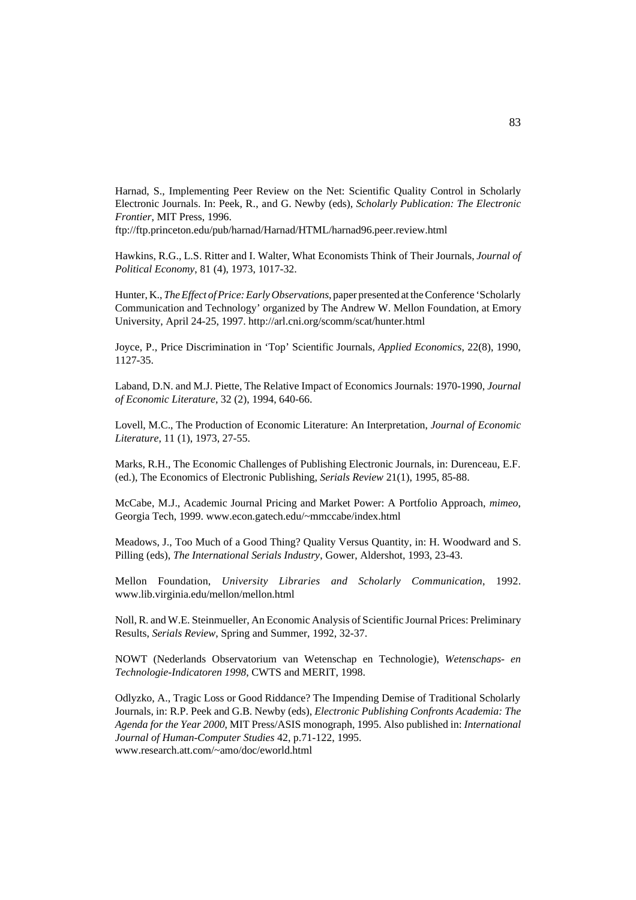Harnad, S., Implementing Peer Review on the Net: Scientific Quality Control in Scholarly Electronic Journals. In: Peek, R., and G. Newby (eds), *Scholarly Publication: The Electronic Frontier*, MIT Press, 1996.
ftp://ftp.princeton.edu/pub/harnad/Harnad/HTML/harnad96.peer.review.html

Hawkins, R.G., L.S. Ritter and I. Walter, What Economists Think of Their Journals, *Journal of Political Economy*, 81 (4), 1973, 1017-32.

Hunter, K., *The Effect of Price: Early Observations*, paper presented at the Conference 'Scholarly Communication and Technology' organized by The Andrew W. Mellon Foundation, at Emory University, April 24-25, 1997. http://arl.cni.org/scomm/scat/hunter.html

Joyce, P., Price Discrimination in 'Top' Scientific Journals, *Applied Economics*, 22(8), 1990, 1127-35.

Laband, D.N. and M.J. Piette, The Relative Impact of Economics Journals: 1970-1990, *Journal of Economic Literature*, 32 (2), 1994, 640-66.

Lovell, M.C., The Production of Economic Literature: An Interpretation, *Journal of Economic Literature*, 11 (1), 1973, 27-55.

Marks, R.H., The Economic Challenges of Publishing Electronic Journals, in: Durenceau, E.F. (ed.), The Economics of Electronic Publishing, *Serials Review* 21(1), 1995, 85-88.

McCabe, M.J., Academic Journal Pricing and Market Power: A Portfolio Approach, *mimeo*, Georgia Tech, 1999. www.econ.gatech.edu/~mmccabe/index.html

Meadows, J., Too Much of a Good Thing? Quality Versus Quantity, in: H. Woodward and S. Pilling (eds), *The International Serials Industry*, Gower, Aldershot, 1993, 23-43.

Mellon Foundation, *University Libraries and Scholarly Communication*, 1992. www.lib.virginia.edu/mellon/mellon.html

Noll, R. and W.E. Steinmueller, An Economic Analysis of Scientific Journal Prices: Preliminary Results, *Serials Review*, Spring and Summer, 1992, 32-37.

NOWT (Nederlands Observatorium van Wetenschap en Technologie), *Wetenschaps- en Technologie-Indicatoren 1998*, CWTS and MERIT, 1998.

Odlyzko, A., Tragic Loss or Good Riddance? The Impending Demise of Traditional Scholarly Journals, in: R.P. Peek and G.B. Newby (eds), *Electronic Publishing Confronts Academia: The Agenda for the Year 2000*, MIT Press/ASIS monograph, 1995. Also published in: *International Journal of Human-Computer Studies* 42, p.71-122, 1995.
www.research.att.com/~amo/doc/eworld.html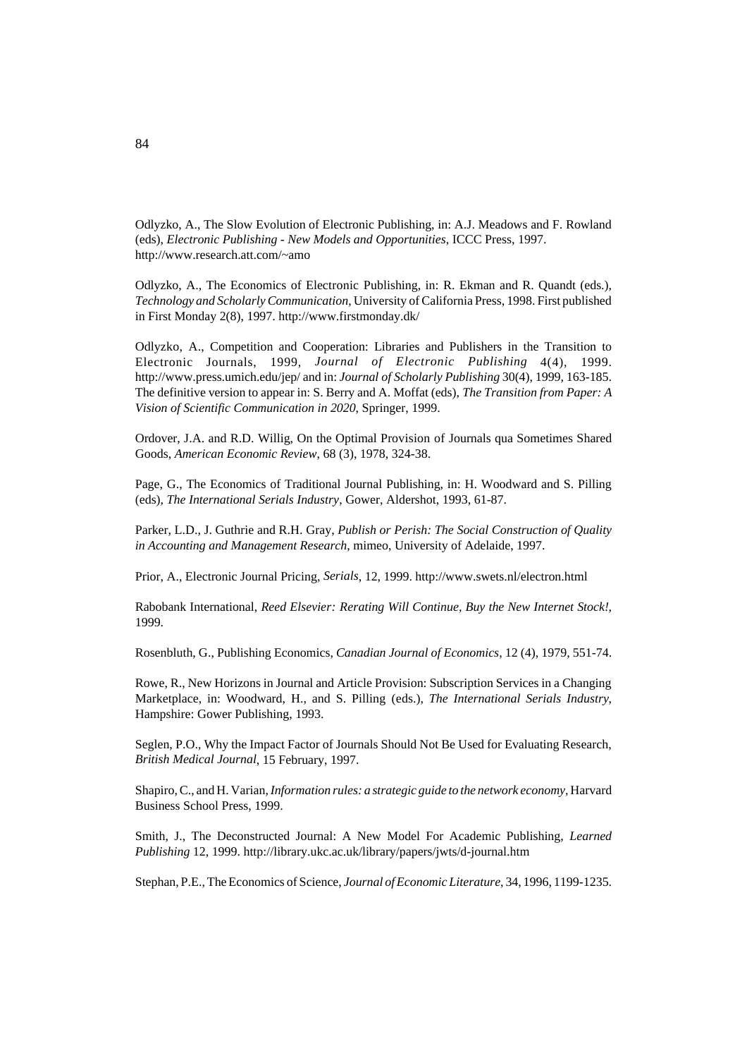Odlyzko, A., The Slow Evolution of Electronic Publishing, in: A.J. Meadows and F. Rowland (eds), *Electronic Publishing - New Models and Opportunities*, ICCC Press, 1997. http://www.research.att.com/~amo

Odlyzko, A., The Economics of Electronic Publishing, in: R. Ekman and R. Quandt (eds.), *Technology and Scholarly Communication*, University of California Press, 1998. First published in First Monday 2(8), 1997. http://www.firstmonday.dk/

Odlyzko, A., Competition and Cooperation: Libraries and Publishers in the Transition to Electronic Journals, 1999, *Journal of Electronic Publishing* 4(4), 1999. http://www.press.umich.edu/jep/ and in: *Journal of Scholarly Publishing* 30(4), 1999, 163-185. The definitive version to appear in: S. Berry and A. Moffat (eds), *The Transition from Paper: A Vision of Scientific Communication in 2020*, Springer, 1999.

Ordover, J.A. and R.D. Willig, On the Optimal Provision of Journals qua Sometimes Shared Goods, *American Economic Review*, 68 (3), 1978, 324-38.

Page, G., The Economics of Traditional Journal Publishing, in: H. Woodward and S. Pilling (eds), *The International Serials Industry*, Gower, Aldershot, 1993, 61-87.

Parker, L.D., J. Guthrie and R.H. Gray, *Publish or Perish: The Social Construction of Quality in Accounting and Management Research*, mimeo, University of Adelaide, 1997.

Prior, A., Electronic Journal Pricing, *Serials*, 12, 1999. http://www.swets.nl/electron.html

Rabobank International, *Reed Elsevier: Rerating Will Continue, Buy the New Internet Stock!*, 1999.

Rosenbluth, G., Publishing Economics, *Canadian Journal of Economics*, 12 (4), 1979, 551-74.

Rowe, R., New Horizons in Journal and Article Provision: Subscription Services in a Changing Marketplace, in: Woodward, H., and S. Pilling (eds.), *The International Serials Industry*, Hampshire: Gower Publishing, 1993.

Seglen, P.O., Why the Impact Factor of Journals Should Not Be Used for Evaluating Research, *British Medical Journal*, 15 February, 1997.

Shapiro, C., and H. Varian, *Information rules: a strategic guide to the network economy*, Harvard Business School Press, 1999.

Smith, J., The Deconstructed Journal: A New Model For Academic Publishing, *Learned Publishing* 12, 1999. http://library.ukc.ac.uk/library/papers/jwts/d-journal.htm

Stephan, P.E., The Economics of Science, *Journal of Economic Literature*, 34, 1996, 1199-1235.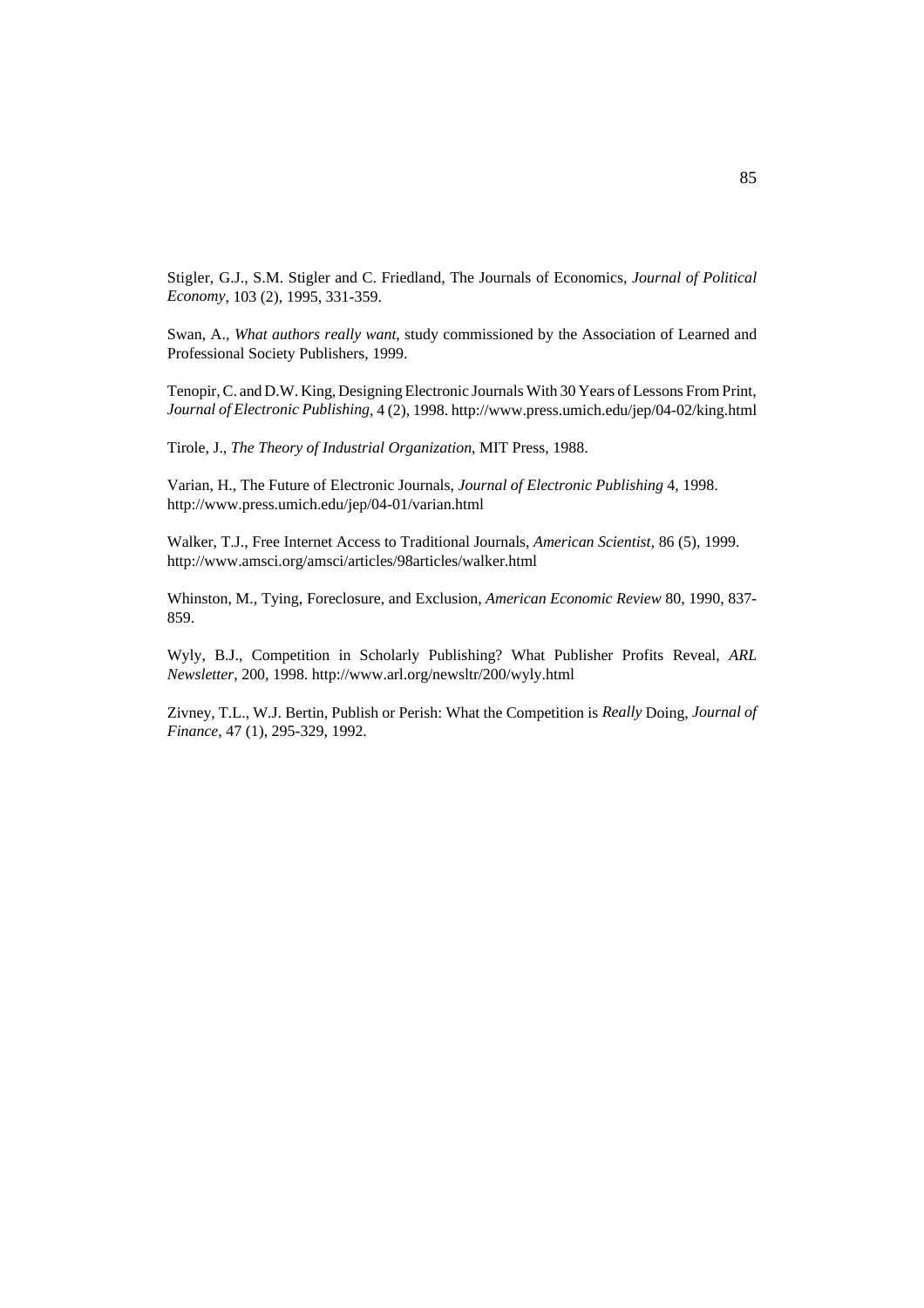Stigler, G.J., S.M. Stigler and C. Friedland, The Journals of Economics, *Journal of Political Economy*, 103 (2), 1995, 331-359.

Swan, A., *What authors really want*, study commissioned by the Association of Learned and Professional Society Publishers, 1999.

Tenopir, C. and D.W. King, Designing Electronic Journals With 30 Years of Lessons From Print, *Journal of Electronic Publishing*, 4 (2), 1998. http://www.press.umich.edu/jep/04-02/king.html

Tirole, J., *The Theory of Industrial Organization*, MIT Press, 1988.

Varian, H., The Future of Electronic Journals, *Journal of Electronic Publishing* 4, 1998. http://www.press.umich.edu/jep/04-01/varian.html

Walker, T.J., Free Internet Access to Traditional Journals, *American Scientist*, 86 (5), 1999. http://www.amsci.org/amsci/articles/98articles/walker.html

Whinston, M., Tying, Foreclosure, and Exclusion, *American Economic Review* 80, 1990, 837-859.

Wyly, B.J., Competition in Scholarly Publishing? What Publisher Profits Reveal, *ARL Newsletter*, 200, 1998. http://www.arl.org/newsltr/200/wyly.html

Zivney, T.L., W.J. Bertin, Publish or Perish: What the Competition is *Really* Doing, *Journal of Finance*, 47 (1), 295-329, 1992.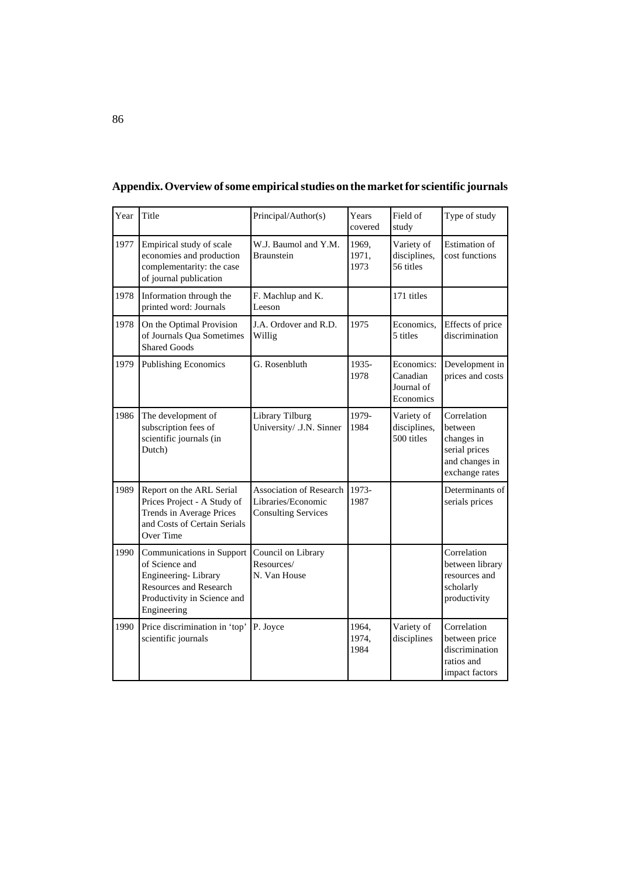## Appendix. Overview of some empirical studies on the market for scientific journals

| Year | Title | Principal/Author(s) | Years covered | Field of study | Type of study |
|---|---|---|---|---|---|
| 1977 | Empirical study of scale economies and production complementarity: the case of journal publication | W.J. Baumol and Y.M. Braunstein | 1969, 1971, 1973 | Variety of disciplines, 56 titles | Estimation of cost functions |
| 1978 | Information through the printed word: Journals | F. Machlup and K. Leeson | | 171 titles | |
| 1978 | On the Optimal Provision of Journals Qua Sometimes Shared Goods | J.A. Ordover and R.D. Willig | 1975 | Economics, 5 titles | Effects of price discrimination |
| 1979 | Publishing Economics | G. Rosenbluth | 1935-1978 | Economics: Canadian Journal of Economics | Development in prices and costs |
| 1986 | The development of subscription fees of scientific journals (in Dutch) | Library Tilburg University/ .J.N. Sinner | 1979-1984 | Variety of disciplines, 500 titles | Correlation between changes in serial prices and changes in exchange rates |
| 1989 | Report on the ARL Serial Prices Project - A Study of Trends in Average Prices and Costs of Certain Serials Over Time | Association of Research Libraries/Economic Consulting Services | 1973-1987 | | Determinants of serials prices |
| 1990 | Communications in Support of Science and Engineering- Library Resources and Research Productivity in Science and Engineering | Council on Library Resources/ N. Van House | | | Correlation between library resources and scholarly productivity |
| 1990 | Price discrimination in 'top' scientific journals | P. Joyce | 1964, 1974, 1984 | Variety of disciplines | Correlation between price discrimination ratios and impact factors |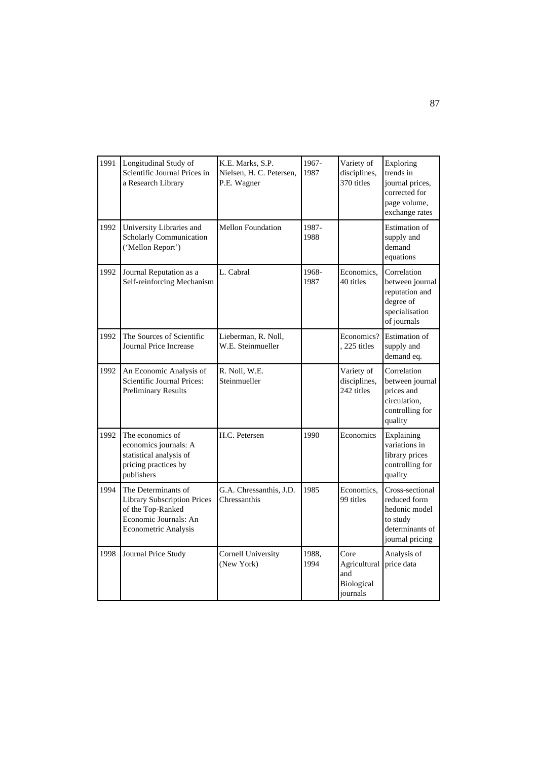| 1991 | Longitudinal Study of Scientific Journal Prices in a Research Library | K.E. Marks, S.P. Nielsen, H. C. Petersen, P.E. Wagner | 1967-1987 | Variety of disciplines, 370 titles | Exploring trends in journal prices, corrected for page volume, exchange rates |
|---|---|---|---|---|---|
| 1992 | University Libraries and Scholarly Communication ('Mellon Report') | Mellon Foundation | 1987-1988 | | Estimation of supply and demand equations |
| 1992 | Journal Reputation as a Self-reinforcing Mechanism | L. Cabral | 1968-1987 | Economics, 40 titles | Correlation between journal reputation and degree of specialisation of journals |
| 1992 | The Sources of Scientific Journal Price Increase | Lieberman, R. Noll, W.E. Steinmueller | | Economics?, 225 titles | Estimation of supply and demand eq. |
| 1992 | An Economic Analysis of Scientific Journal Prices: Preliminary Results | R. Noll, W.E. Steinmueller | | Variety of disciplines, 242 titles | Correlation between journal prices and circulation, controlling for quality |
| 1992 | The economics of economics journals: A statistical analysis of pricing practices by publishers | H.C. Petersen | 1990 | Economics | Explaining variations in library prices controlling for quality |
| 1994 | The Determinants of Library Subscription Prices of the Top-Ranked Economic Journals: An Econometric Analysis | G.A. Chressanthis, J.D. Chressanthis | 1985 | Economics, 99 titles | Cross-sectional reduced form hedonic model to study determinants of journal pricing |
| 1998 | Journal Price Study | Cornell University (New York) | 1988, 1994 | Core Agricultural and Biological journals | Analysis of price data |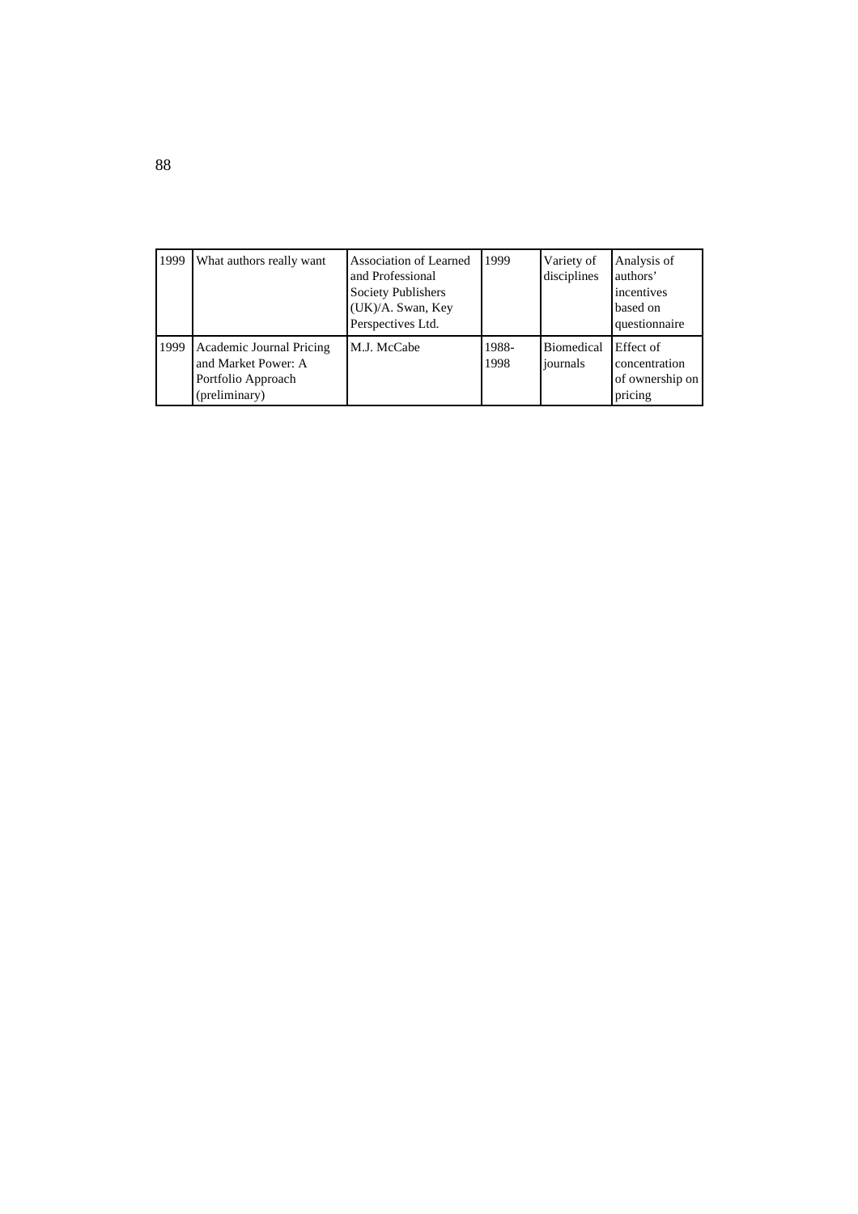| | | | | | |
|---|---|---|---|---|---|
| 1999 | What authors really want | Association of Learned and Professional Society Publishers (UK)/A. Swan, Key Perspectives Ltd. | 1999 | Variety of disciplines | Analysis of authors' incentives based on questionnaire |
| 1999 | Academic Journal Pricing and Market Power: A Portfolio Approach (preliminary) | M.J. McCabe | 1988-1998 | Biomedical journals | Effect of concentration of ownership on pricing |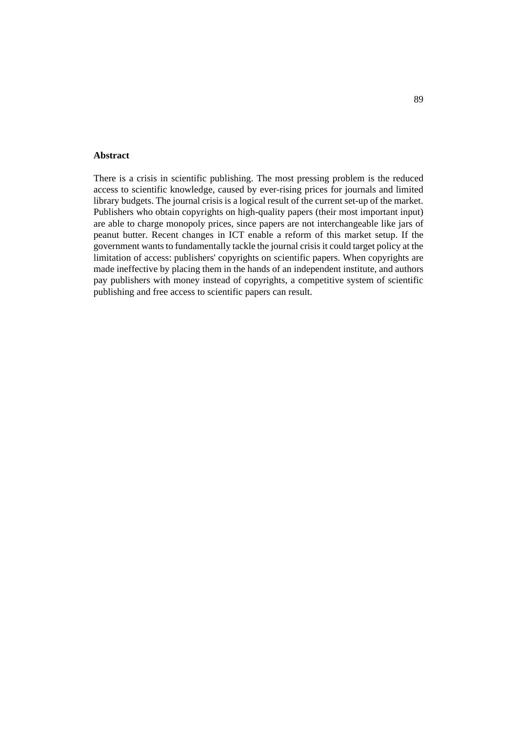**Abstract**

There is a crisis in scientific publishing. The most pressing problem is the reduced access to scientific knowledge, caused by ever-rising prices for journals and limited library budgets. The journal crisis is a logical result of the current set-up of the market. Publishers who obtain copyrights on high-quality papers (their most important input) are able to charge monopoly prices, since papers are not interchangeable like jars of peanut butter. Recent changes in ICT enable a reform of this market setup. If the government wants to fundamentally tackle the journal crisis it could target policy at the limitation of access: publishers' copyrights on scientific papers. When copyrights are made ineffective by placing them in the hands of an independent institute, and authors pay publishers with money instead of copyrights, a competitive system of scientific publishing and free access to scientific papers can result.